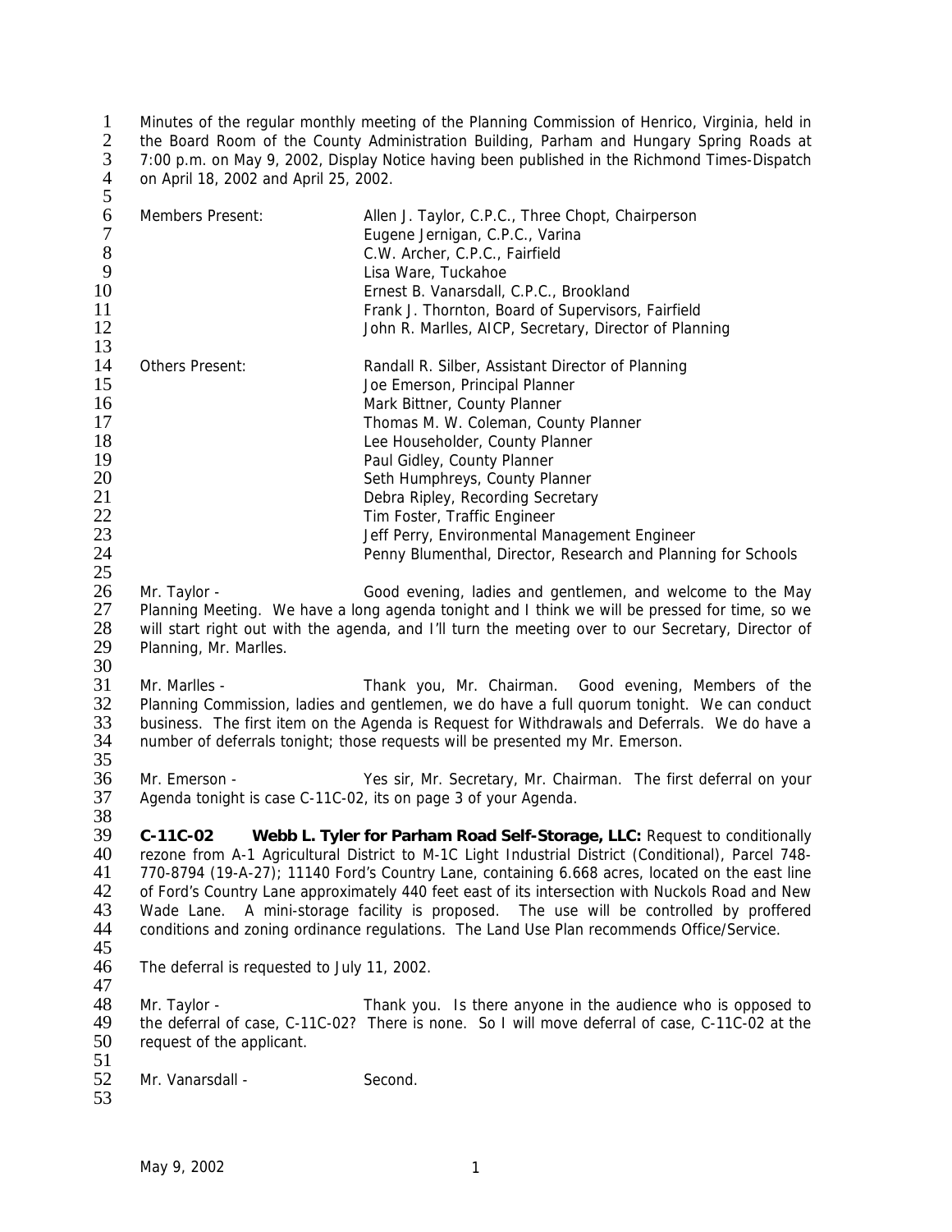Minutes of the regular monthly meeting of the Planning Commission of Henrico, Virginia, held in the Board Room of the County Administration Building, Parham and Hungary Spring Roads at 7:00 p.m. on May 9, 2002, Display Notice having been published in the Richmond Times-Dispatch on April 18, 2002 and April 25, 2002.

| | |
|---|---|
| Members Present: | Allen J. Taylor, C.P.C., Three Chopt, Chairperson |
| | Eugene Jernigan, C.P.C., Varina |
| | C.W. Archer, C.P.C., Fairfield |
| | Lisa Ware, Tuckahoe |
| | Ernest B. Vanarsdall, C.P.C., Brookland |
| | Frank J. Thornton, Board of Supervisors, Fairfield |
| | John R. Marlles, AICP, Secretary, Director of Planning |

| | |
|---|---|
| Others Present: | Randall R. Silber, Assistant Director of Planning |
| | Joe Emerson, Principal Planner |
| | Mark Bittner, County Planner |
| | Thomas M. W. Coleman, County Planner |
| | Lee Householder, County Planner |
| | Paul Gidley, County Planner |
| | Seth Humphreys, County Planner |
| | Debra Ripley, Recording Secretary |
| | Tim Foster, Traffic Engineer |
| | Jeff Perry, Environmental Management Engineer |
| | Penny Blumenthal, Director, Research and Planning for Schools |

Mr. Taylor - Good evening, ladies and gentlemen, and welcome to the May Planning Meeting. We have a long agenda tonight and I think we will be pressed for time, so we will start right out with the agenda, and I'll turn the meeting over to our Secretary, Director of Planning, Mr. Marlles.

Mr. Marlles - Thank you, Mr. Chairman. Good evening, Members of the Planning Commission, ladies and gentlemen, we do have a full quorum tonight. We can conduct business. The first item on the Agenda is Request for Withdrawals and Deferrals. We do have a number of deferrals tonight; those requests will be presented my Mr. Emerson.

Mr. Emerson - Yes sir, Mr. Secretary, Mr. Chairman. The first deferral on your Agenda tonight is case C-11C-02, its on page 3 of your Agenda.

**C-11C-02 Webb L. Tyler for Parham Road Self-Storage, LLC:** Request to conditionally rezone from A-1 Agricultural District to M-1C Light Industrial District (Conditional), Parcel 748-770-8794 (19-A-27); 11140 Ford's Country Lane, containing 6.668 acres, located on the east line of Ford's Country Lane approximately 440 feet east of its intersection with Nuckols Road and New Wade Lane. A mini-storage facility is proposed. The use will be controlled by proffered conditions and zoning ordinance regulations. The Land Use Plan recommends Office/Service.

The deferral is requested to July 11, 2002.

Mr. Taylor - Thank you. Is there anyone in the audience who is opposed to the deferral of case, C-11C-02? There is none. So I will move deferral of case, C-11C-02 at the request of the applicant.

Mr. Vanarsdall - Second.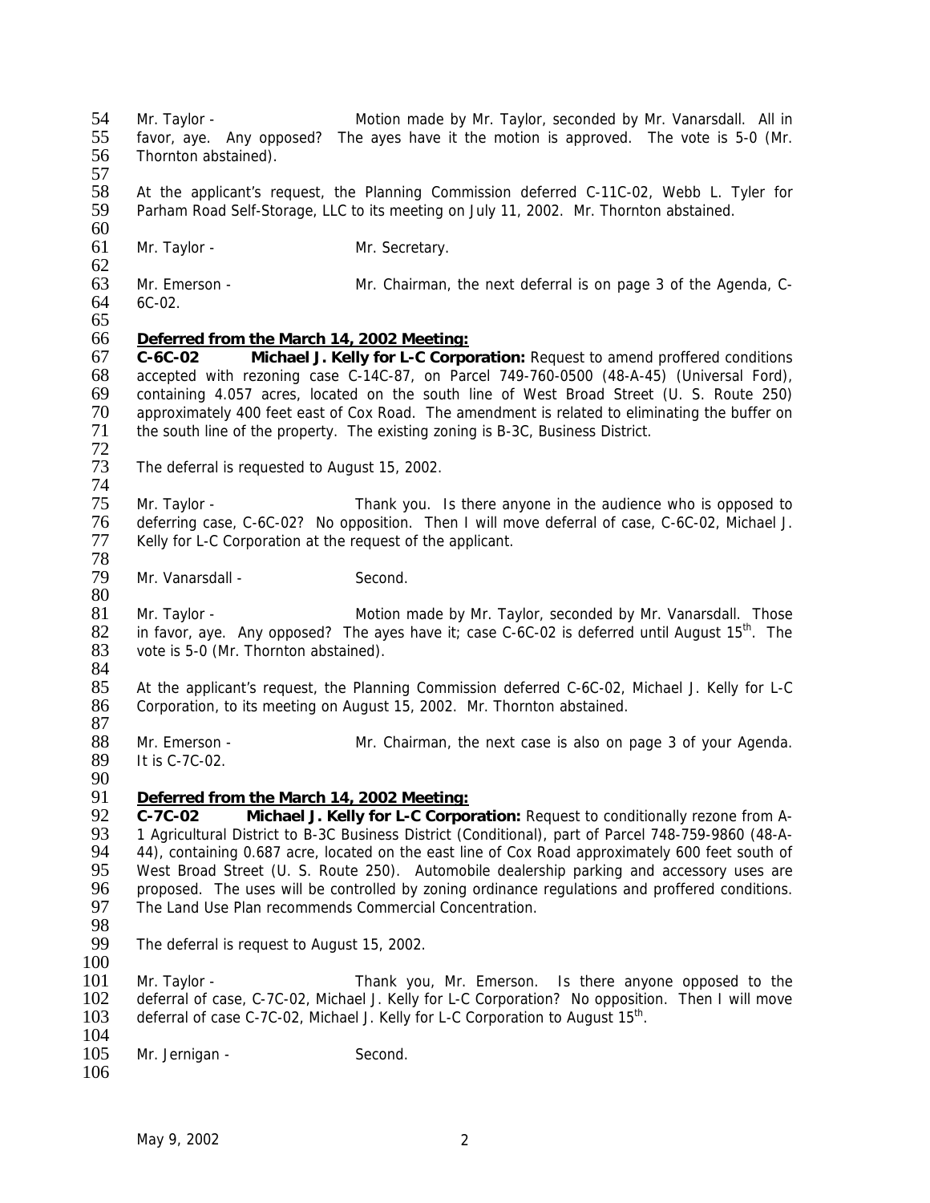Mr. Taylor - Motion made by Mr. Taylor, seconded by Mr. Vanarsdall. All in favor, aye. Any opposed? The ayes have it the motion is approved. The vote is 5-0 (Mr. Thornton abstained).

At the applicant's request, the Planning Commission deferred C-11C-02, Webb L. Tyler for Parham Road Self-Storage, LLC to its meeting on July 11, 2002. Mr. Thornton abstained.

Mr. Taylor - Mr. Secretary.

Mr. Emerson - Mr. Chairman, the next deferral is on page 3 of the Agenda, C-6C-02.

**Deferred from the March 14, 2002 Meeting:**

**C-6C-02 Michael J. Kelly for L-C Corporation:** Request to amend proffered conditions accepted with rezoning case C-14C-87, on Parcel 749-760-0500 (48-A-45) (Universal Ford), containing 4.057 acres, located on the south line of West Broad Street (U. S. Route 250) approximately 400 feet east of Cox Road. The amendment is related to eliminating the buffer on the south line of the property. The existing zoning is B-3C, Business District.

The deferral is requested to August 15, 2002.

Mr. Taylor - Thank you. Is there anyone in the audience who is opposed to deferring case, C-6C-02? No opposition. Then I will move deferral of case, C-6C-02, Michael J. Kelly for L-C Corporation at the request of the applicant.

Mr. Vanarsdall - Second.

Mr. Taylor - Motion made by Mr. Taylor, seconded by Mr. Vanarsdall. Those in favor, aye. Any opposed? The ayes have it; case C-6C-02 is deferred until August 15th. The vote is 5-0 (Mr. Thornton abstained).

At the applicant's request, the Planning Commission deferred C-6C-02, Michael J. Kelly for L-C Corporation, to its meeting on August 15, 2002. Mr. Thornton abstained.

Mr. Emerson - Mr. Chairman, the next case is also on page 3 of your Agenda. It is C-7C-02.

**Deferred from the March 14, 2002 Meeting:**

**C-7C-02 Michael J. Kelly for L-C Corporation:** Request to conditionally rezone from A-1 Agricultural District to B-3C Business District (Conditional), part of Parcel 748-759-9860 (48-A-44), containing 0.687 acre, located on the east line of Cox Road approximately 600 feet south of West Broad Street (U. S. Route 250). Automobile dealership parking and accessory uses are proposed. The uses will be controlled by zoning ordinance regulations and proffered conditions. The Land Use Plan recommends Commercial Concentration.

The deferral is request to August 15, 2002.

Mr. Taylor - Thank you, Mr. Emerson. Is there anyone opposed to the deferral of case, C-7C-02, Michael J. Kelly for L-C Corporation? No opposition. Then I will move deferral of case C-7C-02, Michael J. Kelly for L-C Corporation to August 15th.

Mr. Jernigan - Second.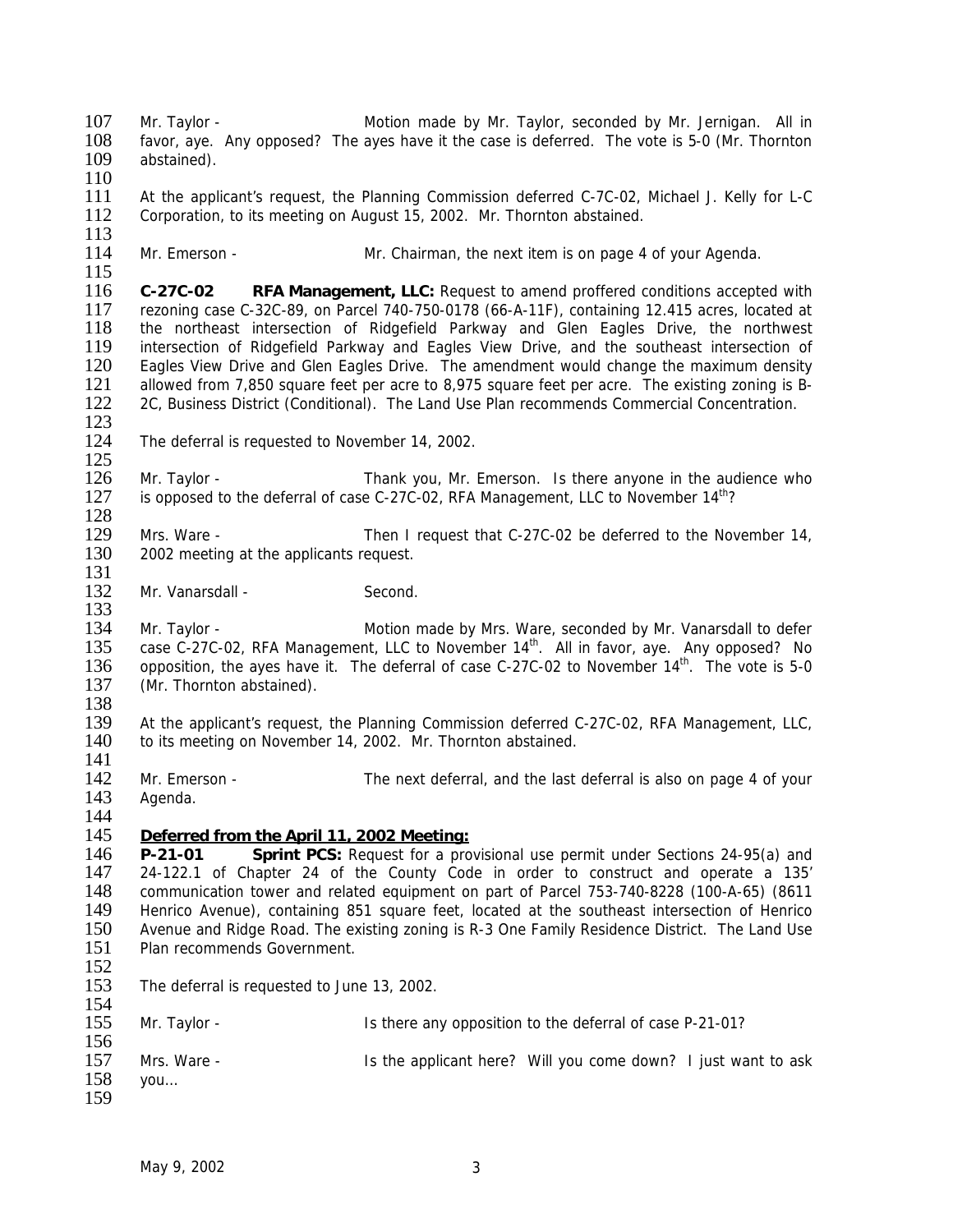Mr. Taylor - Motion made by Mr. Taylor, seconded by Mr. Jernigan. All in favor, aye. Any opposed? The ayes have it the case is deferred. The vote is 5-0 (Mr. Thornton abstained).

At the applicant's request, the Planning Commission deferred C-7C-02, Michael J. Kelly for L-C Corporation, to its meeting on August 15, 2002. Mr. Thornton abstained.

Mr. Emerson - Mr. Chairman, the next item is on page 4 of your Agenda.

**C-27C-02 RFA Management, LLC:** Request to amend proffered conditions accepted with rezoning case C-32C-89, on Parcel 740-750-0178 (66-A-11F), containing 12.415 acres, located at the northeast intersection of Ridgefield Parkway and Glen Eagles Drive, the northwest intersection of Ridgefield Parkway and Eagles View Drive, and the southeast intersection of Eagles View Drive and Glen Eagles Drive. The amendment would change the maximum density allowed from 7,850 square feet per acre to 8,975 square feet per acre. The existing zoning is B-2C, Business District (Conditional). The Land Use Plan recommends Commercial Concentration.

The deferral is requested to November 14, 2002.

Mr. Taylor - Thank you, Mr. Emerson. Is there anyone in the audience who is opposed to the deferral of case C-27C-02, RFA Management, LLC to November 14th?

Mrs. Ware - Then I request that C-27C-02 be deferred to the November 14, 2002 meeting at the applicants request.

Mr. Vanarsdall - Second.

Mr. Taylor - Motion made by Mrs. Ware, seconded by Mr. Vanarsdall to defer case C-27C-02, RFA Management, LLC to November 14th. All in favor, aye. Any opposed? No opposition, the ayes have it. The deferral of case C-27C-02 to November 14th. The vote is 5-0 (Mr. Thornton abstained).

At the applicant's request, the Planning Commission deferred C-27C-02, RFA Management, LLC, to its meeting on November 14, 2002. Mr. Thornton abstained.

Mr. Emerson - The next deferral, and the last deferral is also on page 4 of your Agenda.

**Deferred from the April 11, 2002 Meeting:**

**P-21-01 Sprint PCS:** Request for a provisional use permit under Sections 24-95(a) and 24-122.1 of Chapter 24 of the County Code in order to construct and operate a 135' communication tower and related equipment on part of Parcel 753-740-8228 (100-A-65) (8611 Henrico Avenue), containing 851 square feet, located at the southeast intersection of Henrico Avenue and Ridge Road. The existing zoning is R-3 One Family Residence District. The Land Use Plan recommends Government.

The deferral is requested to June 13, 2002.

Mr. Taylor - Is there any opposition to the deferral of case P-21-01?

Mrs. Ware - Is the applicant here? Will you come down? I just want to ask you…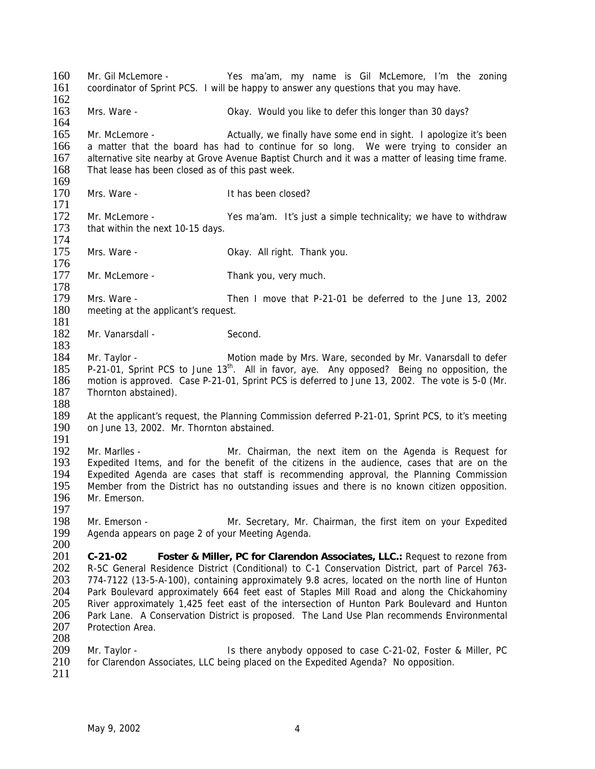Mr. Gil McLemore - Yes ma'am, my name is Gil McLemore, I'm the zoning coordinator of Sprint PCS. I will be happy to answer any questions that you may have.

Mrs. Ware - Okay. Would you like to defer this longer than 30 days?

Mr. McLemore - Actually, we finally have some end in sight. I apologize it's been a matter that the board has had to continue for so long. We were trying to consider an alternative site nearby at Grove Avenue Baptist Church and it was a matter of leasing time frame. That lease has been closed as of this past week.

Mrs. Ware - It has been closed?

Mr. McLemore - Yes ma'am. It's just a simple technicality; we have to withdraw that within the next 10-15 days.

Mrs. Ware - Okay. All right. Thank you.

Mr. McLemore - Thank you, very much.

Mrs. Ware - Then I move that P-21-01 be deferred to the June 13, 2002 meeting at the applicant's request.

Mr. Vanarsdall - Second.

Mr. Taylor - Motion made by Mrs. Ware, seconded by Mr. Vanarsdall to defer P-21-01, Sprint PCS to June 13th. All in favor, aye. Any opposed? Being no opposition, the motion is approved. Case P-21-01, Sprint PCS is deferred to June 13, 2002. The vote is 5-0 (Mr. Thornton abstained).

At the applicant's request, the Planning Commission deferred P-21-01, Sprint PCS, to it's meeting on June 13, 2002. Mr. Thornton abstained.

Mr. Marlles - Mr. Chairman, the next item on the Agenda is Request for Expedited Items, and for the benefit of the citizens in the audience, cases that are on the Expedited Agenda are cases that staff is recommending approval, the Planning Commission Member from the District has no outstanding issues and there is no known citizen opposition. Mr. Emerson.

Mr. Emerson - Mr. Secretary, Mr. Chairman, the first item on your Expedited Agenda appears on page 2 of your Meeting Agenda.

**C-21-02 Foster & Miller, PC for Clarendon Associates, LLC.:** Request to rezone from R-5C General Residence District (Conditional) to C-1 Conservation District, part of Parcel 763-774-7122 (13-5-A-100), containing approximately 9.8 acres, located on the north line of Hunton Park Boulevard approximately 664 feet east of Staples Mill Road and along the Chickahominy River approximately 1,425 feet east of the intersection of Hunton Park Boulevard and Hunton Park Lane. A Conservation District is proposed. The Land Use Plan recommends Environmental Protection Area.

Mr. Taylor - Is there anybody opposed to case C-21-02, Foster & Miller, PC for Clarendon Associates, LLC being placed on the Expedited Agenda? No opposition.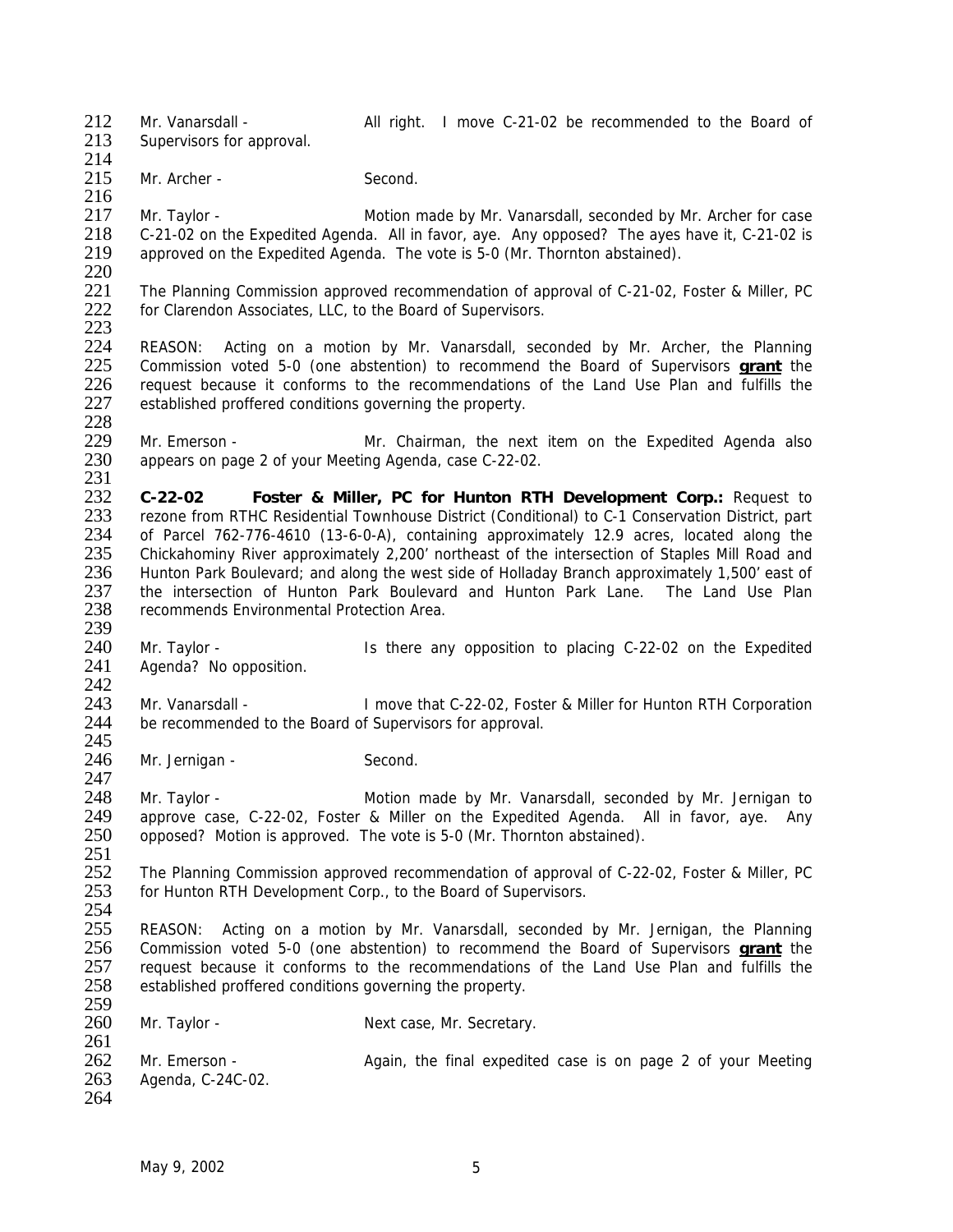Mr. Vanarsdall - All right. I move C-21-02 be recommended to the Board of Supervisors for approval.

Mr. Archer - Second.

Mr. Taylor - Motion made by Mr. Vanarsdall, seconded by Mr. Archer for case C-21-02 on the Expedited Agenda. All in favor, aye. Any opposed? The ayes have it, C-21-02 is approved on the Expedited Agenda. The vote is 5-0 (Mr. Thornton abstained).

The Planning Commission approved recommendation of approval of C-21-02, Foster & Miller, PC for Clarendon Associates, LLC, to the Board of Supervisors.

REASON: Acting on a motion by Mr. Vanarsdall, seconded by Mr. Archer, the Planning Commission voted 5-0 (one abstention) to recommend the Board of Supervisors **grant** the request because it conforms to the recommendations of the Land Use Plan and fulfills the established proffered conditions governing the property.

Mr. Emerson - Mr. Chairman, the next item on the Expedited Agenda also appears on page 2 of your Meeting Agenda, case C-22-02.

**C-22-02 Foster & Miller, PC for Hunton RTH Development Corp.:** Request to rezone from RTHC Residential Townhouse District (Conditional) to C-1 Conservation District, part of Parcel 762-776-4610 (13-6-0-A), containing approximately 12.9 acres, located along the Chickahominy River approximately 2,200' northeast of the intersection of Staples Mill Road and Hunton Park Boulevard; and along the west side of Holladay Branch approximately 1,500' east of the intersection of Hunton Park Boulevard and Hunton Park Lane. The Land Use Plan recommends Environmental Protection Area.

Mr. Taylor - Is there any opposition to placing C-22-02 on the Expedited Agenda? No opposition.

Mr. Vanarsdall - I move that C-22-02, Foster & Miller for Hunton RTH Corporation be recommended to the Board of Supervisors for approval.

Mr. Jernigan - Second.

Mr. Taylor - Motion made by Mr. Vanarsdall, seconded by Mr. Jernigan to approve case, C-22-02, Foster & Miller on the Expedited Agenda. All in favor, aye. Any opposed? Motion is approved. The vote is 5-0 (Mr. Thornton abstained).

The Planning Commission approved recommendation of approval of C-22-02, Foster & Miller, PC for Hunton RTH Development Corp., to the Board of Supervisors.

REASON: Acting on a motion by Mr. Vanarsdall, seconded by Mr. Jernigan, the Planning Commission voted 5-0 (one abstention) to recommend the Board of Supervisors **grant** the request because it conforms to the recommendations of the Land Use Plan and fulfills the established proffered conditions governing the property.

Mr. Taylor - Next case, Mr. Secretary.

Mr. Emerson - Again, the final expedited case is on page 2 of your Meeting Agenda, C-24C-02.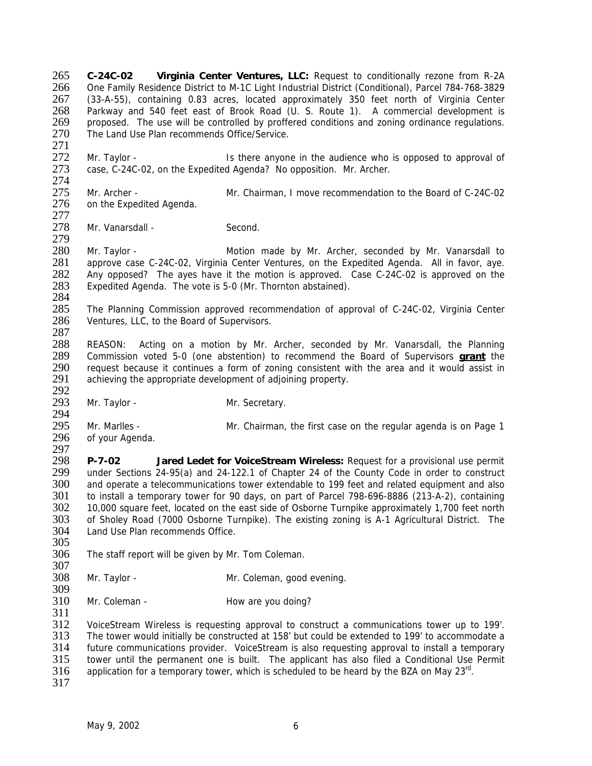**C-24C-02 Virginia Center Ventures, LLC:** Request to conditionally rezone from R-2A One Family Residence District to M-1C Light Industrial District (Conditional), Parcel 784-768-3829 (33-A-55), containing 0.83 acres, located approximately 350 feet north of Virginia Center Parkway and 540 feet east of Brook Road (U. S. Route 1). A commercial development is proposed. The use will be controlled by proffered conditions and zoning ordinance regulations. The Land Use Plan recommends Office/Service.

Mr. Taylor - Is there anyone in the audience who is opposed to approval of case, C-24C-02, on the Expedited Agenda? No opposition. Mr. Archer.

Mr. Archer - Mr. Chairman, I move recommendation to the Board of C-24C-02 on the Expedited Agenda.

Mr. Vanarsdall - Second.

Mr. Taylor - Motion made by Mr. Archer, seconded by Mr. Vanarsdall to approve case C-24C-02, Virginia Center Ventures, on the Expedited Agenda. All in favor, aye. Any opposed? The ayes have it the motion is approved. Case C-24C-02 is approved on the Expedited Agenda. The vote is 5-0 (Mr. Thornton abstained).

The Planning Commission approved recommendation of approval of C-24C-02, Virginia Center Ventures, LLC, to the Board of Supervisors.

REASON: Acting on a motion by Mr. Archer, seconded by Mr. Vanarsdall, the Planning Commission voted 5-0 (one abstention) to recommend the Board of Supervisors **grant** the request because it continues a form of zoning consistent with the area and it would assist in achieving the appropriate development of adjoining property.

Mr. Taylor - Mr. Secretary.

Mr. Marlles - Mr. Chairman, the first case on the regular agenda is on Page 1 of your Agenda.

**P-7-02 Jared Ledet for VoiceStream Wireless:** Request for a provisional use permit under Sections 24-95(a) and 24-122.1 of Chapter 24 of the County Code in order to construct and operate a telecommunications tower extendable to 199 feet and related equipment and also to install a temporary tower for 90 days, on part of Parcel 798-696-8886 (213-A-2), containing 10,000 square feet, located on the east side of Osborne Turnpike approximately 1,700 feet north of Sholey Road (7000 Osborne Turnpike). The existing zoning is A-1 Agricultural District. The Land Use Plan recommends Office.

The staff report will be given by Mr. Tom Coleman.

Mr. Taylor - Mr. Coleman, good evening.

Mr. Coleman - How are you doing?

VoiceStream Wireless is requesting approval to construct a communications tower up to 199'. The tower would initially be constructed at 158' but could be extended to 199' to accommodate a future communications provider. VoiceStream is also requesting approval to install a temporary tower until the permanent one is built. The applicant has also filed a Conditional Use Permit application for a temporary tower, which is scheduled to be heard by the BZA on May 23rd.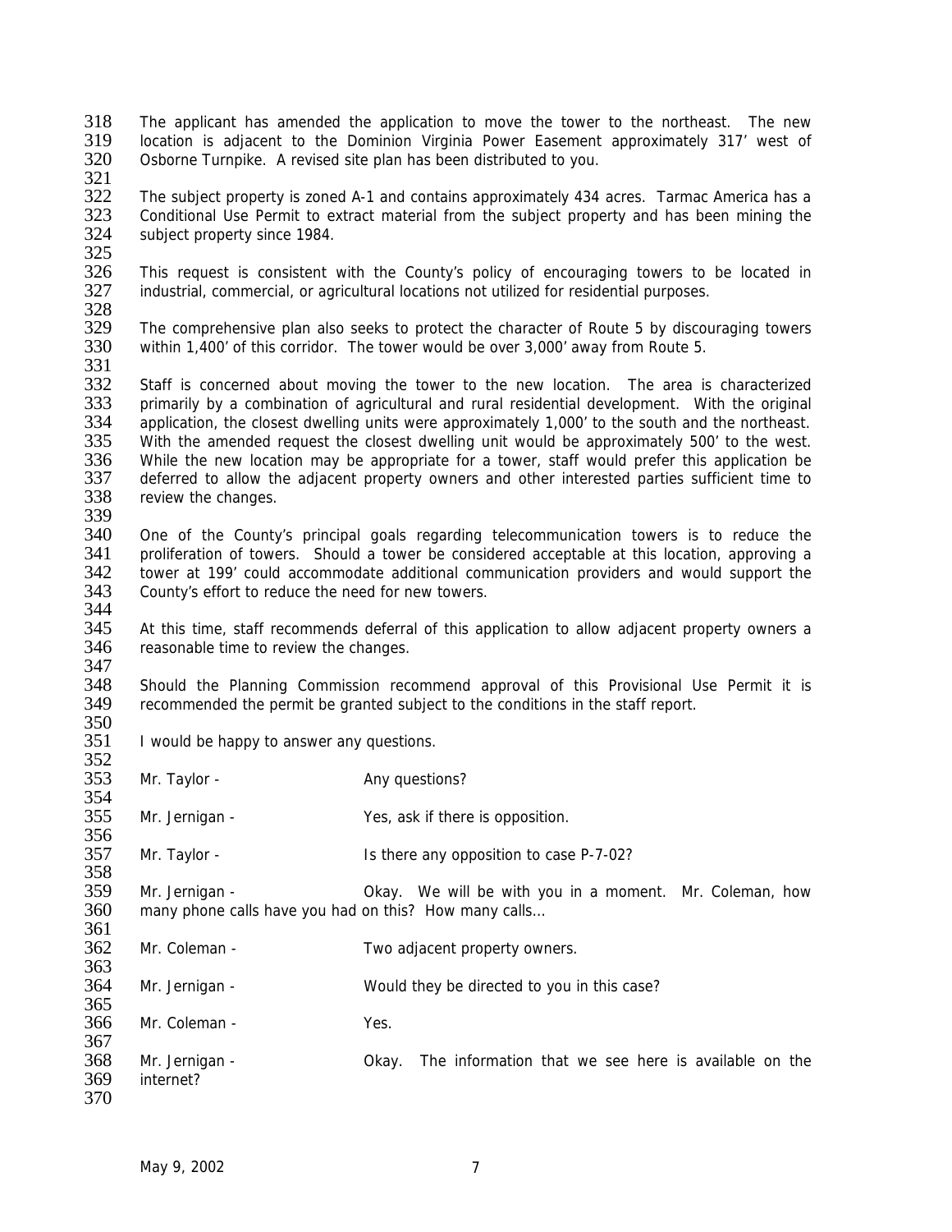The applicant has amended the application to move the tower to the northeast. The new location is adjacent to the Dominion Virginia Power Easement approximately 317' west of Osborne Turnpike. A revised site plan has been distributed to you.

The subject property is zoned A-1 and contains approximately 434 acres. Tarmac America has a Conditional Use Permit to extract material from the subject property and has been mining the subject property since 1984.

This request is consistent with the County's policy of encouraging towers to be located in industrial, commercial, or agricultural locations not utilized for residential purposes.

The comprehensive plan also seeks to protect the character of Route 5 by discouraging towers within 1,400' of this corridor. The tower would be over 3,000' away from Route 5.

Staff is concerned about moving the tower to the new location. The area is characterized primarily by a combination of agricultural and rural residential development. With the original application, the closest dwelling units were approximately 1,000' to the south and the northeast. With the amended request the closest dwelling unit would be approximately 500' to the west. While the new location may be appropriate for a tower, staff would prefer this application be deferred to allow the adjacent property owners and other interested parties sufficient time to review the changes.

One of the County's principal goals regarding telecommunication towers is to reduce the proliferation of towers. Should a tower be considered acceptable at this location, approving a tower at 199' could accommodate additional communication providers and would support the County's effort to reduce the need for new towers.

At this time, staff recommends deferral of this application to allow adjacent property owners a reasonable time to review the changes.

Should the Planning Commission recommend approval of this Provisional Use Permit it is recommended the permit be granted subject to the conditions in the staff report.

I would be happy to answer any questions.

Mr. Taylor - Any questions?

Mr. Jernigan - Yes, ask if there is opposition.

Mr. Taylor - Is there any opposition to case P-7-02?

Mr. Jernigan - Okay. We will be with you in a moment. Mr. Coleman, how many phone calls have you had on this? How many calls…

Mr. Coleman - Two adjacent property owners.

Mr. Jernigan - Would they be directed to you in this case?

Mr. Coleman - Yes.

Mr. Jernigan - Okay. The information that we see here is available on the internet?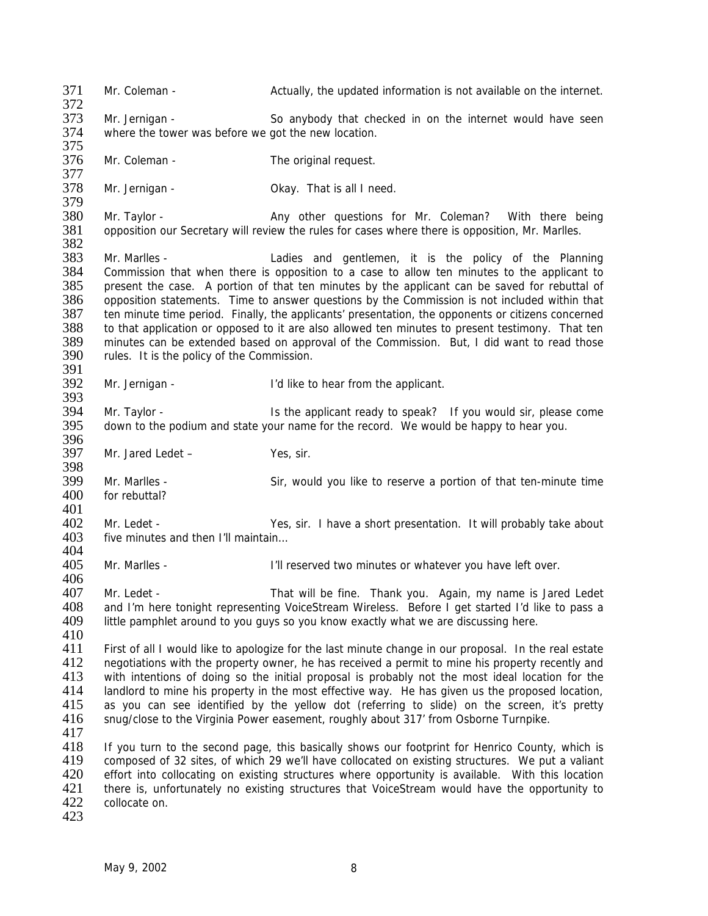Mr. Coleman - Actually, the updated information is not available on the internet.

Mr. Jernigan - So anybody that checked in on the internet would have seen where the tower was before we got the new location.

Mr. Coleman - The original request.

Mr. Jernigan - Okay. That is all I need.

Mr. Taylor - Any other questions for Mr. Coleman? With there being opposition our Secretary will review the rules for cases where there is opposition, Mr. Marlles.

Mr. Marlles - Ladies and gentlemen, it is the policy of the Planning Commission that when there is opposition to a case to allow ten minutes to the applicant to present the case. A portion of that ten minutes by the applicant can be saved for rebuttal of opposition statements. Time to answer questions by the Commission is not included within that ten minute time period. Finally, the applicants' presentation, the opponents or citizens concerned to that application or opposed to it are also allowed ten minutes to present testimony. That ten minutes can be extended based on approval of the Commission. But, I did want to read those rules. It is the policy of the Commission.

Mr. Jernigan - I'd like to hear from the applicant.

Mr. Taylor - Is the applicant ready to speak? If you would sir, please come down to the podium and state your name for the record. We would be happy to hear you.

Mr. Jared Ledet – Yes, sir.

Mr. Marlles - Sir, would you like to reserve a portion of that ten-minute time for rebuttal?

Mr. Ledet - Yes, sir. I have a short presentation. It will probably take about five minutes and then I'll maintain…

Mr. Marlles - I'll reserved two minutes or whatever you have left over.

Mr. Ledet - That will be fine. Thank you. Again, my name is Jared Ledet and I'm here tonight representing VoiceStream Wireless. Before I get started I'd like to pass a little pamphlet around to you guys so you know exactly what we are discussing here.

First of all I would like to apologize for the last minute change in our proposal. In the real estate negotiations with the property owner, he has received a permit to mine his property recently and with intentions of doing so the initial proposal is probably not the most ideal location for the landlord to mine his property in the most effective way. He has given us the proposed location, as you can see identified by the yellow dot (referring to slide) on the screen, it's pretty snug/close to the Virginia Power easement, roughly about 317' from Osborne Turnpike.

If you turn to the second page, this basically shows our footprint for Henrico County, which is composed of 32 sites, of which 29 we'll have collocated on existing structures. We put a valiant effort into collocating on existing structures where opportunity is available. With this location there is, unfortunately no existing structures that VoiceStream would have the opportunity to collocate on.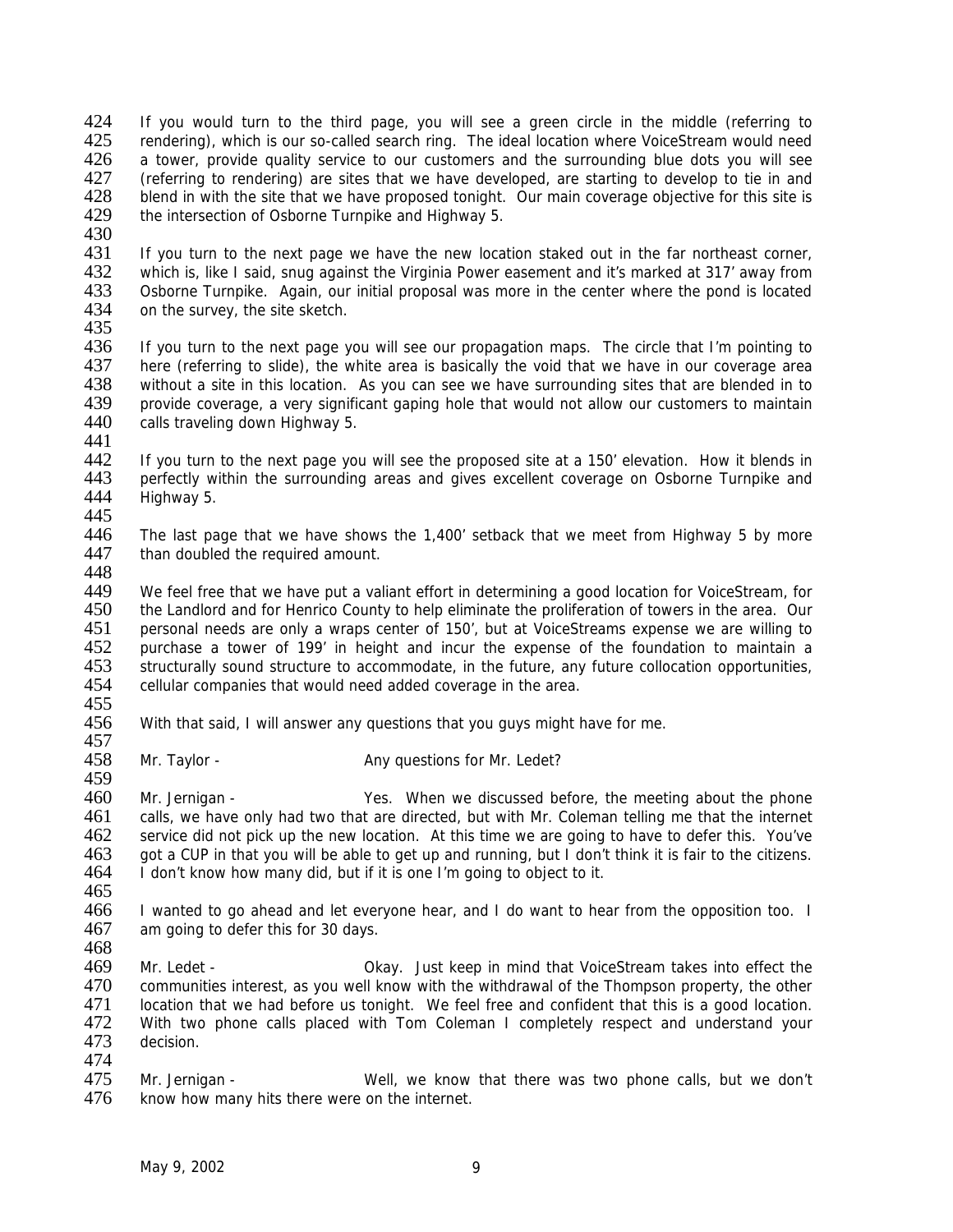If you would turn to the third page, you will see a green circle in the middle (referring to rendering), which is our so-called search ring. The ideal location where VoiceStream would need a tower, provide quality service to our customers and the surrounding blue dots you will see (referring to rendering) are sites that we have developed, are starting to develop to tie in and blend in with the site that we have proposed tonight. Our main coverage objective for this site is the intersection of Osborne Turnpike and Highway 5.

If you turn to the next page we have the new location staked out in the far northeast corner, which is, like I said, snug against the Virginia Power easement and it's marked at 317' away from Osborne Turnpike. Again, our initial proposal was more in the center where the pond is located on the survey, the site sketch.

If you turn to the next page you will see our propagation maps. The circle that I'm pointing to here (referring to slide), the white area is basically the void that we have in our coverage area without a site in this location. As you can see we have surrounding sites that are blended in to provide coverage, a very significant gaping hole that would not allow our customers to maintain calls traveling down Highway 5.

If you turn to the next page you will see the proposed site at a 150' elevation. How it blends in perfectly within the surrounding areas and gives excellent coverage on Osborne Turnpike and Highway 5.

The last page that we have shows the 1,400' setback that we meet from Highway 5 by more than doubled the required amount.

We feel free that we have put a valiant effort in determining a good location for VoiceStream, for the Landlord and for Henrico County to help eliminate the proliferation of towers in the area. Our personal needs are only a wraps center of 150', but at VoiceStreams expense we are willing to purchase a tower of 199' in height and incur the expense of the foundation to maintain a structurally sound structure to accommodate, in the future, any future collocation opportunities, cellular companies that would need added coverage in the area.

With that said, I will answer any questions that you guys might have for me.

Mr. Taylor - Any questions for Mr. Ledet?

Mr. Jernigan - Yes. When we discussed before, the meeting about the phone calls, we have only had two that are directed, but with Mr. Coleman telling me that the internet service did not pick up the new location. At this time we are going to have to defer this. You've got a CUP in that you will be able to get up and running, but I don't think it is fair to the citizens. I don't know how many did, but if it is one I'm going to object to it.

I wanted to go ahead and let everyone hear, and I do want to hear from the opposition too. I am going to defer this for 30 days.

Mr. Ledet - Okay. Just keep in mind that VoiceStream takes into effect the communities interest, as you well know with the withdrawal of the Thompson property, the other location that we had before us tonight. We feel free and confident that this is a good location. With two phone calls placed with Tom Coleman I completely respect and understand your decision.

Mr. Jernigan - Well, we know that there was two phone calls, but we don't know how many hits there were on the internet.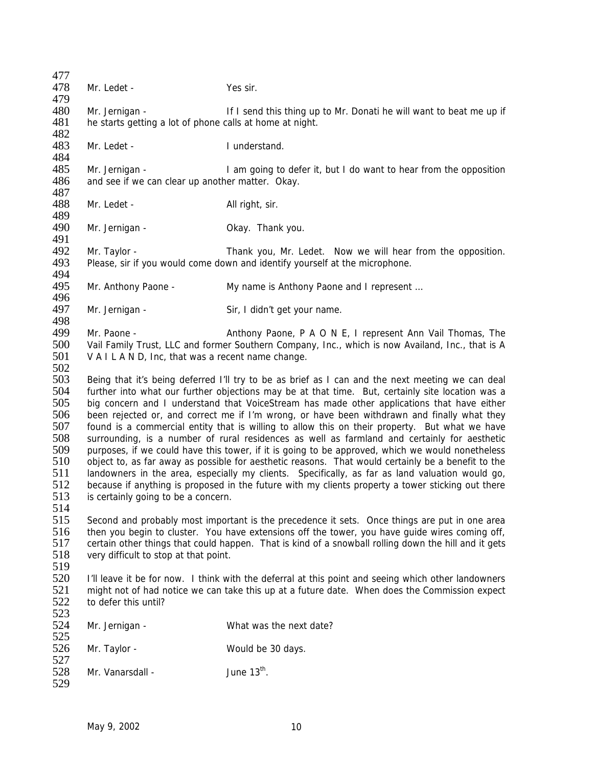Mr. Ledet - Yes sir.

Mr. Jernigan - If I send this thing up to Mr. Donati he will want to beat me up if he starts getting a lot of phone calls at home at night.

Mr. Ledet - I understand.

Mr. Jernigan - I am going to defer it, but I do want to hear from the opposition and see if we can clear up another matter. Okay.

Mr. Ledet - All right, sir.

Mr. Jernigan - Okay. Thank you.

Mr. Taylor - Thank you, Mr. Ledet. Now we will hear from the opposition. Please, sir if you would come down and identify yourself at the microphone.

Mr. Anthony Paone - My name is Anthony Paone and I represent …

Mr. Jernigan - Sir, I didn't get your name.

Mr. Paone - Anthony Paone, P A O N E, I represent Ann Vail Thomas, The Vail Family Trust, LLC and former Southern Company, Inc., which is now Availand, Inc., that is A V A I L A N D, Inc, that was a recent name change.

Being that it's being deferred I'll try to be as brief as I can and the next meeting we can deal further into what our further objections may be at that time. But, certainly site location was a big concern and I understand that VoiceStream has made other applications that have either been rejected or, and correct me if I'm wrong, or have been withdrawn and finally what they found is a commercial entity that is willing to allow this on their property. But what we have surrounding, is a number of rural residences as well as farmland and certainly for aesthetic purposes, if we could have this tower, if it is going to be approved, which we would nonetheless object to, as far away as possible for aesthetic reasons. That would certainly be a benefit to the landowners in the area, especially my clients. Specifically, as far as land valuation would go, because if anything is proposed in the future with my clients property a tower sticking out there is certainly going to be a concern.

Second and probably most important is the precedence it sets. Once things are put in one area then you begin to cluster. You have extensions off the tower, you have guide wires coming off, certain other things that could happen. That is kind of a snowball rolling down the hill and it gets very difficult to stop at that point.

I'll leave it be for now. I think with the deferral at this point and seeing which other landowners might not of had notice we can take this up at a future date. When does the Commission expect to defer this until?

Mr. Jernigan - What was the next date?

Mr. Taylor - Would be 30 days.

Mr. Vanarsdall - June 13th.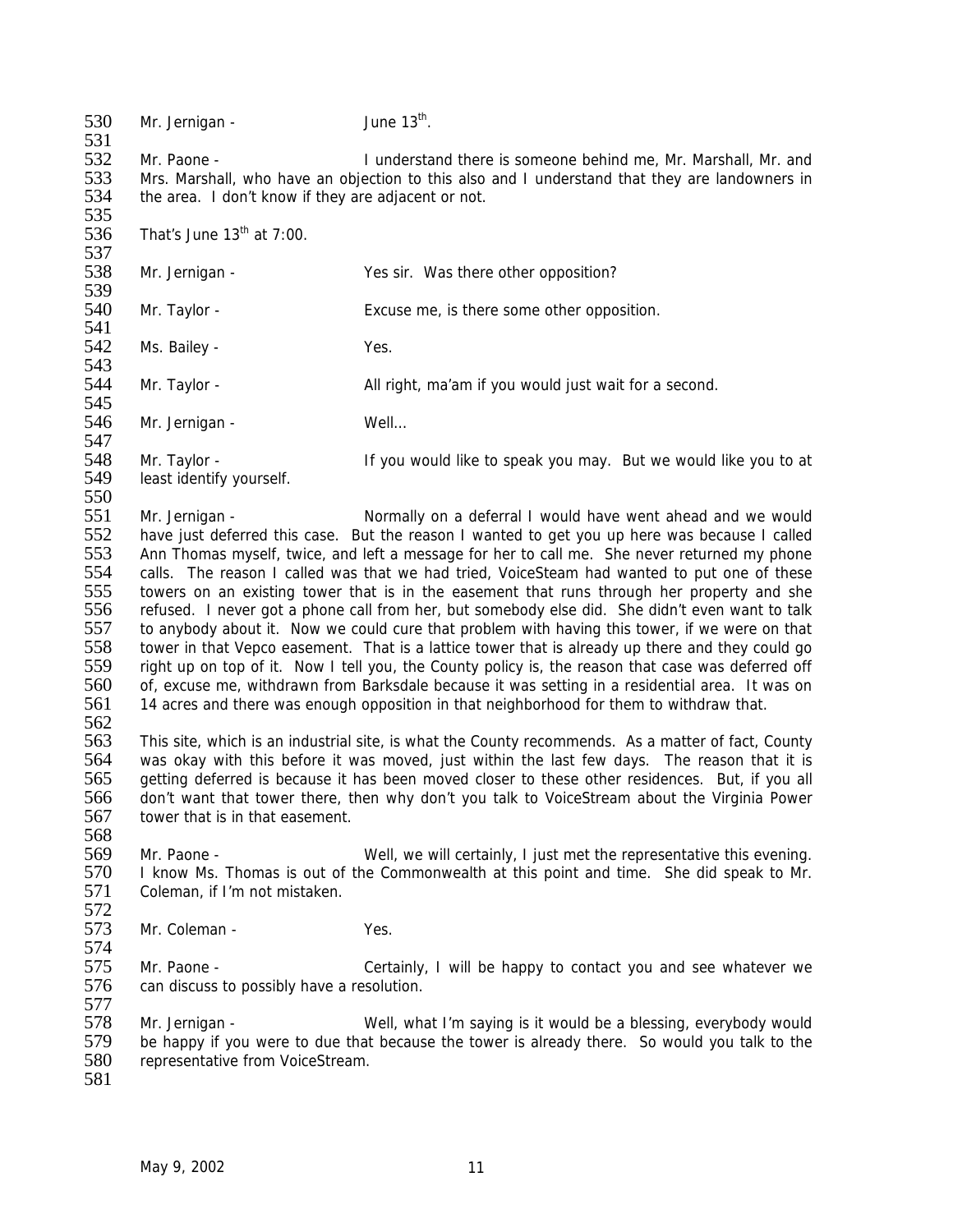Mr. Jernigan - June 13th.

Mr. Paone - I understand there is someone behind me, Mr. Marshall, Mr. and Mrs. Marshall, who have an objection to this also and I understand that they are landowners in the area. I don't know if they are adjacent or not.

That's June 13th at 7:00.

Mr. Jernigan - Yes sir. Was there other opposition?

Mr. Taylor - Excuse me, is there some other opposition.

Ms. Bailey - Yes.

Mr. Taylor - All right, ma'am if you would just wait for a second.

Mr. Jernigan - Well…

Mr. Taylor - If you would like to speak you may. But we would like you to at least identify yourself.

Mr. Jernigan - Normally on a deferral I would have went ahead and we would have just deferred this case. But the reason I wanted to get you up here was because I called Ann Thomas myself, twice, and left a message for her to call me. She never returned my phone calls. The reason I called was that we had tried, VoiceSteam had wanted to put one of these towers on an existing tower that is in the easement that runs through her property and she refused. I never got a phone call from her, but somebody else did. She didn't even want to talk to anybody about it. Now we could cure that problem with having this tower, if we were on that tower in that Vepco easement. That is a lattice tower that is already up there and they could go right up on top of it. Now I tell you, the County policy is, the reason that case was deferred off of, excuse me, withdrawn from Barksdale because it was setting in a residential area. It was on 14 acres and there was enough opposition in that neighborhood for them to withdraw that.

This site, which is an industrial site, is what the County recommends. As a matter of fact, County was okay with this before it was moved, just within the last few days. The reason that it is getting deferred is because it has been moved closer to these other residences. But, if you all don't want that tower there, then why don't you talk to VoiceStream about the Virginia Power tower that is in that easement.

Mr. Paone - Well, we will certainly, I just met the representative this evening. I know Ms. Thomas is out of the Commonwealth at this point and time. She did speak to Mr. Coleman, if I'm not mistaken.

Mr. Coleman - Yes.

Mr. Paone - Certainly, I will be happy to contact you and see whatever we can discuss to possibly have a resolution.

Mr. Jernigan - Well, what I'm saying is it would be a blessing, everybody would be happy if you were to due that because the tower is already there. So would you talk to the representative from VoiceStream.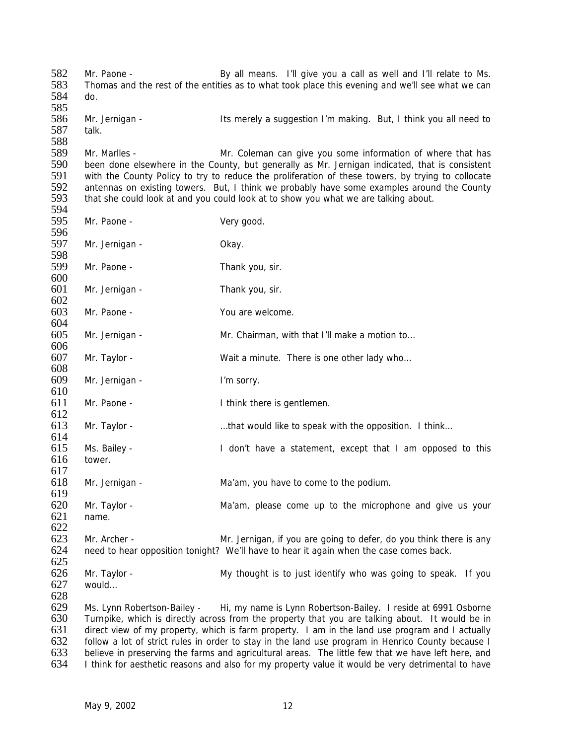Mr. Paone - By all means. I'll give you a call as well and I'll relate to Ms. Thomas and the rest of the entities as to what took place this evening and we'll see what we can do.

Mr. Jernigan - Its merely a suggestion I'm making. But, I think you all need to talk.

Mr. Marlles - Mr. Coleman can give you some information of where that has been done elsewhere in the County, but generally as Mr. Jernigan indicated, that is consistent with the County Policy to try to reduce the proliferation of these towers, by trying to collocate antennas on existing towers. But, I think we probably have some examples around the County that she could look at and you could look at to show you what we are talking about.

Mr. Paone - Very good.

Mr. Jernigan - Okay.

Mr. Paone - Thank you, sir.

Mr. Jernigan - Thank you, sir.

Mr. Paone - You are welcome.

Mr. Jernigan - Mr. Chairman, with that I'll make a motion to…

Mr. Taylor - Wait a minute. There is one other lady who…

Mr. Jernigan - I'm sorry.

Mr. Paone - I think there is gentlemen.

Mr. Taylor - …that would like to speak with the opposition. I think…

Ms. Bailey - I don't have a statement, except that I am opposed to this tower.

Mr. Jernigan - Ma'am, you have to come to the podium.

Mr. Taylor - Ma'am, please come up to the microphone and give us your name.

Mr. Archer - Mr. Jernigan, if you are going to defer, do you think there is any need to hear opposition tonight? We'll have to hear it again when the case comes back.

Mr. Taylor - My thought is to just identify who was going to speak. If you would…

Ms. Lynn Robertson-Bailey - Hi, my name is Lynn Robertson-Bailey. I reside at 6991 Osborne Turnpike, which is directly across from the property that you are talking about. It would be in direct view of my property, which is farm property. I am in the land use program and I actually follow a lot of strict rules in order to stay in the land use program in Henrico County because I believe in preserving the farms and agricultural areas. The little few that we have left here, and I think for aesthetic reasons and also for my property value it would be very detrimental to have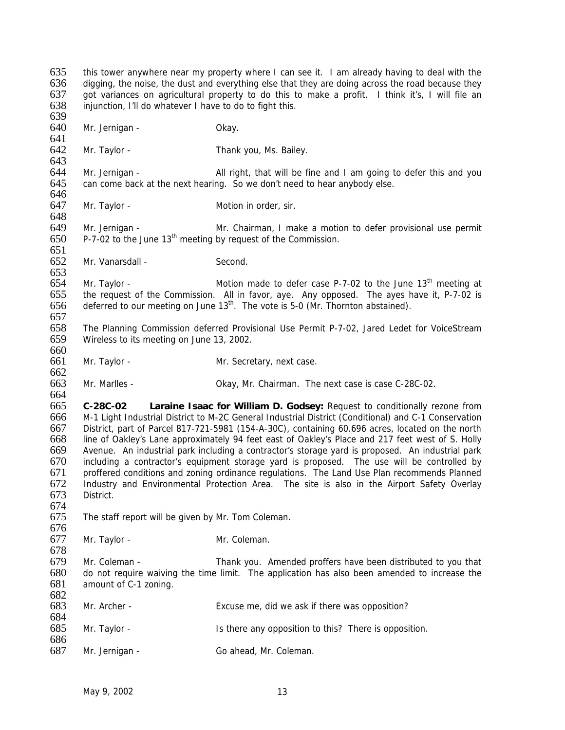this tower anywhere near my property where I can see it. I am already having to deal with the digging, the noise, the dust and everything else that they are doing across the road because they got variances on agricultural property to do this to make a profit. I think it's, I will file an injunction, I'll do whatever I have to do to fight this.

Mr. Jernigan - Okay.

Mr. Taylor - Thank you, Ms. Bailey.

Mr. Jernigan - All right, that will be fine and I am going to defer this and you can come back at the next hearing. So we don't need to hear anybody else.

Mr. Taylor - Motion in order, sir.

Mr. Jernigan - Mr. Chairman, I make a motion to defer provisional use permit P-7-02 to the June 13th meeting by request of the Commission.

Mr. Vanarsdall - Second.

Mr. Taylor - Motion made to defer case P-7-02 to the June 13th meeting at the request of the Commission. All in favor, aye. Any opposed. The ayes have it, P-7-02 is deferred to our meeting on June 13th. The vote is 5-0 (Mr. Thornton abstained).

The Planning Commission deferred Provisional Use Permit P-7-02, Jared Ledet for VoiceStream Wireless to its meeting on June 13, 2002.

Mr. Taylor - Mr. Secretary, next case.

Mr. Marlles - Okay, Mr. Chairman. The next case is case C-28C-02.

**C-28C-02 Laraine Isaac for William D. Godsey:** Request to conditionally rezone from M-1 Light Industrial District to M-2C General Industrial District (Conditional) and C-1 Conservation District, part of Parcel 817-721-5981 (154-A-30C), containing 60.696 acres, located on the north line of Oakley's Lane approximately 94 feet east of Oakley's Place and 217 feet west of S. Holly Avenue. An industrial park including a contractor's storage yard is proposed. An industrial park including a contractor's equipment storage yard is proposed. The use will be controlled by proffered conditions and zoning ordinance regulations. The Land Use Plan recommends Planned Industry and Environmental Protection Area. The site is also in the Airport Safety Overlay District.

The staff report will be given by Mr. Tom Coleman.

Mr. Taylor - Mr. Coleman.

Mr. Coleman - Thank you. Amended proffers have been distributed to you that do not require waiving the time limit. The application has also been amended to increase the amount of C-1 zoning.

Mr. Archer - Excuse me, did we ask if there was opposition?

Mr. Taylor - Is there any opposition to this? There is opposition.

Mr. Jernigan - Go ahead, Mr. Coleman.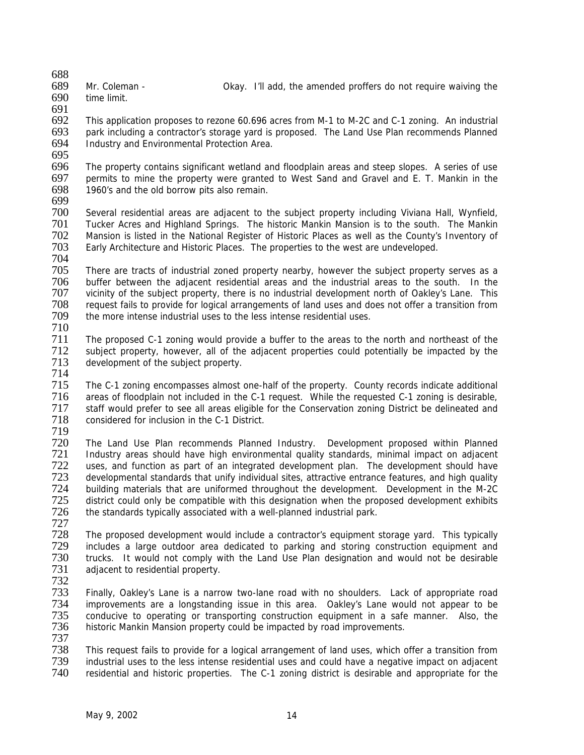Mr. Coleman - Okay. I'll add, the amended proffers do not require waiving the time limit.

This application proposes to rezone 60.696 acres from M-1 to M-2C and C-1 zoning. An industrial park including a contractor's storage yard is proposed. The Land Use Plan recommends Planned Industry and Environmental Protection Area.

The property contains significant wetland and floodplain areas and steep slopes. A series of use permits to mine the property were granted to West Sand and Gravel and E. T. Mankin in the 1960's and the old borrow pits also remain.

Several residential areas are adjacent to the subject property including Viviana Hall, Wynfield, Tucker Acres and Highland Springs. The historic Mankin Mansion is to the south. The Mankin Mansion is listed in the National Register of Historic Places as well as the County's Inventory of Early Architecture and Historic Places. The properties to the west are undeveloped.

There are tracts of industrial zoned property nearby, however the subject property serves as a buffer between the adjacent residential areas and the industrial areas to the south. In the vicinity of the subject property, there is no industrial development north of Oakley's Lane. This request fails to provide for logical arrangements of land uses and does not offer a transition from the more intense industrial uses to the less intense residential uses.

The proposed C-1 zoning would provide a buffer to the areas to the north and northeast of the subject property, however, all of the adjacent properties could potentially be impacted by the development of the subject property.

The C-1 zoning encompasses almost one-half of the property. County records indicate additional areas of floodplain not included in the C-1 request. While the requested C-1 zoning is desirable, staff would prefer to see all areas eligible for the Conservation zoning District be delineated and considered for inclusion in the C-1 District.

The Land Use Plan recommends Planned Industry. Development proposed within Planned Industry areas should have high environmental quality standards, minimal impact on adjacent uses, and function as part of an integrated development plan. The development should have developmental standards that unify individual sites, attractive entrance features, and high quality building materials that are uniformed throughout the development. Development in the M-2C district could only be compatible with this designation when the proposed development exhibits the standards typically associated with a well-planned industrial park.

The proposed development would include a contractor's equipment storage yard. This typically includes a large outdoor area dedicated to parking and storing construction equipment and trucks. It would not comply with the Land Use Plan designation and would not be desirable adjacent to residential property.

Finally, Oakley's Lane is a narrow two-lane road with no shoulders. Lack of appropriate road improvements are a longstanding issue in this area. Oakley's Lane would not appear to be conducive to operating or transporting construction equipment in a safe manner. Also, the historic Mankin Mansion property could be impacted by road improvements.

This request fails to provide for a logical arrangement of land uses, which offer a transition from industrial uses to the less intense residential uses and could have a negative impact on adjacent residential and historic properties. The C-1 zoning district is desirable and appropriate for the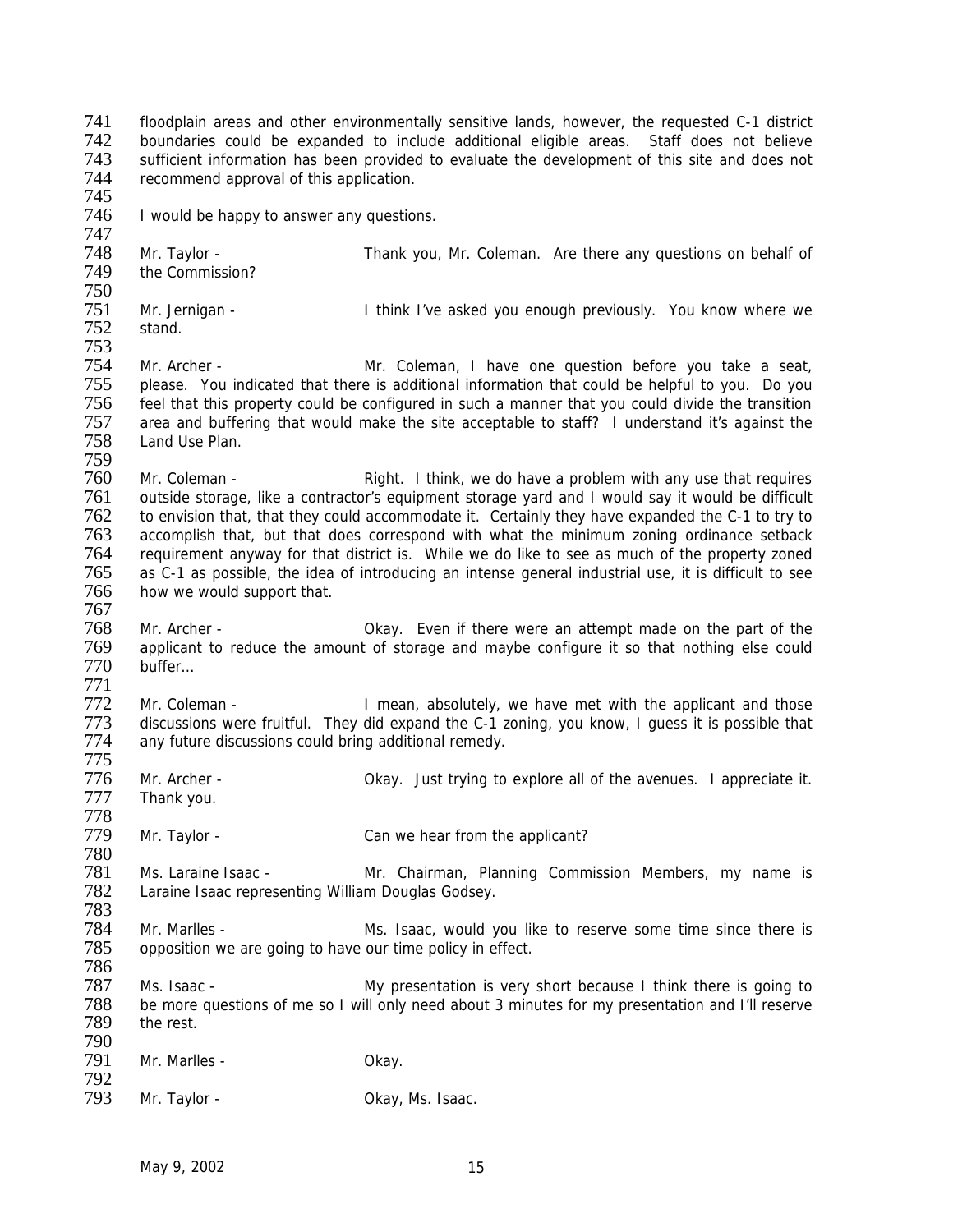floodplain areas and other environmentally sensitive lands, however, the requested C-1 district boundaries could be expanded to include additional eligible areas. Staff does not believe sufficient information has been provided to evaluate the development of this site and does not recommend approval of this application.

I would be happy to answer any questions.

Mr. Taylor - Thank you, Mr. Coleman. Are there any questions on behalf of the Commission?

Mr. Jernigan - I think I've asked you enough previously. You know where we stand.

Mr. Archer - Mr. Coleman, I have one question before you take a seat, please. You indicated that there is additional information that could be helpful to you. Do you feel that this property could be configured in such a manner that you could divide the transition area and buffering that would make the site acceptable to staff? I understand it's against the Land Use Plan.

Mr. Coleman - Right. I think, we do have a problem with any use that requires outside storage, like a contractor's equipment storage yard and I would say it would be difficult to envision that, that they could accommodate it. Certainly they have expanded the C-1 to try to accomplish that, but that does correspond with what the minimum zoning ordinance setback requirement anyway for that district is. While we do like to see as much of the property zoned as C-1 as possible, the idea of introducing an intense general industrial use, it is difficult to see how we would support that.

Mr. Archer - Okay. Even if there were an attempt made on the part of the applicant to reduce the amount of storage and maybe configure it so that nothing else could buffer…

Mr. Coleman - I mean, absolutely, we have met with the applicant and those discussions were fruitful. They did expand the C-1 zoning, you know, I guess it is possible that any future discussions could bring additional remedy.

Mr. Archer - Okay. Just trying to explore all of the avenues. I appreciate it. Thank you.

Mr. Taylor - Can we hear from the applicant?

Ms. Laraine Isaac - Mr. Chairman, Planning Commission Members, my name is Laraine Isaac representing William Douglas Godsey.

Mr. Marlles - Ms. Isaac, would you like to reserve some time since there is opposition we are going to have our time policy in effect.

Ms. Isaac - My presentation is very short because I think there is going to be more questions of me so I will only need about 3 minutes for my presentation and I'll reserve the rest.

Mr. Marlles - Okay.

Mr. Taylor - Okay, Ms. Isaac.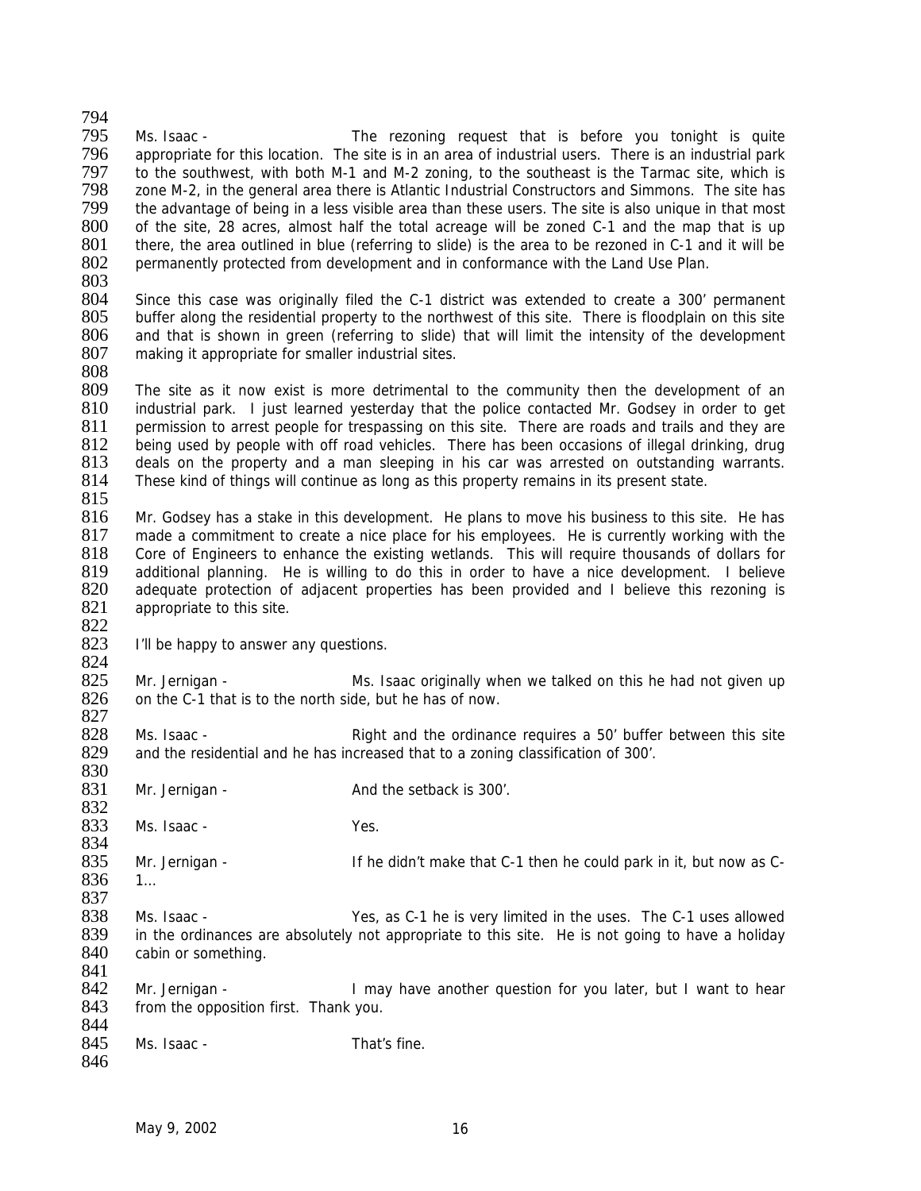Ms. Isaac - The rezoning request that is before you tonight is quite appropriate for this location. The site is in an area of industrial users. There is an industrial park to the southwest, with both M-1 and M-2 zoning, to the southeast is the Tarmac site, which is zone M-2, in the general area there is Atlantic Industrial Constructors and Simmons. The site has the advantage of being in a less visible area than these users. The site is also unique in that most of the site, 28 acres, almost half the total acreage will be zoned C-1 and the map that is up there, the area outlined in blue (referring to slide) is the area to be rezoned in C-1 and it will be permanently protected from development and in conformance with the Land Use Plan.

Since this case was originally filed the C-1 district was extended to create a 300' permanent buffer along the residential property to the northwest of this site. There is floodplain on this site and that is shown in green (referring to slide) that will limit the intensity of the development making it appropriate for smaller industrial sites.

The site as it now exist is more detrimental to the community then the development of an industrial park. I just learned yesterday that the police contacted Mr. Godsey in order to get permission to arrest people for trespassing on this site. There are roads and trails and they are being used by people with off road vehicles. There has been occasions of illegal drinking, drug deals on the property and a man sleeping in his car was arrested on outstanding warrants. These kind of things will continue as long as this property remains in its present state.

Mr. Godsey has a stake in this development. He plans to move his business to this site. He has made a commitment to create a nice place for his employees. He is currently working with the Core of Engineers to enhance the existing wetlands. This will require thousands of dollars for additional planning. He is willing to do this in order to have a nice development. I believe adequate protection of adjacent properties has been provided and I believe this rezoning is appropriate to this site.

I'll be happy to answer any questions.

Mr. Jernigan - Ms. Isaac originally when we talked on this he had not given up on the C-1 that is to the north side, but he has of now.

Ms. Isaac - Right and the ordinance requires a 50' buffer between this site and the residential and he has increased that to a zoning classification of 300'.

Mr. Jernigan - And the setback is 300'.

Ms. Isaac - Yes.

Mr. Jernigan - If he didn't make that C-1 then he could park in it, but now as C-1…

Ms. Isaac - Yes, as C-1 he is very limited in the uses. The C-1 uses allowed in the ordinances are absolutely not appropriate to this site. He is not going to have a holiday cabin or something.

Mr. Jernigan - I may have another question for you later, but I want to hear from the opposition first. Thank you.

Ms. Isaac - That's fine.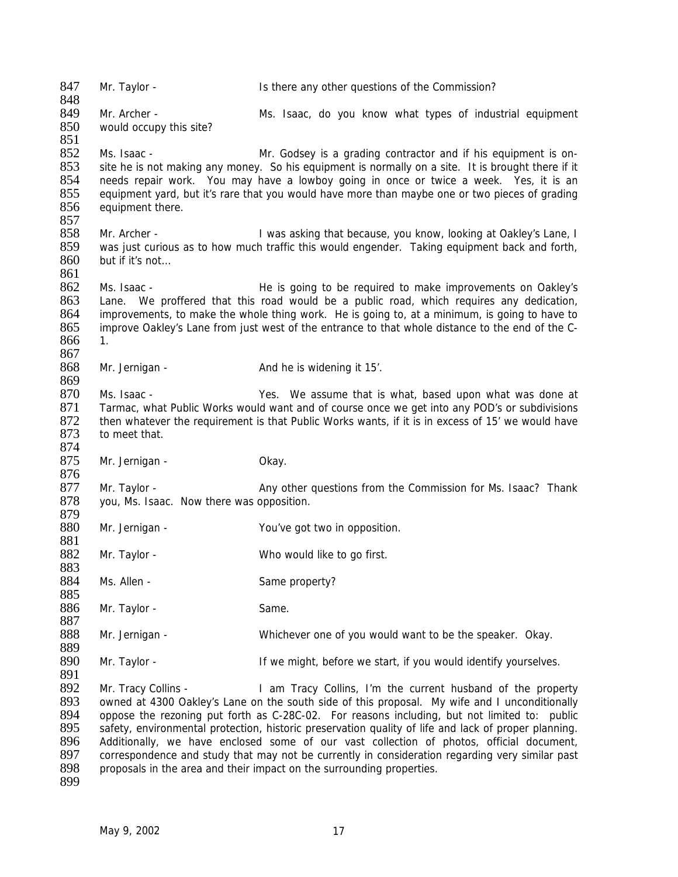847 Mr. Taylor - Is there any other questions of the Commission?

849 Mr. Archer - Ms. Isaac, do you know what types of industrial equipment
850 would occupy this site?

852 Ms. Isaac - Mr. Godsey is a grading contractor and if his equipment is on-
853 site he is not making any money. So his equipment is normally on a site. It is brought there if it
854 needs repair work. You may have a lowboy going in once or twice a week. Yes, it is an
855 equipment yard, but it's rare that you would have more than maybe one or two pieces of grading
856 equipment there.

858 Mr. Archer - I was asking that because, you know, looking at Oakley's Lane, I
859 was just curious as to how much traffic this would engender. Taking equipment back and forth,
860 but if it's not…

862 Ms. Isaac - He is going to be required to make improvements on Oakley's
863 Lane. We proffered that this road would be a public road, which requires any dedication,
864 improvements, to make the whole thing work. He is going to, at a minimum, is going to have to
865 improve Oakley's Lane from just west of the entrance to that whole distance to the end of the C-
866 1.

868 Mr. Jernigan - And he is widening it 15'.

870 Ms. Isaac - Yes. We assume that is what, based upon what was done at
871 Tarmac, what Public Works would want and of course once we get into any POD's or subdivisions
872 then whatever the requirement is that Public Works wants, if it is in excess of 15' we would have
873 to meet that.

875 Mr. Jernigan - Okay.

877 Mr. Taylor - Any other questions from the Commission for Ms. Isaac? Thank
878 you, Ms. Isaac. Now there was opposition.

880 Mr. Jernigan - You've got two in opposition.

882 Mr. Taylor - Who would like to go first.

884 Ms. Allen - Same property?

886 Mr. Taylor - Same.

888 Mr. Jernigan - Whichever one of you would want to be the speaker. Okay.

890 Mr. Taylor - If we might, before we start, if you would identify yourselves.

892 Mr. Tracy Collins - I am Tracy Collins, I'm the current husband of the property
893 owned at 4300 Oakley's Lane on the south side of this proposal. My wife and I unconditionally
894 oppose the rezoning put forth as C-28C-02. For reasons including, but not limited to: public
895 safety, environmental protection, historic preservation quality of life and lack of proper planning.
896 Additionally, we have enclosed some of our vast collection of photos, official document,
897 correspondence and study that may not be currently in consideration regarding very similar past
898 proposals in the area and their impact on the surrounding properties.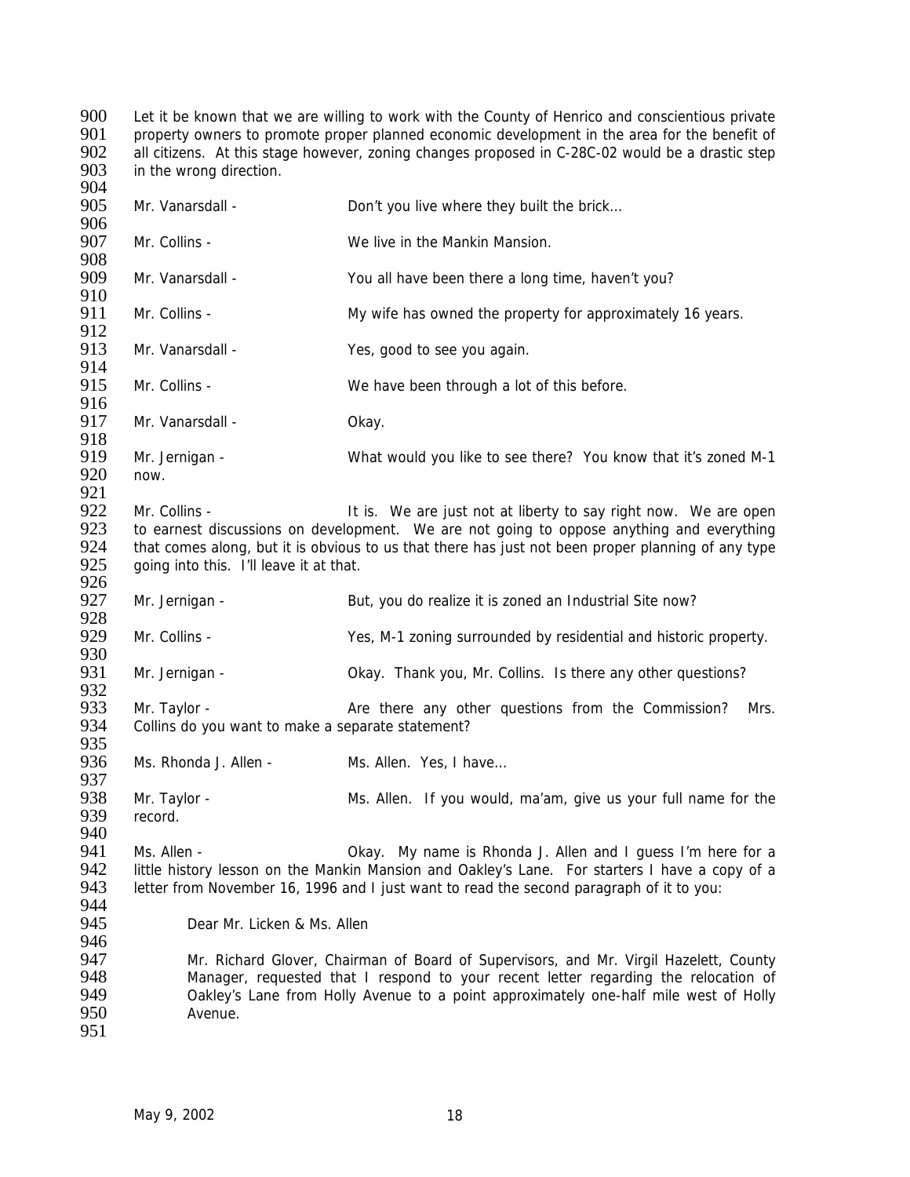Let it be known that we are willing to work with the County of Henrico and conscientious private property owners to promote proper planned economic development in the area for the benefit of all citizens. At this stage however, zoning changes proposed in C-28C-02 would be a drastic step in the wrong direction.

Mr. Vanarsdall - Don't you live where they built the brick…

Mr. Collins - We live in the Mankin Mansion.

Mr. Vanarsdall - You all have been there a long time, haven't you?

Mr. Collins - My wife has owned the property for approximately 16 years.

Mr. Vanarsdall - Yes, good to see you again.

Mr. Collins - We have been through a lot of this before.

Mr. Vanarsdall - Okay.

Mr. Jernigan - What would you like to see there? You know that it's zoned M-1 now.

Mr. Collins - It is. We are just not at liberty to say right now. We are open to earnest discussions on development. We are not going to oppose anything and everything that comes along, but it is obvious to us that there has just not been proper planning of any type going into this. I'll leave it at that.

Mr. Jernigan - But, you do realize it is zoned an Industrial Site now?

Mr. Collins - Yes, M-1 zoning surrounded by residential and historic property.

Mr. Jernigan - Okay. Thank you, Mr. Collins. Is there any other questions?

Mr. Taylor - Are there any other questions from the Commission? Mrs. Collins do you want to make a separate statement?

Ms. Rhonda J. Allen - Ms. Allen. Yes, I have…

Mr. Taylor - Ms. Allen. If you would, ma'am, give us your full name for the record.

Ms. Allen - Okay. My name is Rhonda J. Allen and I guess I'm here for a little history lesson on the Mankin Mansion and Oakley's Lane. For starters I have a copy of a letter from November 16, 1996 and I just want to read the second paragraph of it to you:

> Dear Mr. Licken & Ms. Allen
>
> Mr. Richard Glover, Chairman of Board of Supervisors, and Mr. Virgil Hazelett, County Manager, requested that I respond to your recent letter regarding the relocation of Oakley's Lane from Holly Avenue to a point approximately one-half mile west of Holly Avenue.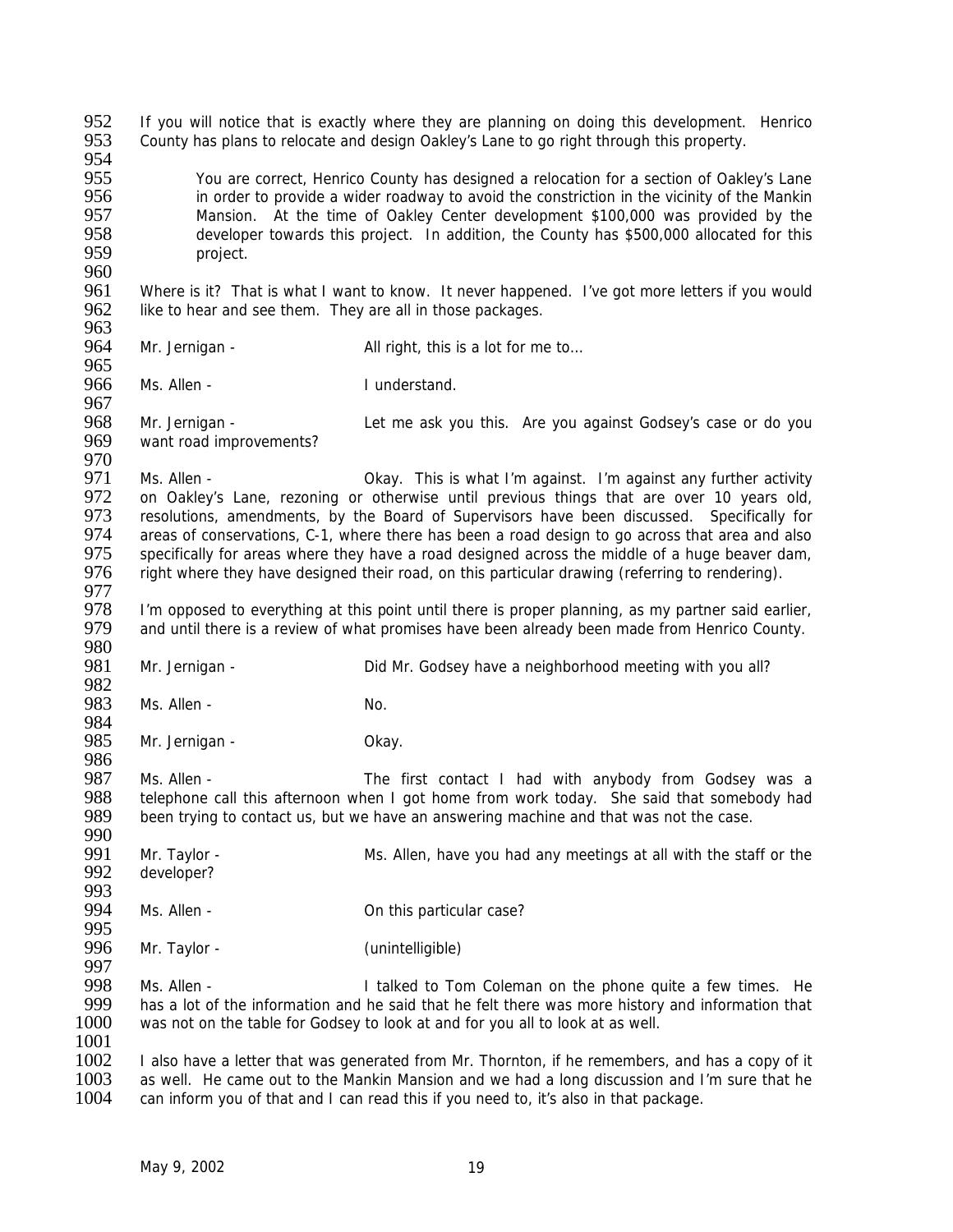If you will notice that is exactly where they are planning on doing this development. Henrico County has plans to relocate and design Oakley's Lane to go right through this property.

> You are correct, Henrico County has designed a relocation for a section of Oakley's Lane in order to provide a wider roadway to avoid the constriction in the vicinity of the Mankin Mansion. At the time of Oakley Center development $100,000 was provided by the developer towards this project. In addition, the County has $500,000 allocated for this project.

Where is it? That is what I want to know. It never happened. I've got more letters if you would like to hear and see them. They are all in those packages.

Mr. Jernigan - All right, this is a lot for me to…

Ms. Allen - I understand.

Mr. Jernigan - Let me ask you this. Are you against Godsey's case or do you want road improvements?

Ms. Allen - Okay. This is what I'm against. I'm against any further activity on Oakley's Lane, rezoning or otherwise until previous things that are over 10 years old, resolutions, amendments, by the Board of Supervisors have been discussed. Specifically for areas of conservations, C-1, where there has been a road design to go across that area and also specifically for areas where they have a road designed across the middle of a huge beaver dam, right where they have designed their road, on this particular drawing (referring to rendering).

I'm opposed to everything at this point until there is proper planning, as my partner said earlier, and until there is a review of what promises have been already been made from Henrico County.

Mr. Jernigan - Did Mr. Godsey have a neighborhood meeting with you all?

Ms. Allen - No.

Mr. Jernigan - Okay.

Ms. Allen - The first contact I had with anybody from Godsey was a telephone call this afternoon when I got home from work today. She said that somebody had been trying to contact us, but we have an answering machine and that was not the case.

Mr. Taylor - Ms. Allen, have you had any meetings at all with the staff or the developer?

Ms. Allen - On this particular case?

Mr. Taylor - (unintelligible)

Ms. Allen - I talked to Tom Coleman on the phone quite a few times. He has a lot of the information and he said that he felt there was more history and information that was not on the table for Godsey to look at and for you all to look at as well.

I also have a letter that was generated from Mr. Thornton, if he remembers, and has a copy of it as well. He came out to the Mankin Mansion and we had a long discussion and I'm sure that he can inform you of that and I can read this if you need to, it's also in that package.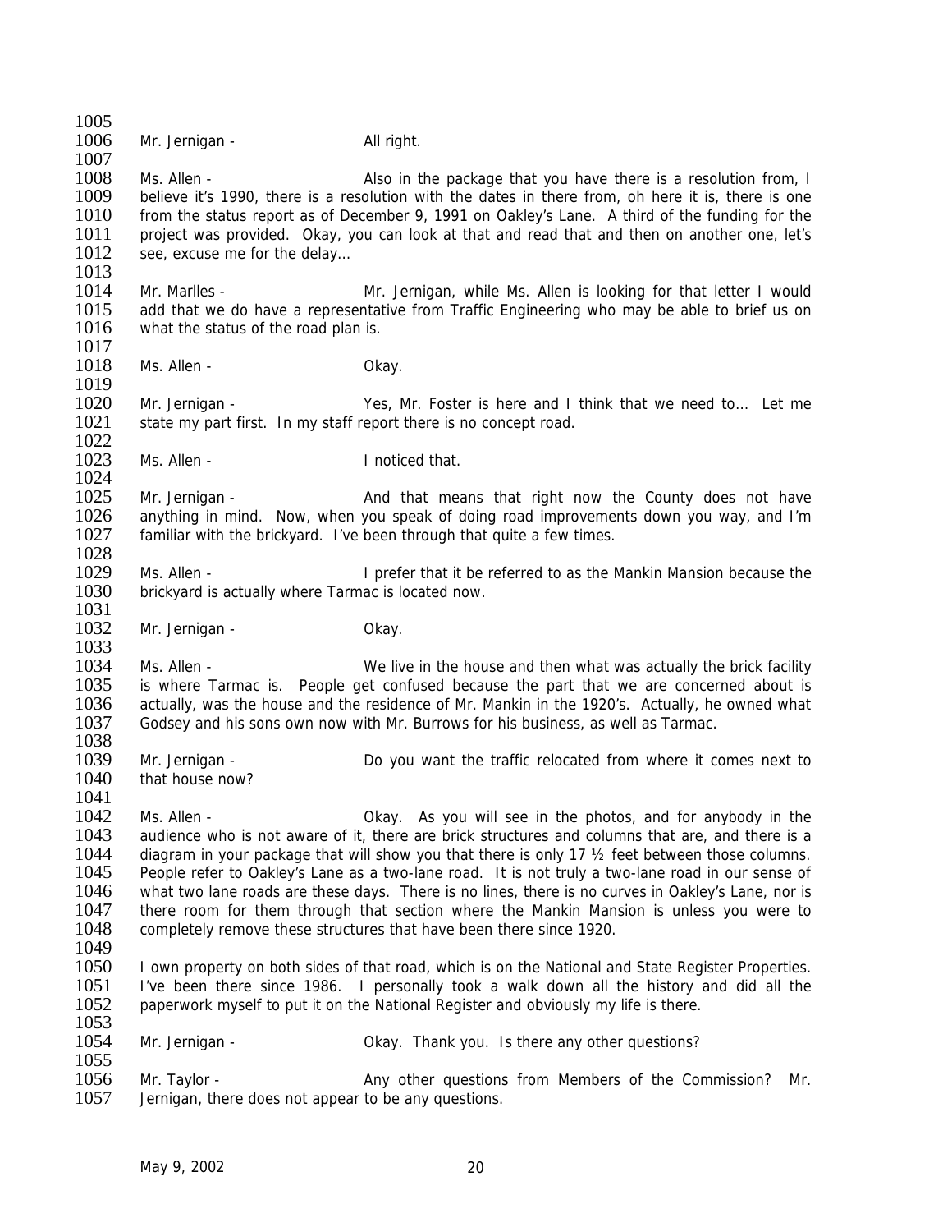Mr. Jernigan - All right.

Ms. Allen - Also in the package that you have there is a resolution from, I believe it's 1990, there is a resolution with the dates in there from, oh here it is, there is one from the status report as of December 9, 1991 on Oakley's Lane. A third of the funding for the project was provided. Okay, you can look at that and read that and then on another one, let's see, excuse me for the delay…

Mr. Marlles - Mr. Jernigan, while Ms. Allen is looking for that letter I would add that we do have a representative from Traffic Engineering who may be able to brief us on what the status of the road plan is.

Ms. Allen - Okay.

Mr. Jernigan - Yes, Mr. Foster is here and I think that we need to… Let me state my part first. In my staff report there is no concept road.

Ms. Allen - I noticed that.

Mr. Jernigan - And that means that right now the County does not have anything in mind. Now, when you speak of doing road improvements down you way, and I'm familiar with the brickyard. I've been through that quite a few times.

Ms. Allen - I prefer that it be referred to as the Mankin Mansion because the brickyard is actually where Tarmac is located now.

Mr. Jernigan - Okay.

Ms. Allen - We live in the house and then what was actually the brick facility is where Tarmac is. People get confused because the part that we are concerned about is actually, was the house and the residence of Mr. Mankin in the 1920's. Actually, he owned what Godsey and his sons own now with Mr. Burrows for his business, as well as Tarmac.

Mr. Jernigan - Do you want the traffic relocated from where it comes next to that house now?

Ms. Allen - Okay. As you will see in the photos, and for anybody in the audience who is not aware of it, there are brick structures and columns that are, and there is a diagram in your package that will show you that there is only 17 ½ feet between those columns. People refer to Oakley's Lane as a two-lane road. It is not truly a two-lane road in our sense of what two lane roads are these days. There is no lines, there is no curves in Oakley's Lane, nor is there room for them through that section where the Mankin Mansion is unless you were to completely remove these structures that have been there since 1920.

I own property on both sides of that road, which is on the National and State Register Properties. I've been there since 1986. I personally took a walk down all the history and did all the paperwork myself to put it on the National Register and obviously my life is there.

Mr. Jernigan - Okay. Thank you. Is there any other questions?

Mr. Taylor - Any other questions from Members of the Commission? Mr. Jernigan, there does not appear to be any questions.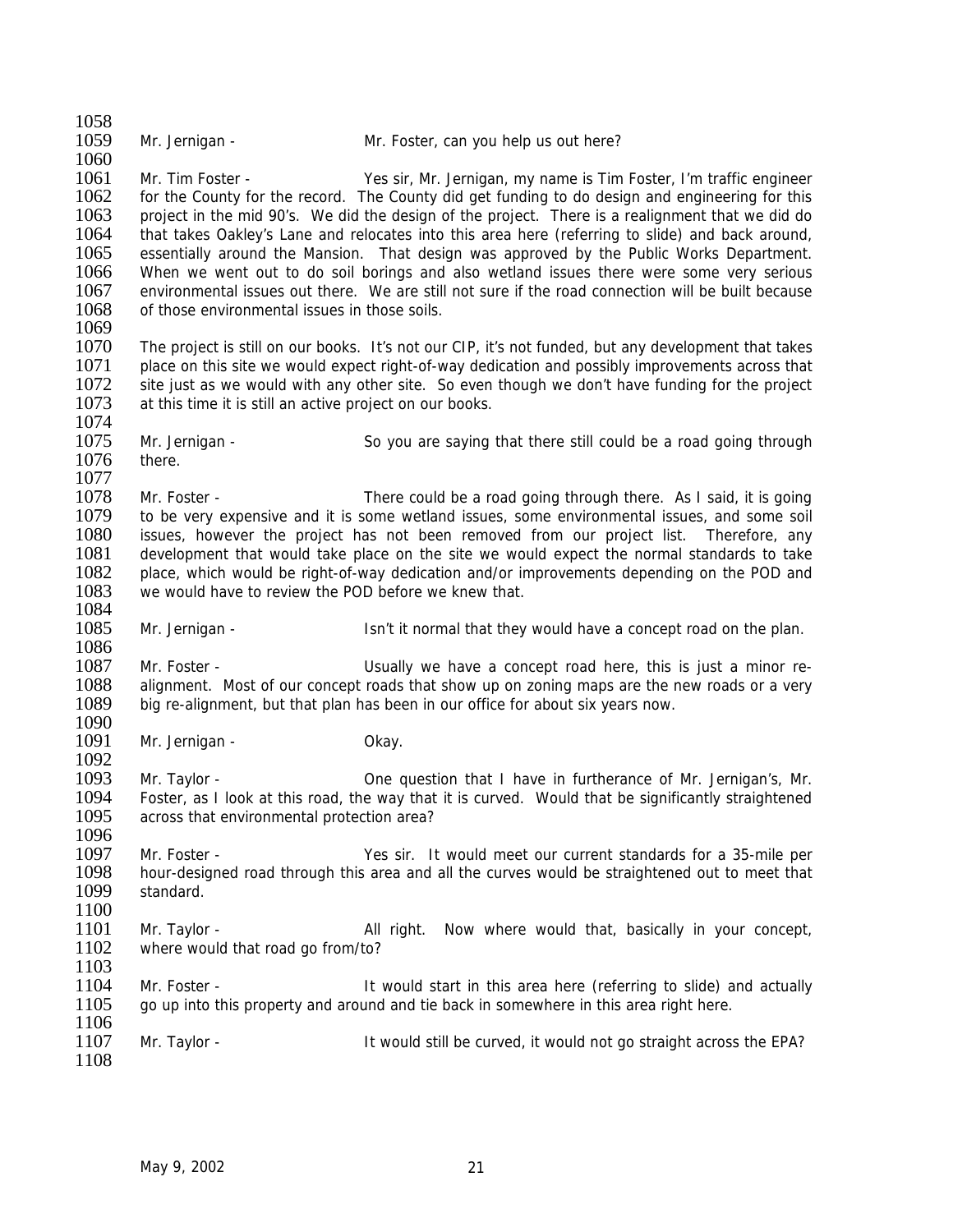Mr. Jernigan - Mr. Foster, can you help us out here?

Mr. Tim Foster - Yes sir, Mr. Jernigan, my name is Tim Foster, I'm traffic engineer for the County for the record. The County did get funding to do design and engineering for this project in the mid 90's. We did the design of the project. There is a realignment that we did do that takes Oakley's Lane and relocates into this area here (referring to slide) and back around, essentially around the Mansion. That design was approved by the Public Works Department. When we went out to do soil borings and also wetland issues there were some very serious environmental issues out there. We are still not sure if the road connection will be built because of those environmental issues in those soils.

The project is still on our books. It's not our CIP, it's not funded, but any development that takes place on this site we would expect right-of-way dedication and possibly improvements across that site just as we would with any other site. So even though we don't have funding for the project at this time it is still an active project on our books.

Mr. Jernigan - So you are saying that there still could be a road going through there.

Mr. Foster - There could be a road going through there. As I said, it is going to be very expensive and it is some wetland issues, some environmental issues, and some soil issues, however the project has not been removed from our project list. Therefore, any development that would take place on the site we would expect the normal standards to take place, which would be right-of-way dedication and/or improvements depending on the POD and we would have to review the POD before we knew that.

Mr. Jernigan - Isn't it normal that they would have a concept road on the plan.

Mr. Foster - Usually we have a concept road here, this is just a minor re-alignment. Most of our concept roads that show up on zoning maps are the new roads or a very big re-alignment, but that plan has been in our office for about six years now.

Mr. Jernigan - Okay.

Mr. Taylor - One question that I have in furtherance of Mr. Jernigan's, Mr. Foster, as I look at this road, the way that it is curved. Would that be significantly straightened across that environmental protection area?

Mr. Foster - Yes sir. It would meet our current standards for a 35-mile per hour-designed road through this area and all the curves would be straightened out to meet that standard.

Mr. Taylor - All right. Now where would that, basically in your concept, where would that road go from/to?

Mr. Foster - It would start in this area here (referring to slide) and actually go up into this property and around and tie back in somewhere in this area right here.

Mr. Taylor - It would still be curved, it would not go straight across the EPA?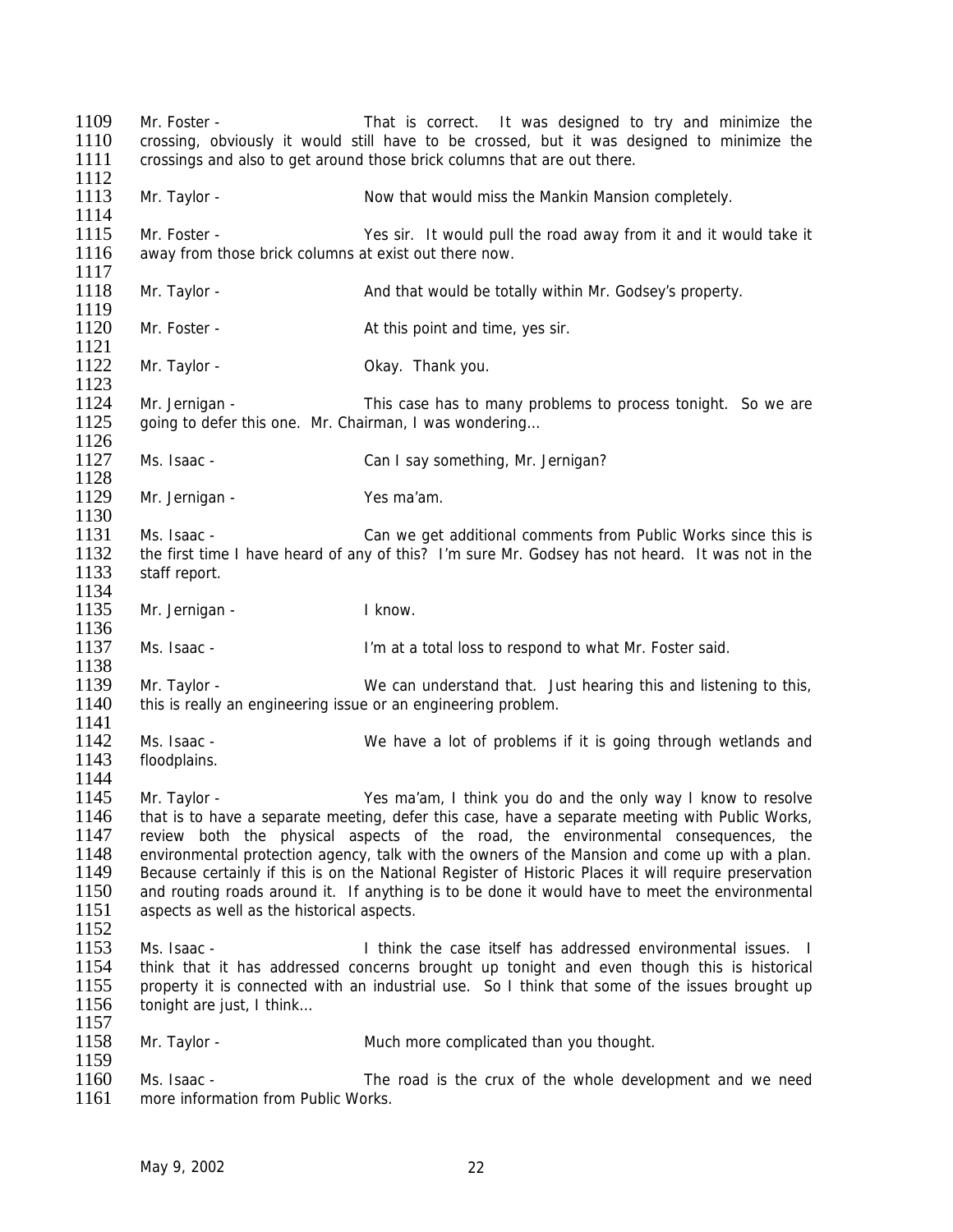Mr. Foster - That is correct. It was designed to try and minimize the crossing, obviously it would still have to be crossed, but it was designed to minimize the crossings and also to get around those brick columns that are out there.

Mr. Taylor - Now that would miss the Mankin Mansion completely.

Mr. Foster - Yes sir. It would pull the road away from it and it would take it away from those brick columns at exist out there now.

Mr. Taylor - And that would be totally within Mr. Godsey's property.

Mr. Foster - At this point and time, yes sir.

Mr. Taylor - Okay. Thank you.

Mr. Jernigan - This case has to many problems to process tonight. So we are going to defer this one. Mr. Chairman, I was wondering…

Ms. Isaac - Can I say something, Mr. Jernigan?

Mr. Jernigan - Yes ma'am.

Ms. Isaac - Can we get additional comments from Public Works since this is the first time I have heard of any of this? I'm sure Mr. Godsey has not heard. It was not in the staff report.

Mr. Jernigan - I know.

Ms. Isaac - I'm at a total loss to respond to what Mr. Foster said.

Mr. Taylor - We can understand that. Just hearing this and listening to this, this is really an engineering issue or an engineering problem.

Ms. Isaac - We have a lot of problems if it is going through wetlands and floodplains.

Mr. Taylor - Yes ma'am, I think you do and the only way I know to resolve that is to have a separate meeting, defer this case, have a separate meeting with Public Works, review both the physical aspects of the road, the environmental consequences, the environmental protection agency, talk with the owners of the Mansion and come up with a plan. Because certainly if this is on the National Register of Historic Places it will require preservation and routing roads around it. If anything is to be done it would have to meet the environmental aspects as well as the historical aspects.

Ms. Isaac - I think the case itself has addressed environmental issues. I think that it has addressed concerns brought up tonight and even though this is historical property it is connected with an industrial use. So I think that some of the issues brought up tonight are just, I think…

Mr. Taylor - Much more complicated than you thought.

Ms. Isaac - The road is the crux of the whole development and we need more information from Public Works.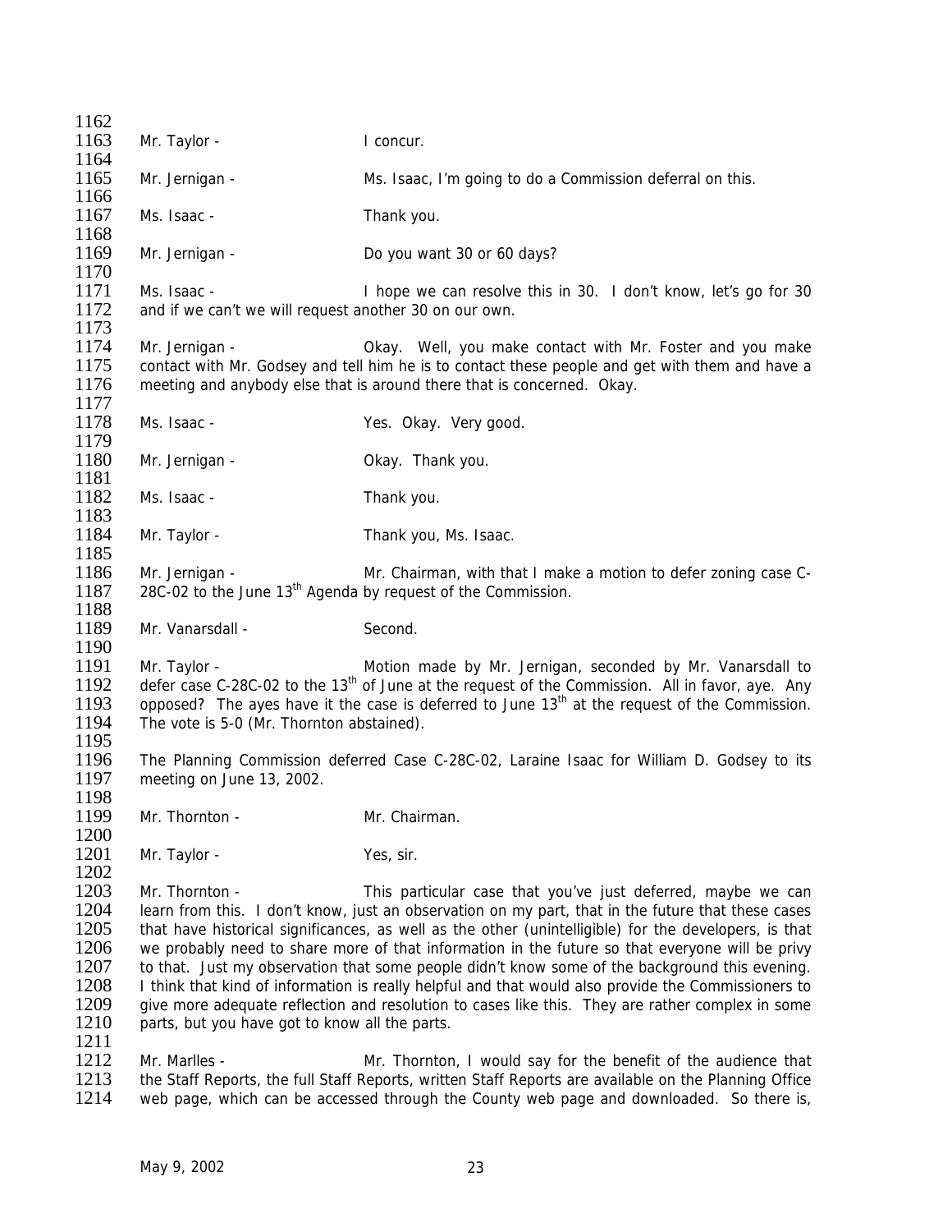Mr. Taylor - I concur.

Mr. Jernigan - Ms. Isaac, I'm going to do a Commission deferral on this.

Ms. Isaac - Thank you.

Mr. Jernigan - Do you want 30 or 60 days?

Ms. Isaac - I hope we can resolve this in 30. I don't know, let's go for 30 and if we can't we will request another 30 on our own.

Mr. Jernigan - Okay. Well, you make contact with Mr. Foster and you make contact with Mr. Godsey and tell him he is to contact these people and get with them and have a meeting and anybody else that is around there that is concerned. Okay.

Ms. Isaac - Yes. Okay. Very good.

Mr. Jernigan - Okay. Thank you.

Ms. Isaac - Thank you.

Mr. Taylor - Thank you, Ms. Isaac.

Mr. Jernigan - Mr. Chairman, with that I make a motion to defer zoning case C-28C-02 to the June 13th Agenda by request of the Commission.

Mr. Vanarsdall - Second.

Mr. Taylor - Motion made by Mr. Jernigan, seconded by Mr. Vanarsdall to defer case C-28C-02 to the 13th of June at the request of the Commission. All in favor, aye. Any opposed? The ayes have it the case is deferred to June 13th at the request of the Commission. The vote is 5-0 (Mr. Thornton abstained).

The Planning Commission deferred Case C-28C-02, Laraine Isaac for William D. Godsey to its meeting on June 13, 2002.

Mr. Thornton - Mr. Chairman.

Mr. Taylor - Yes, sir.

Mr. Thornton - This particular case that you've just deferred, maybe we can learn from this. I don't know, just an observation on my part, that in the future that these cases that have historical significances, as well as the other (unintelligible) for the developers, is that we probably need to share more of that information in the future so that everyone will be privy to that. Just my observation that some people didn't know some of the background this evening. I think that kind of information is really helpful and that would also provide the Commissioners to give more adequate reflection and resolution to cases like this. They are rather complex in some parts, but you have got to know all the parts.

Mr. Marlles - Mr. Thornton, I would say for the benefit of the audience that the Staff Reports, the full Staff Reports, written Staff Reports are available on the Planning Office web page, which can be accessed through the County web page and downloaded. So there is,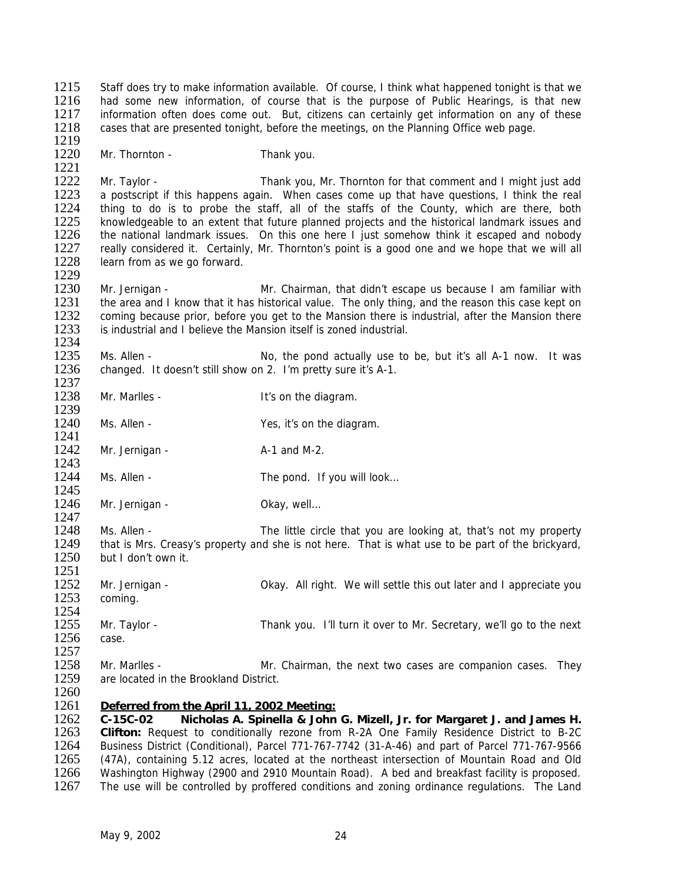Staff does try to make information available. Of course, I think what happened tonight is that we had some new information, of course that is the purpose of Public Hearings, is that new information often does come out. But, citizens can certainly get information on any of these cases that are presented tonight, before the meetings, on the Planning Office web page.

Mr. Thornton - Thank you.

Mr. Taylor - Thank you, Mr. Thornton for that comment and I might just add a postscript if this happens again. When cases come up that have questions, I think the real thing to do is to probe the staff, all of the staffs of the County, which are there, both knowledgeable to an extent that future planned projects and the historical landmark issues and the national landmark issues. On this one here I just somehow think it escaped and nobody really considered it. Certainly, Mr. Thornton's point is a good one and we hope that we will all learn from as we go forward.

Mr. Jernigan - Mr. Chairman, that didn't escape us because I am familiar with the area and I know that it has historical value. The only thing, and the reason this case kept on coming because prior, before you get to the Mansion there is industrial, after the Mansion there is industrial and I believe the Mansion itself is zoned industrial.

Ms. Allen - No, the pond actually use to be, but it's all A-1 now. It was changed. It doesn't still show on 2. I'm pretty sure it's A-1.

Mr. Marlles - It's on the diagram.

Ms. Allen - Yes, it's on the diagram.

Mr. Jernigan - A-1 and M-2.

Ms. Allen - The pond. If you will look…

Mr. Jernigan - Okay, well…

Ms. Allen - The little circle that you are looking at, that's not my property that is Mrs. Creasy's property and she is not here. That is what use to be part of the brickyard, but I don't own it.

Mr. Jernigan - Okay. All right. We will settle this out later and I appreciate you coming.

Mr. Taylor - Thank you. I'll turn it over to Mr. Secretary, we'll go to the next case.

Mr. Marlles - Mr. Chairman, the next two cases are companion cases. They are located in the Brookland District.

**Deferred from the April 11, 2002 Meeting:**

**C-15C-02 Nicholas A. Spinella & John G. Mizell, Jr. for Margaret J. and James H. Clifton:** Request to conditionally rezone from R-2A One Family Residence District to B-2C Business District (Conditional), Parcel 771-767-7742 (31-A-46) and part of Parcel 771-767-9566 (47A), containing 5.12 acres, located at the northeast intersection of Mountain Road and Old Washington Highway (2900 and 2910 Mountain Road). A bed and breakfast facility is proposed. The use will be controlled by proffered conditions and zoning ordinance regulations. The Land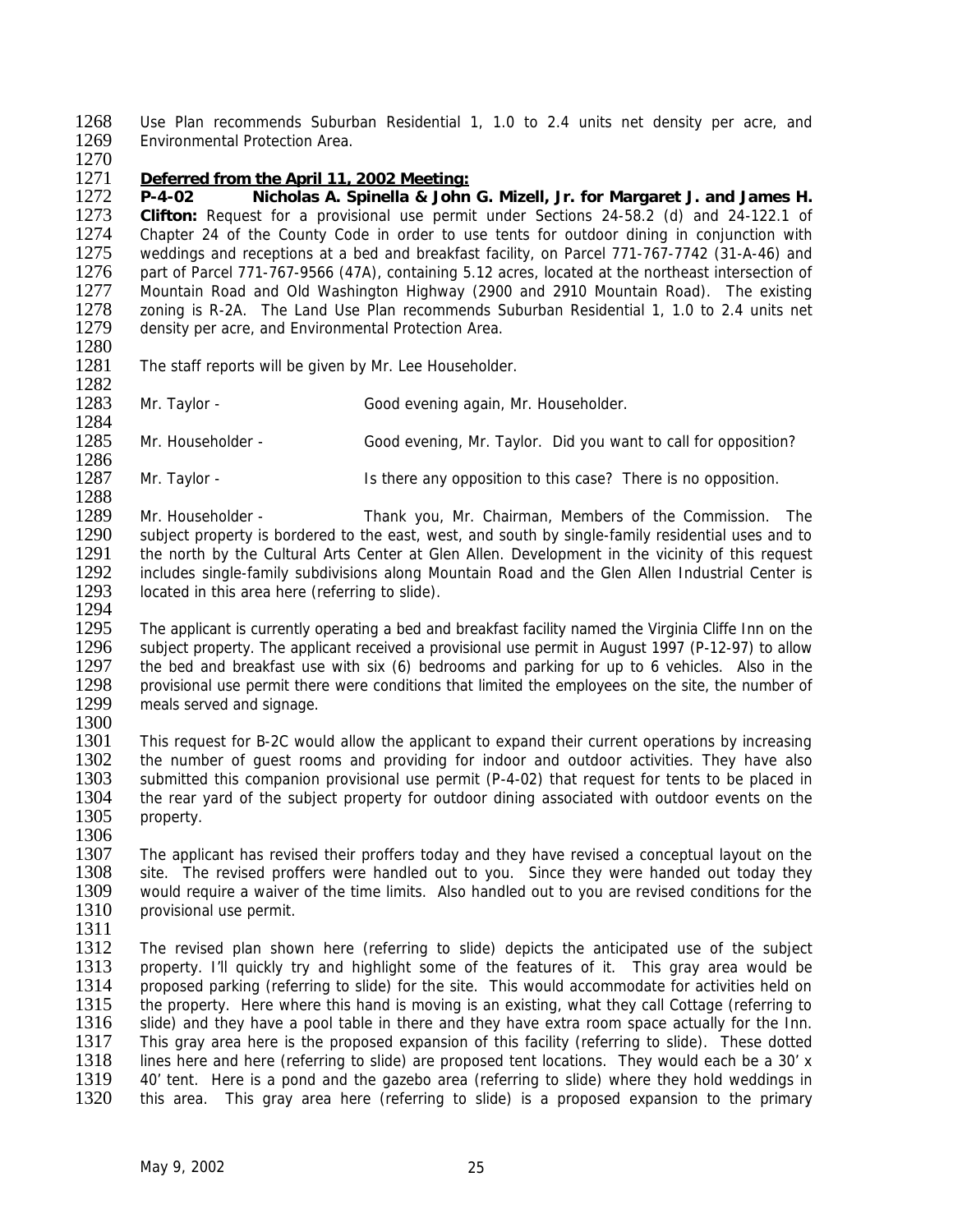Use Plan recommends Suburban Residential 1, 1.0 to 2.4 units net density per acre, and Environmental Protection Area.

**Deferred from the April 11, 2002 Meeting:**

**P-4-02 Nicholas A. Spinella & John G. Mizell, Jr. for Margaret J. and James H. Clifton:** Request for a provisional use permit under Sections 24-58.2 (d) and 24-122.1 of Chapter 24 of the County Code in order to use tents for outdoor dining in conjunction with weddings and receptions at a bed and breakfast facility, on Parcel 771-767-7742 (31-A-46) and part of Parcel 771-767-9566 (47A), containing 5.12 acres, located at the northeast intersection of Mountain Road and Old Washington Highway (2900 and 2910 Mountain Road). The existing zoning is R-2A. The Land Use Plan recommends Suburban Residential 1, 1.0 to 2.4 units net density per acre, and Environmental Protection Area.

The staff reports will be given by Mr. Lee Householder.

Mr. Taylor - Good evening again, Mr. Householder.

Mr. Householder - Good evening, Mr. Taylor. Did you want to call for opposition?

Mr. Taylor - Is there any opposition to this case? There is no opposition.

Mr. Householder - Thank you, Mr. Chairman, Members of the Commission. The subject property is bordered to the east, west, and south by single-family residential uses and to the north by the Cultural Arts Center at Glen Allen. Development in the vicinity of this request includes single-family subdivisions along Mountain Road and the Glen Allen Industrial Center is located in this area here (referring to slide).

The applicant is currently operating a bed and breakfast facility named the Virginia Cliffe Inn on the subject property. The applicant received a provisional use permit in August 1997 (P-12-97) to allow the bed and breakfast use with six (6) bedrooms and parking for up to 6 vehicles. Also in the provisional use permit there were conditions that limited the employees on the site, the number of meals served and signage.

This request for B-2C would allow the applicant to expand their current operations by increasing the number of guest rooms and providing for indoor and outdoor activities. They have also submitted this companion provisional use permit (P-4-02) that request for tents to be placed in the rear yard of the subject property for outdoor dining associated with outdoor events on the property.

The applicant has revised their proffers today and they have revised a conceptual layout on the site. The revised proffers were handled out to you. Since they were handed out today they would require a waiver of the time limits. Also handled out to you are revised conditions for the provisional use permit.

The revised plan shown here (referring to slide) depicts the anticipated use of the subject property. I'll quickly try and highlight some of the features of it. This gray area would be proposed parking (referring to slide) for the site. This would accommodate for activities held on the property. Here where this hand is moving is an existing, what they call Cottage (referring to slide) and they have a pool table in there and they have extra room space actually for the Inn. This gray area here is the proposed expansion of this facility (referring to slide). These dotted lines here and here (referring to slide) are proposed tent locations. They would each be a 30' x 40' tent. Here is a pond and the gazebo area (referring to slide) where they hold weddings in this area. This gray area here (referring to slide) is a proposed expansion to the primary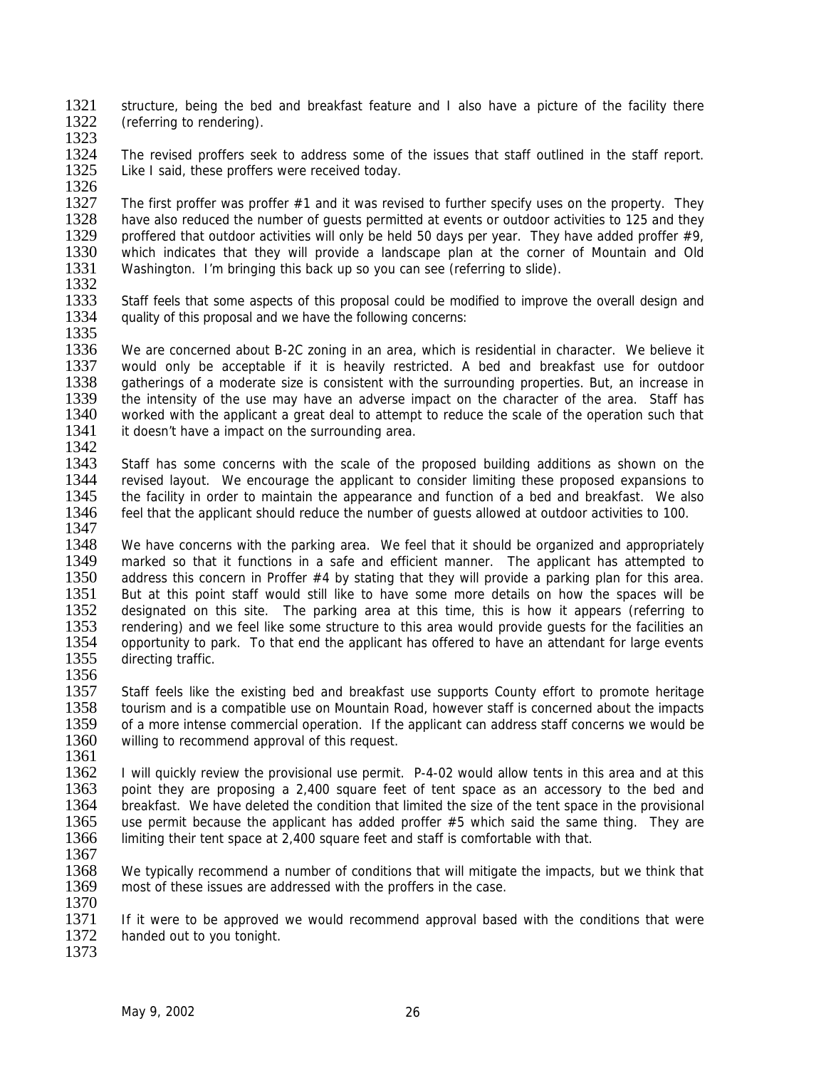structure, being the bed and breakfast feature and I also have a picture of the facility there (referring to rendering).

The revised proffers seek to address some of the issues that staff outlined in the staff report. Like I said, these proffers were received today.

The first proffer was proffer #1 and it was revised to further specify uses on the property. They have also reduced the number of guests permitted at events or outdoor activities to 125 and they proffered that outdoor activities will only be held 50 days per year. They have added proffer #9, which indicates that they will provide a landscape plan at the corner of Mountain and Old Washington. I'm bringing this back up so you can see (referring to slide).

Staff feels that some aspects of this proposal could be modified to improve the overall design and quality of this proposal and we have the following concerns:

We are concerned about B-2C zoning in an area, which is residential in character. We believe it would only be acceptable if it is heavily restricted. A bed and breakfast use for outdoor gatherings of a moderate size is consistent with the surrounding properties. But, an increase in the intensity of the use may have an adverse impact on the character of the area. Staff has worked with the applicant a great deal to attempt to reduce the scale of the operation such that it doesn't have a impact on the surrounding area.

Staff has some concerns with the scale of the proposed building additions as shown on the revised layout. We encourage the applicant to consider limiting these proposed expansions to the facility in order to maintain the appearance and function of a bed and breakfast. We also feel that the applicant should reduce the number of guests allowed at outdoor activities to 100.

We have concerns with the parking area. We feel that it should be organized and appropriately marked so that it functions in a safe and efficient manner. The applicant has attempted to address this concern in Proffer #4 by stating that they will provide a parking plan for this area. But at this point staff would still like to have some more details on how the spaces will be designated on this site. The parking area at this time, this is how it appears (referring to rendering) and we feel like some structure to this area would provide guests for the facilities an opportunity to park. To that end the applicant has offered to have an attendant for large events directing traffic.

Staff feels like the existing bed and breakfast use supports County effort to promote heritage tourism and is a compatible use on Mountain Road, however staff is concerned about the impacts of a more intense commercial operation. If the applicant can address staff concerns we would be willing to recommend approval of this request.

I will quickly review the provisional use permit. P-4-02 would allow tents in this area and at this point they are proposing a 2,400 square feet of tent space as an accessory to the bed and breakfast. We have deleted the condition that limited the size of the tent space in the provisional use permit because the applicant has added proffer #5 which said the same thing. They are limiting their tent space at 2,400 square feet and staff is comfortable with that.

We typically recommend a number of conditions that will mitigate the impacts, but we think that most of these issues are addressed with the proffers in the case.

If it were to be approved we would recommend approval based with the conditions that were handed out to you tonight.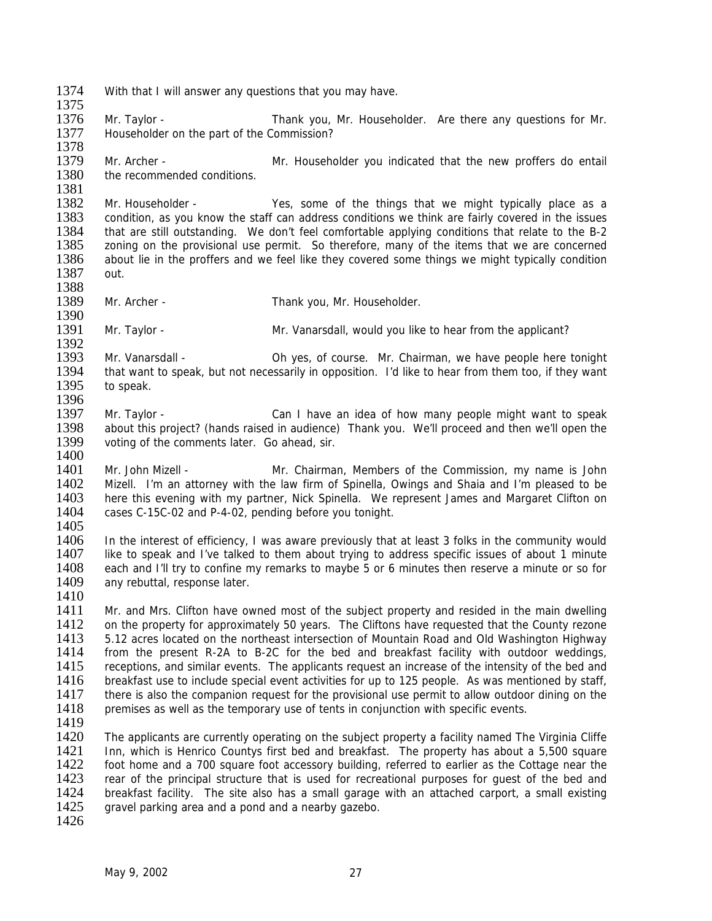With that I will answer any questions that you may have.

Mr. Taylor - Thank you, Mr. Householder. Are there any questions for Mr. Householder on the part of the Commission?

Mr. Archer - Mr. Householder you indicated that the new proffers do entail the recommended conditions.

Mr. Householder - Yes, some of the things that we might typically place as a condition, as you know the staff can address conditions we think are fairly covered in the issues that are still outstanding. We don't feel comfortable applying conditions that relate to the B-2 zoning on the provisional use permit. So therefore, many of the items that we are concerned about lie in the proffers and we feel like they covered some things we might typically condition out.

Mr. Archer - Thank you, Mr. Householder.

Mr. Taylor - Mr. Vanarsdall, would you like to hear from the applicant?

Mr. Vanarsdall - Oh yes, of course. Mr. Chairman, we have people here tonight that want to speak, but not necessarily in opposition. I'd like to hear from them too, if they want to speak.

Mr. Taylor - Can I have an idea of how many people might want to speak about this project? (hands raised in audience) Thank you. We'll proceed and then we'll open the voting of the comments later. Go ahead, sir.

Mr. John Mizell - Mr. Chairman, Members of the Commission, my name is John Mizell. I'm an attorney with the law firm of Spinella, Owings and Shaia and I'm pleased to be here this evening with my partner, Nick Spinella. We represent James and Margaret Clifton on cases C-15C-02 and P-4-02, pending before you tonight.

In the interest of efficiency, I was aware previously that at least 3 folks in the community would like to speak and I've talked to them about trying to address specific issues of about 1 minute each and I'll try to confine my remarks to maybe 5 or 6 minutes then reserve a minute or so for any rebuttal, response later.

Mr. and Mrs. Clifton have owned most of the subject property and resided in the main dwelling on the property for approximately 50 years. The Cliftons have requested that the County rezone 5.12 acres located on the northeast intersection of Mountain Road and Old Washington Highway from the present R-2A to B-2C for the bed and breakfast facility with outdoor weddings, receptions, and similar events. The applicants request an increase of the intensity of the bed and breakfast use to include special event activities for up to 125 people. As was mentioned by staff, there is also the companion request for the provisional use permit to allow outdoor dining on the premises as well as the temporary use of tents in conjunction with specific events.

The applicants are currently operating on the subject property a facility named The Virginia Cliffe Inn, which is Henrico Countys first bed and breakfast. The property has about a 5,500 square foot home and a 700 square foot accessory building, referred to earlier as the Cottage near the rear of the principal structure that is used for recreational purposes for guest of the bed and breakfast facility. The site also has a small garage with an attached carport, a small existing gravel parking area and a pond and a nearby gazebo.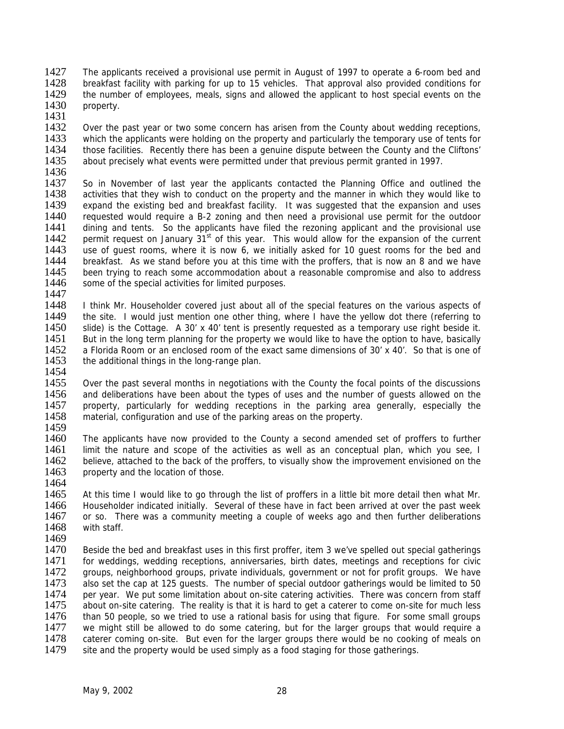The applicants received a provisional use permit in August of 1997 to operate a 6-room bed and breakfast facility with parking for up to 15 vehicles. That approval also provided conditions for the number of employees, meals, signs and allowed the applicant to host special events on the property.

Over the past year or two some concern has arisen from the County about wedding receptions, which the applicants were holding on the property and particularly the temporary use of tents for those facilities. Recently there has been a genuine dispute between the County and the Cliftons' about precisely what events were permitted under that previous permit granted in 1997.

So in November of last year the applicants contacted the Planning Office and outlined the activities that they wish to conduct on the property and the manner in which they would like to expand the existing bed and breakfast facility. It was suggested that the expansion and uses requested would require a B-2 zoning and then need a provisional use permit for the outdoor dining and tents. So the applicants have filed the rezoning applicant and the provisional use permit request on January 31st of this year. This would allow for the expansion of the current use of guest rooms, where it is now 6, we initially asked for 10 guest rooms for the bed and breakfast. As we stand before you at this time with the proffers, that is now an 8 and we have been trying to reach some accommodation about a reasonable compromise and also to address some of the special activities for limited purposes.

I think Mr. Householder covered just about all of the special features on the various aspects of the site. I would just mention one other thing, where I have the yellow dot there (referring to slide) is the Cottage. A 30' x 40' tent is presently requested as a temporary use right beside it. But in the long term planning for the property we would like to have the option to have, basically a Florida Room or an enclosed room of the exact same dimensions of 30' x 40'. So that is one of the additional things in the long-range plan.

Over the past several months in negotiations with the County the focal points of the discussions and deliberations have been about the types of uses and the number of guests allowed on the property, particularly for wedding receptions in the parking area generally, especially the material, configuration and use of the parking areas on the property.

The applicants have now provided to the County a second amended set of proffers to further limit the nature and scope of the activities as well as an conceptual plan, which you see, I believe, attached to the back of the proffers, to visually show the improvement envisioned on the property and the location of those.

At this time I would like to go through the list of proffers in a little bit more detail then what Mr. Householder indicated initially. Several of these have in fact been arrived at over the past week or so. There was a community meeting a couple of weeks ago and then further deliberations with staff.

Beside the bed and breakfast uses in this first proffer, item 3 we've spelled out special gatherings for weddings, wedding receptions, anniversaries, birth dates, meetings and receptions for civic groups, neighborhood groups, private individuals, government or not for profit groups. We have also set the cap at 125 guests. The number of special outdoor gatherings would be limited to 50 per year. We put some limitation about on-site catering activities. There was concern from staff about on-site catering. The reality is that it is hard to get a caterer to come on-site for much less than 50 people, so we tried to use a rational basis for using that figure. For some small groups we might still be allowed to do some catering, but for the larger groups that would require a caterer coming on-site. But even for the larger groups there would be no cooking of meals on site and the property would be used simply as a food staging for those gatherings.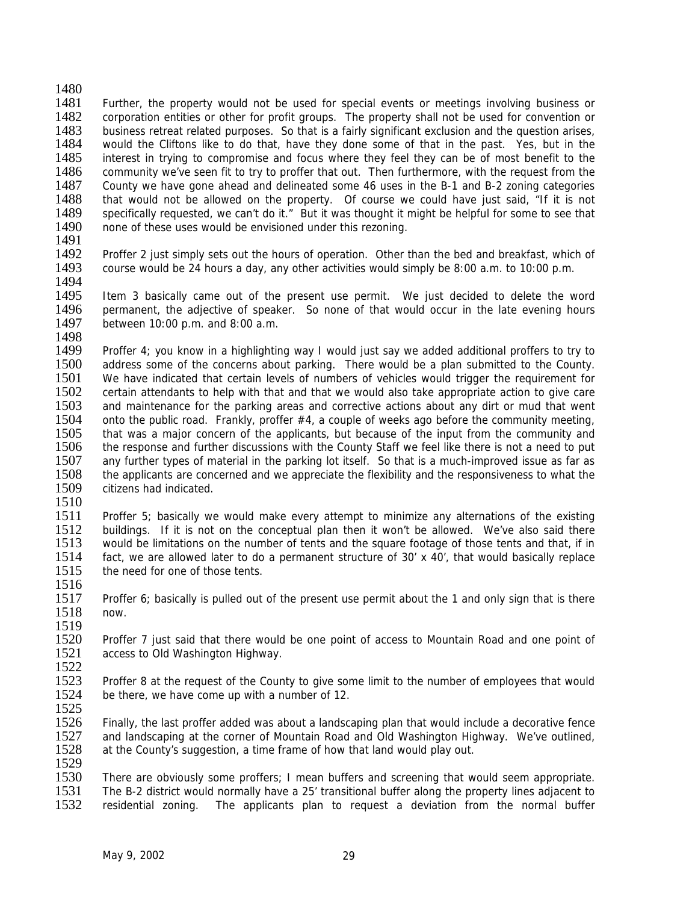Further, the property would not be used for special events or meetings involving business or corporation entities or other for profit groups. The property shall not be used for convention or business retreat related purposes. So that is a fairly significant exclusion and the question arises, would the Cliftons like to do that, have they done some of that in the past. Yes, but in the interest in trying to compromise and focus where they feel they can be of most benefit to the community we've seen fit to try to proffer that out. Then furthermore, with the request from the County we have gone ahead and delineated some 46 uses in the B-1 and B-2 zoning categories that would not be allowed on the property. Of course we could have just said, "If it is not specifically requested, we can't do it." But it was thought it might be helpful for some to see that none of these uses would be envisioned under this rezoning.

Proffer 2 just simply sets out the hours of operation. Other than the bed and breakfast, which of course would be 24 hours a day, any other activities would simply be 8:00 a.m. to 10:00 p.m.

Item 3 basically came out of the present use permit. We just decided to delete the word permanent, the adjective of speaker. So none of that would occur in the late evening hours between 10:00 p.m. and 8:00 a.m.

Proffer 4; you know in a highlighting way I would just say we added additional proffers to try to address some of the concerns about parking. There would be a plan submitted to the County. We have indicated that certain levels of numbers of vehicles would trigger the requirement for certain attendants to help with that and that we would also take appropriate action to give care and maintenance for the parking areas and corrective actions about any dirt or mud that went onto the public road. Frankly, proffer #4, a couple of weeks ago before the community meeting, that was a major concern of the applicants, but because of the input from the community and the response and further discussions with the County Staff we feel like there is not a need to put any further types of material in the parking lot itself. So that is a much-improved issue as far as the applicants are concerned and we appreciate the flexibility and the responsiveness to what the citizens had indicated.

Proffer 5; basically we would make every attempt to minimize any alternations of the existing buildings. If it is not on the conceptual plan then it won't be allowed. We've also said there would be limitations on the number of tents and the square footage of those tents and that, if in fact, we are allowed later to do a permanent structure of 30' x 40', that would basically replace the need for one of those tents.

Proffer 6; basically is pulled out of the present use permit about the 1 and only sign that is there now.

Proffer 7 just said that there would be one point of access to Mountain Road and one point of access to Old Washington Highway.

Proffer 8 at the request of the County to give some limit to the number of employees that would be there, we have come up with a number of 12.

Finally, the last proffer added was about a landscaping plan that would include a decorative fence and landscaping at the corner of Mountain Road and Old Washington Highway. We've outlined, at the County's suggestion, a time frame of how that land would play out.

There are obviously some proffers; I mean buffers and screening that would seem appropriate. The B-2 district would normally have a 25' transitional buffer along the property lines adjacent to residential zoning. The applicants plan to request a deviation from the normal buffer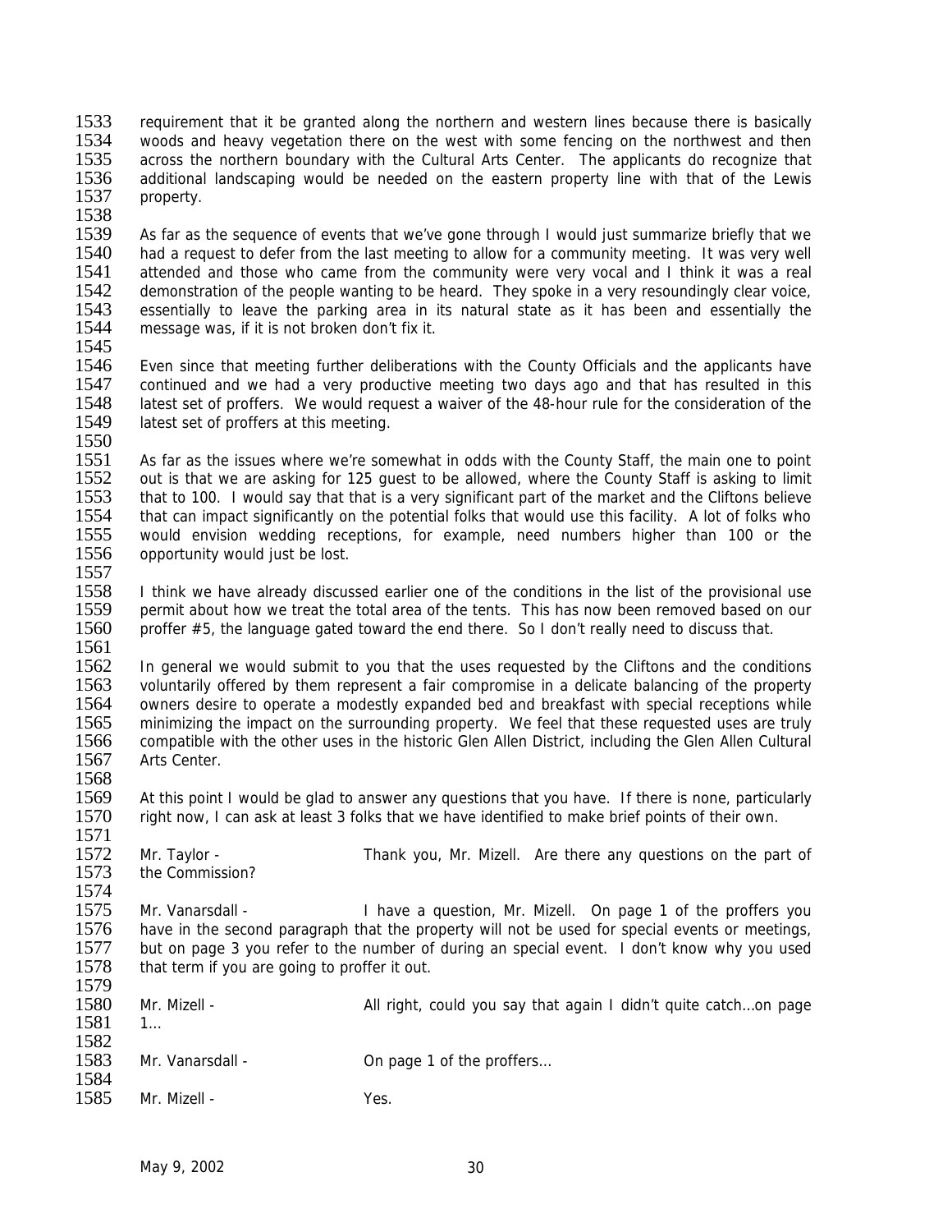requirement that it be granted along the northern and western lines because there is basically woods and heavy vegetation there on the west with some fencing on the northwest and then across the northern boundary with the Cultural Arts Center. The applicants do recognize that additional landscaping would be needed on the eastern property line with that of the Lewis property.

As far as the sequence of events that we've gone through I would just summarize briefly that we had a request to defer from the last meeting to allow for a community meeting. It was very well attended and those who came from the community were very vocal and I think it was a real demonstration of the people wanting to be heard. They spoke in a very resoundingly clear voice, essentially to leave the parking area in its natural state as it has been and essentially the message was, if it is not broken don't fix it.

Even since that meeting further deliberations with the County Officials and the applicants have continued and we had a very productive meeting two days ago and that has resulted in this latest set of proffers. We would request a waiver of the 48-hour rule for the consideration of the latest set of proffers at this meeting.

As far as the issues where we're somewhat in odds with the County Staff, the main one to point out is that we are asking for 125 guest to be allowed, where the County Staff is asking to limit that to 100. I would say that that is a very significant part of the market and the Cliftons believe that can impact significantly on the potential folks that would use this facility. A lot of folks who would envision wedding receptions, for example, need numbers higher than 100 or the opportunity would just be lost.

I think we have already discussed earlier one of the conditions in the list of the provisional use permit about how we treat the total area of the tents. This has now been removed based on our proffer #5, the language gated toward the end there. So I don't really need to discuss that.

In general we would submit to you that the uses requested by the Cliftons and the conditions voluntarily offered by them represent a fair compromise in a delicate balancing of the property owners desire to operate a modestly expanded bed and breakfast with special receptions while minimizing the impact on the surrounding property. We feel that these requested uses are truly compatible with the other uses in the historic Glen Allen District, including the Glen Allen Cultural Arts Center.

At this point I would be glad to answer any questions that you have. If there is none, particularly right now, I can ask at least 3 folks that we have identified to make brief points of their own.

Mr. Taylor - Thank you, Mr. Mizell. Are there any questions on the part of the Commission?

Mr. Vanarsdall - I have a question, Mr. Mizell. On page 1 of the proffers you have in the second paragraph that the property will not be used for special events or meetings, but on page 3 you refer to the number of during an special event. I don't know why you used that term if you are going to proffer it out.

Mr. Mizell - All right, could you say that again I didn't quite catch…on page 1…

Mr. Vanarsdall - On page 1 of the proffers…

Mr. Mizell - Yes.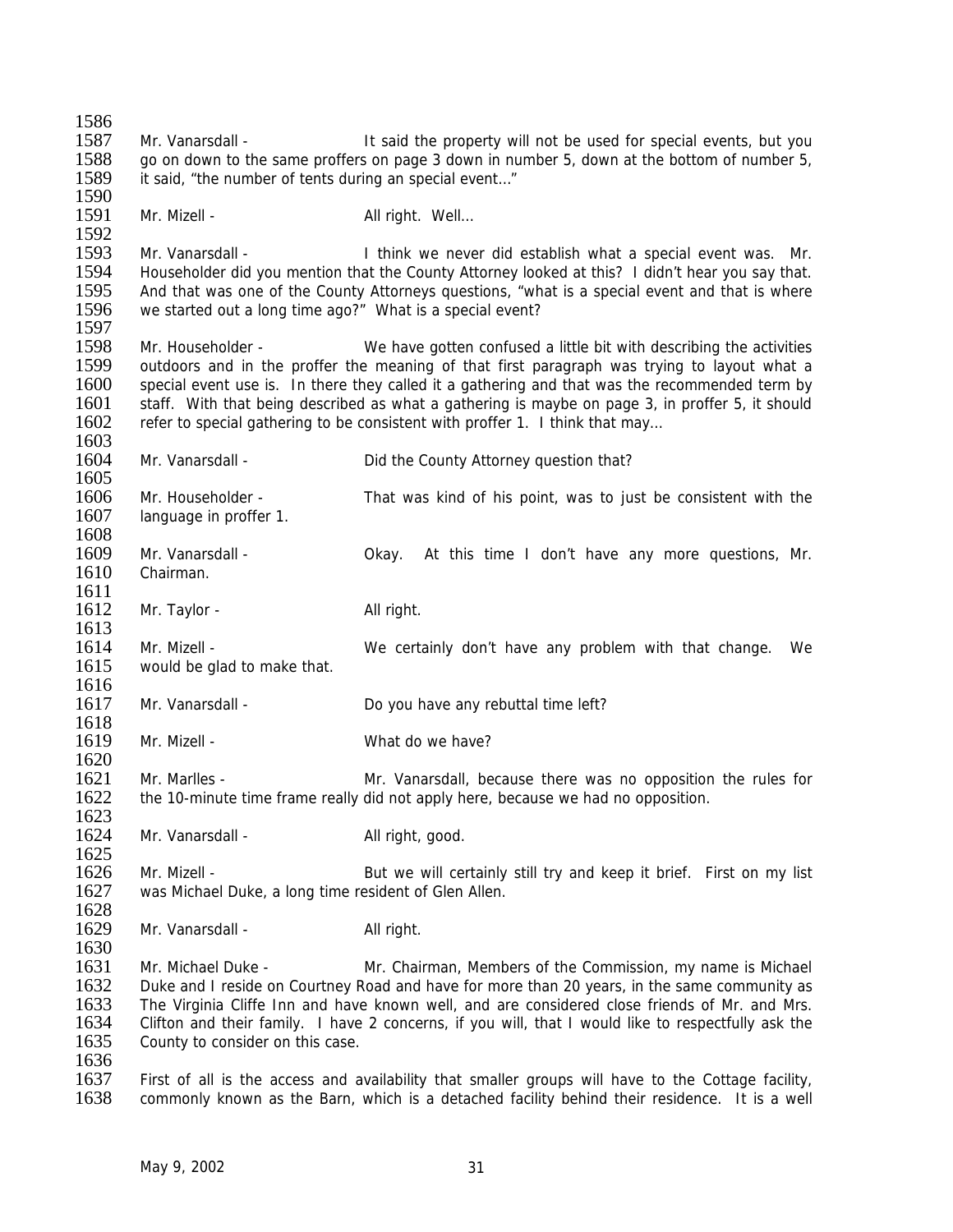Mr. Vanarsdall - It said the property will not be used for special events, but you go on down to the same proffers on page 3 down in number 5, down at the bottom of number 5, it said, "the number of tents during an special event…"

Mr. Mizell - All right. Well…

Mr. Vanarsdall - I think we never did establish what a special event was. Mr. Householder did you mention that the County Attorney looked at this? I didn't hear you say that. And that was one of the County Attorneys questions, "what is a special event and that is where we started out a long time ago?" What is a special event?

Mr. Householder - We have gotten confused a little bit with describing the activities outdoors and in the proffer the meaning of that first paragraph was trying to layout what a special event use is. In there they called it a gathering and that was the recommended term by staff. With that being described as what a gathering is maybe on page 3, in proffer 5, it should refer to special gathering to be consistent with proffer 1. I think that may…

Mr. Vanarsdall - Did the County Attorney question that?

Mr. Householder - That was kind of his point, was to just be consistent with the language in proffer 1.

Mr. Vanarsdall - Okay. At this time I don't have any more questions, Mr. Chairman.

Mr. Taylor - All right.

Mr. Mizell - We certainly don't have any problem with that change. We would be glad to make that.

Mr. Vanarsdall - Do you have any rebuttal time left?

Mr. Mizell - What do we have?

Mr. Marlles - Mr. Vanarsdall, because there was no opposition the rules for the 10-minute time frame really did not apply here, because we had no opposition.

Mr. Vanarsdall - All right, good.

Mr. Mizell - But we will certainly still try and keep it brief. First on my list was Michael Duke, a long time resident of Glen Allen.

Mr. Vanarsdall - All right.

Mr. Michael Duke - Mr. Chairman, Members of the Commission, my name is Michael Duke and I reside on Courtney Road and have for more than 20 years, in the same community as The Virginia Cliffe Inn and have known well, and are considered close friends of Mr. and Mrs. Clifton and their family. I have 2 concerns, if you will, that I would like to respectfully ask the County to consider on this case.

First of all is the access and availability that smaller groups will have to the Cottage facility, commonly known as the Barn, which is a detached facility behind their residence. It is a well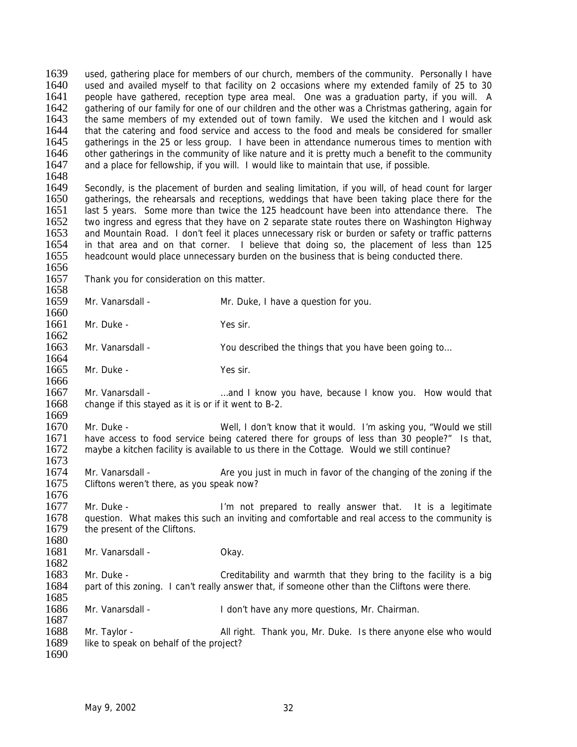used, gathering place for members of our church, members of the community. Personally I have used and availed myself to that facility on 2 occasions where my extended family of 25 to 30 people have gathered, reception type area meal. One was a graduation party, if you will. A gathering of our family for one of our children and the other was a Christmas gathering, again for the same members of my extended out of town family. We used the kitchen and I would ask that the catering and food service and access to the food and meals be considered for smaller gatherings in the 25 or less group. I have been in attendance numerous times to mention with other gatherings in the community of like nature and it is pretty much a benefit to the community and a place for fellowship, if you will. I would like to maintain that use, if possible.

Secondly, is the placement of burden and sealing limitation, if you will, of head count for larger gatherings, the rehearsals and receptions, weddings that have been taking place there for the last 5 years. Some more than twice the 125 headcount have been into attendance there. The two ingress and egress that they have on 2 separate state routes there on Washington Highway and Mountain Road. I don't feel it places unnecessary risk or burden or safety or traffic patterns in that area and on that corner. I believe that doing so, the placement of less than 125 headcount would place unnecessary burden on the business that is being conducted there.

Thank you for consideration on this matter.

Mr. Vanarsdall - Mr. Duke, I have a question for you.

Mr. Duke - Yes sir.

Mr. Vanarsdall - You described the things that you have been going to…

Mr. Duke - Yes sir.

Mr. Vanarsdall - …and I know you have, because I know you. How would that change if this stayed as it is or if it went to B-2.

Mr. Duke - Well, I don't know that it would. I'm asking you, "Would we still have access to food service being catered there for groups of less than 30 people?" Is that, maybe a kitchen facility is available to us there in the Cottage. Would we still continue?

Mr. Vanarsdall - Are you just in much in favor of the changing of the zoning if the Cliftons weren't there, as you speak now?

Mr. Duke - I'm not prepared to really answer that. It is a legitimate question. What makes this such an inviting and comfortable and real access to the community is the present of the Cliftons.

Mr. Vanarsdall - Okay.

Mr. Duke - Creditability and warmth that they bring to the facility is a big part of this zoning. I can't really answer that, if someone other than the Cliftons were there.

Mr. Vanarsdall - I don't have any more questions, Mr. Chairman.

Mr. Taylor - All right. Thank you, Mr. Duke. Is there anyone else who would like to speak on behalf of the project?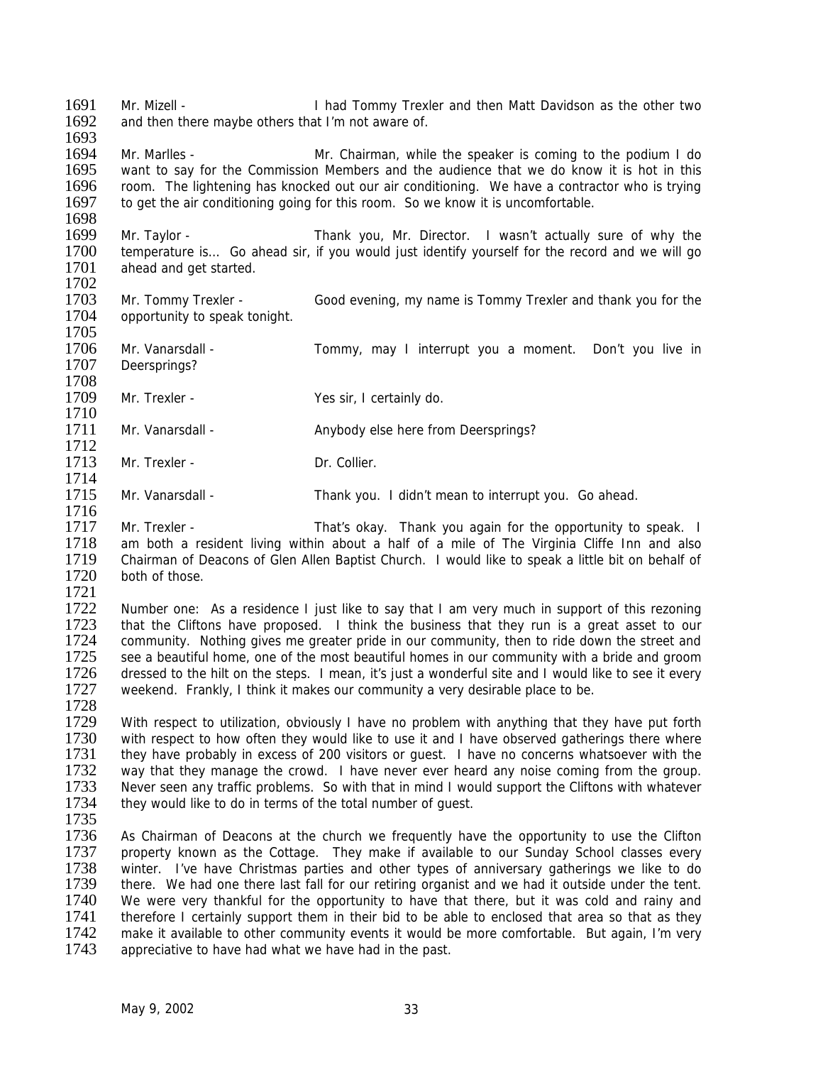Mr. Mizell - I had Tommy Trexler and then Matt Davidson as the other two and then there maybe others that I'm not aware of.

Mr. Marlles - Mr. Chairman, while the speaker is coming to the podium I do want to say for the Commission Members and the audience that we do know it is hot in this room. The lightening has knocked out our air conditioning. We have a contractor who is trying to get the air conditioning going for this room. So we know it is uncomfortable.

Mr. Taylor - Thank you, Mr. Director. I wasn't actually sure of why the temperature is... Go ahead sir, if you would just identify yourself for the record and we will go ahead and get started.

Mr. Tommy Trexler - Good evening, my name is Tommy Trexler and thank you for the opportunity to speak tonight.

Mr. Vanarsdall - Tommy, may I interrupt you a moment. Don't you live in Deersprings?

Mr. Trexler - Yes sir, I certainly do.

Mr. Vanarsdall - Anybody else here from Deersprings?

Mr. Trexler - Dr. Collier.

Mr. Vanarsdall - Thank you. I didn't mean to interrupt you. Go ahead.

Mr. Trexler - That's okay. Thank you again for the opportunity to speak. I am both a resident living within about a half of a mile of The Virginia Cliffe Inn and also Chairman of Deacons of Glen Allen Baptist Church. I would like to speak a little bit on behalf of both of those.

Number one: As a residence I just like to say that I am very much in support of this rezoning that the Cliftons have proposed. I think the business that they run is a great asset to our community. Nothing gives me greater pride in our community, then to ride down the street and see a beautiful home, one of the most beautiful homes in our community with a bride and groom dressed to the hilt on the steps. I mean, it's just a wonderful site and I would like to see it every weekend. Frankly, I think it makes our community a very desirable place to be.

With respect to utilization, obviously I have no problem with anything that they have put forth with respect to how often they would like to use it and I have observed gatherings there where they have probably in excess of 200 visitors or guest. I have no concerns whatsoever with the way that they manage the crowd. I have never ever heard any noise coming from the group. Never seen any traffic problems. So with that in mind I would support the Cliftons with whatever they would like to do in terms of the total number of guest.

As Chairman of Deacons at the church we frequently have the opportunity to use the Clifton property known as the Cottage. They make if available to our Sunday School classes every winter. I've have Christmas parties and other types of anniversary gatherings we like to do there. We had one there last fall for our retiring organist and we had it outside under the tent. We were very thankful for the opportunity to have that there, but it was cold and rainy and therefore I certainly support them in their bid to be able to enclosed that area so that as they make it available to other community events it would be more comfortable. But again, I'm very appreciative to have had what we have had in the past.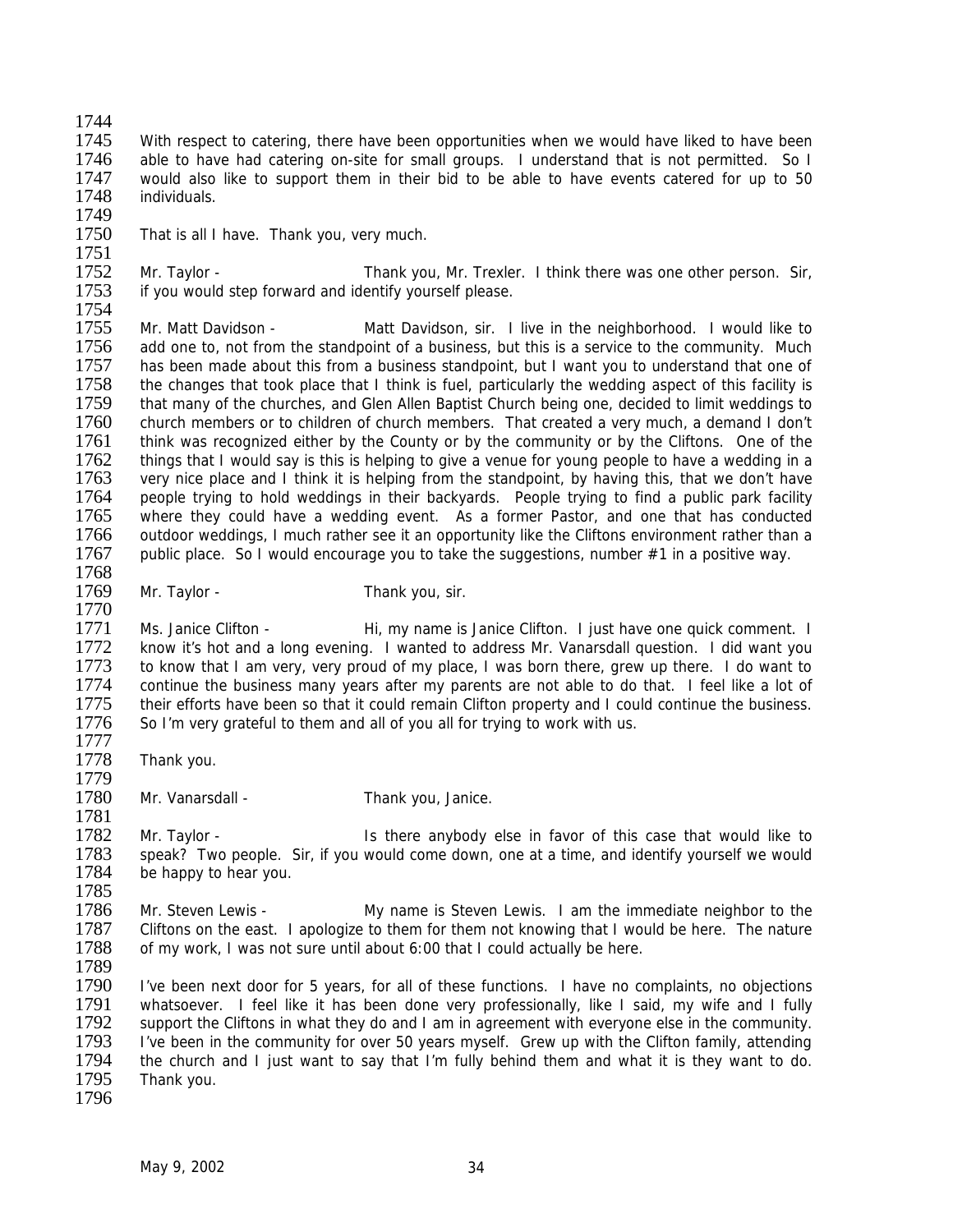With respect to catering, there have been opportunities when we would have liked to have been able to have had catering on-site for small groups. I understand that is not permitted. So I would also like to support them in their bid to be able to have events catered for up to 50 individuals.

That is all I have. Thank you, very much.

Mr. Taylor - Thank you, Mr. Trexler. I think there was one other person. Sir, if you would step forward and identify yourself please.

Mr. Matt Davidson - Matt Davidson, sir. I live in the neighborhood. I would like to add one to, not from the standpoint of a business, but this is a service to the community. Much has been made about this from a business standpoint, but I want you to understand that one of the changes that took place that I think is fuel, particularly the wedding aspect of this facility is that many of the churches, and Glen Allen Baptist Church being one, decided to limit weddings to church members or to children of church members. That created a very much, a demand I don't think was recognized either by the County or by the community or by the Cliftons. One of the things that I would say is this is helping to give a venue for young people to have a wedding in a very nice place and I think it is helping from the standpoint, by having this, that we don't have people trying to hold weddings in their backyards. People trying to find a public park facility where they could have a wedding event. As a former Pastor, and one that has conducted outdoor weddings, I much rather see it an opportunity like the Cliftons environment rather than a public place. So I would encourage you to take the suggestions, number #1 in a positive way.

Mr. Taylor - Thank you, sir.

Ms. Janice Clifton - Hi, my name is Janice Clifton. I just have one quick comment. I know it's hot and a long evening. I wanted to address Mr. Vanarsdall question. I did want you to know that I am very, very proud of my place, I was born there, grew up there. I do want to continue the business many years after my parents are not able to do that. I feel like a lot of their efforts have been so that it could remain Clifton property and I could continue the business. So I'm very grateful to them and all of you all for trying to work with us.

Thank you.

Mr. Vanarsdall - Thank you, Janice.

Mr. Taylor - Is there anybody else in favor of this case that would like to speak? Two people. Sir, if you would come down, one at a time, and identify yourself we would be happy to hear you.

Mr. Steven Lewis - My name is Steven Lewis. I am the immediate neighbor to the Cliftons on the east. I apologize to them for them not knowing that I would be here. The nature of my work, I was not sure until about 6:00 that I could actually be here.

I've been next door for 5 years, for all of these functions. I have no complaints, no objections whatsoever. I feel like it has been done very professionally, like I said, my wife and I fully support the Cliftons in what they do and I am in agreement with everyone else in the community. I've been in the community for over 50 years myself. Grew up with the Clifton family, attending the church and I just want to say that I'm fully behind them and what it is they want to do. Thank you.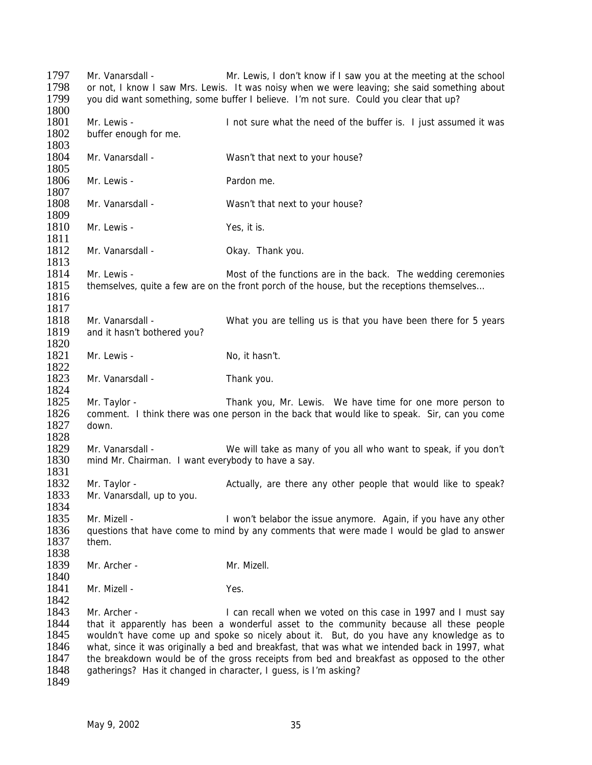1797 Mr. Vanarsdall - Mr. Lewis, I don't know if I saw you at the meeting at the school
1798 or not, I know I saw Mrs. Lewis. It was noisy when we were leaving; she said something about
1799 you did want something, some buffer I believe. I'm not sure. Could you clear that up?
1800
1801 Mr. Lewis - I not sure what the need of the buffer is. I just assumed it was
1802 buffer enough for me.
1803
1804 Mr. Vanarsdall - Wasn't that next to your house?
1805
1806 Mr. Lewis - Pardon me.
1807
1808 Mr. Vanarsdall - Wasn't that next to your house?
1809
1810 Mr. Lewis - Yes, it is.
1811
1812 Mr. Vanarsdall - Okay. Thank you.
1813
1814 Mr. Lewis - Most of the functions are in the back. The wedding ceremonies
1815 themselves, quite a few are on the front porch of the house, but the receptions themselves…
1816
1817
1818 Mr. Vanarsdall - What you are telling us is that you have been there for 5 years
1819 and it hasn't bothered you?
1820
1821 Mr. Lewis - No, it hasn't.
1822
1823 Mr. Vanarsdall - Thank you.
1824
1825 Mr. Taylor - Thank you, Mr. Lewis. We have time for one more person to
1826 comment. I think there was one person in the back that would like to speak. Sir, can you come
1827 down.
1828
1829 Mr. Vanarsdall - We will take as many of you all who want to speak, if you don't
1830 mind Mr. Chairman. I want everybody to have a say.
1831
1832 Mr. Taylor - Actually, are there any other people that would like to speak?
1833 Mr. Vanarsdall, up to you.
1834
1835 Mr. Mizell - I won't belabor the issue anymore. Again, if you have any other
1836 questions that have come to mind by any comments that were made I would be glad to answer
1837 them.
1838
1839 Mr. Archer - Mr. Mizell.
1840
1841 Mr. Mizell - Yes.
1842
1843 Mr. Archer - I can recall when we voted on this case in 1997 and I must say
1844 that it apparently has been a wonderful asset to the community because all these people
1845 wouldn't have come up and spoke so nicely about it. But, do you have any knowledge as to
1846 what, since it was originally a bed and breakfast, that was what we intended back in 1997, what
1847 the breakdown would be of the gross receipts from bed and breakfast as opposed to the other
1848 gatherings? Has it changed in character, I guess, is I'm asking?
1849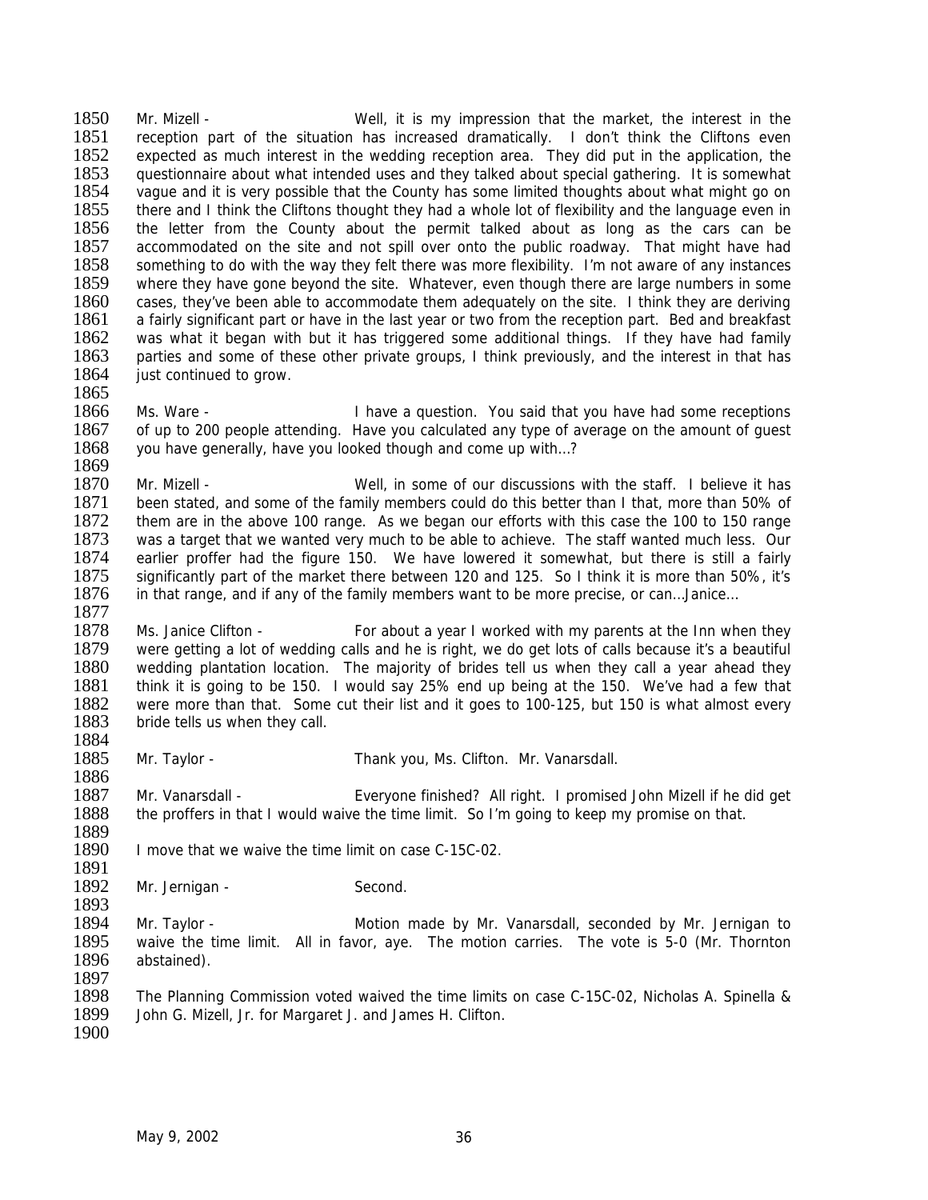Mr. Mizell - Well, it is my impression that the market, the interest in the reception part of the situation has increased dramatically. I don't think the Cliftons even expected as much interest in the wedding reception area. They did put in the application, the questionnaire about what intended uses and they talked about special gathering. It is somewhat vague and it is very possible that the County has some limited thoughts about what might go on there and I think the Cliftons thought they had a whole lot of flexibility and the language even in the letter from the County about the permit talked about as long as the cars can be accommodated on the site and not spill over onto the public roadway. That might have had something to do with the way they felt there was more flexibility. I'm not aware of any instances where they have gone beyond the site. Whatever, even though there are large numbers in some cases, they've been able to accommodate them adequately on the site. I think they are deriving a fairly significant part or have in the last year or two from the reception part. Bed and breakfast was what it began with but it has triggered some additional things. If they have had family parties and some of these other private groups, I think previously, and the interest in that has just continued to grow.

Ms. Ware - I have a question. You said that you have had some receptions of up to 200 people attending. Have you calculated any type of average on the amount of guest you have generally, have you looked though and come up with…?

Mr. Mizell - Well, in some of our discussions with the staff. I believe it has been stated, and some of the family members could do this better than I that, more than 50% of them are in the above 100 range. As we began our efforts with this case the 100 to 150 range was a target that we wanted very much to be able to achieve. The staff wanted much less. Our earlier proffer had the figure 150. We have lowered it somewhat, but there is still a fairly significantly part of the market there between 120 and 125. So I think it is more than 50%, it's in that range, and if any of the family members want to be more precise, or can…Janice…

Ms. Janice Clifton - For about a year I worked with my parents at the Inn when they were getting a lot of wedding calls and he is right, we do get lots of calls because it's a beautiful wedding plantation location. The majority of brides tell us when they call a year ahead they think it is going to be 150. I would say 25% end up being at the 150. We've had a few that were more than that. Some cut their list and it goes to 100-125, but 150 is what almost every bride tells us when they call.

Mr. Taylor - Thank you, Ms. Clifton. Mr. Vanarsdall.

Mr. Vanarsdall - Everyone finished? All right. I promised John Mizell if he did get the proffers in that I would waive the time limit. So I'm going to keep my promise on that.

I move that we waive the time limit on case C-15C-02.

Mr. Jernigan - Second.

Mr. Taylor - Motion made by Mr. Vanarsdall, seconded by Mr. Jernigan to waive the time limit. All in favor, aye. The motion carries. The vote is 5-0 (Mr. Thornton abstained).

The Planning Commission voted waived the time limits on case C-15C-02, Nicholas A. Spinella & John G. Mizell, Jr. for Margaret J. and James H. Clifton.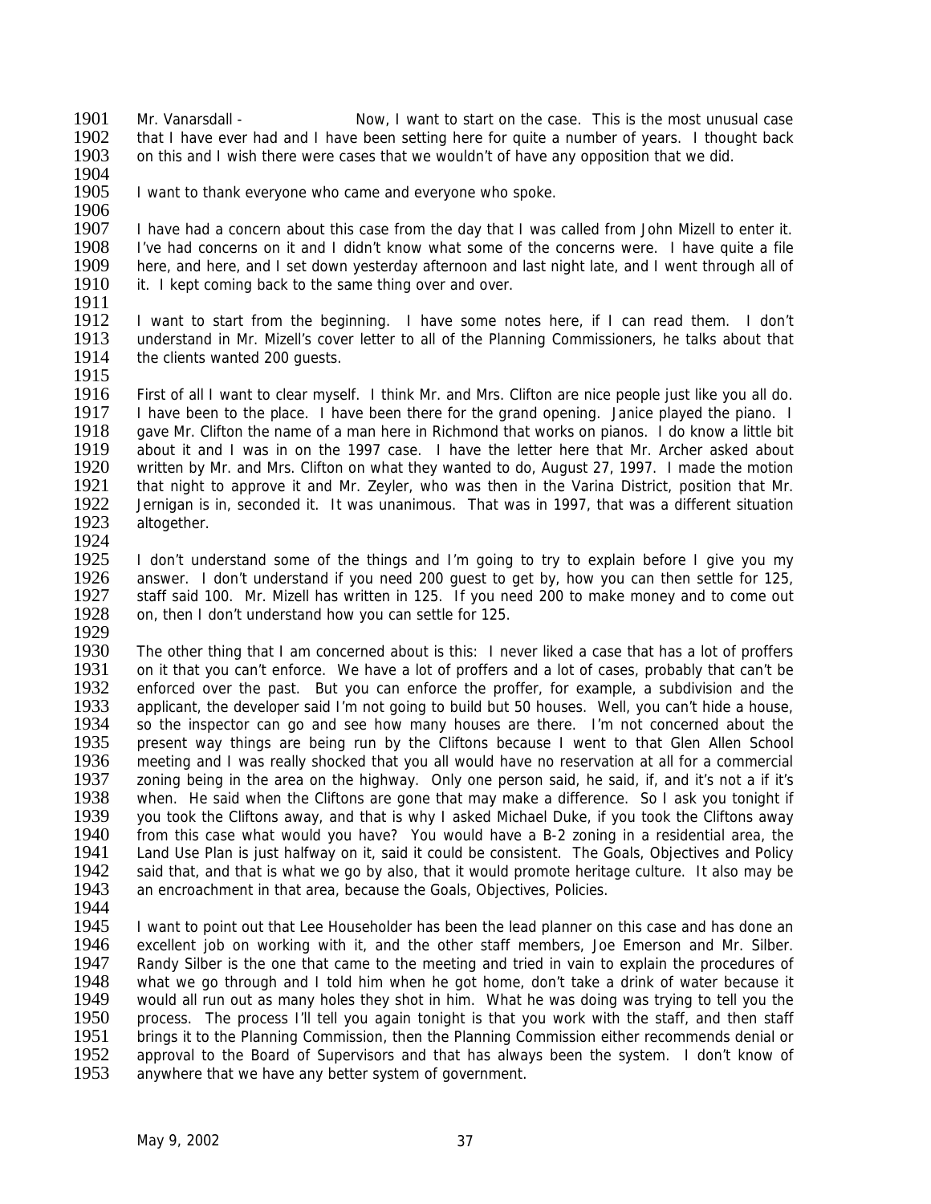Mr. Vanarsdall - Now, I want to start on the case. This is the most unusual case that I have ever had and I have been setting here for quite a number of years. I thought back on this and I wish there were cases that we wouldn't of have any opposition that we did.

I want to thank everyone who came and everyone who spoke.

I have had a concern about this case from the day that I was called from John Mizell to enter it. I've had concerns on it and I didn't know what some of the concerns were. I have quite a file here, and here, and I set down yesterday afternoon and last night late, and I went through all of it. I kept coming back to the same thing over and over.

I want to start from the beginning. I have some notes here, if I can read them. I don't understand in Mr. Mizell's cover letter to all of the Planning Commissioners, he talks about that the clients wanted 200 guests.

First of all I want to clear myself. I think Mr. and Mrs. Clifton are nice people just like you all do. I have been to the place. I have been there for the grand opening. Janice played the piano. I gave Mr. Clifton the name of a man here in Richmond that works on pianos. I do know a little bit about it and I was in on the 1997 case. I have the letter here that Mr. Archer asked about written by Mr. and Mrs. Clifton on what they wanted to do, August 27, 1997. I made the motion that night to approve it and Mr. Zeyler, who was then in the Varina District, position that Mr. Jernigan is in, seconded it. It was unanimous. That was in 1997, that was a different situation altogether.

I don't understand some of the things and I'm going to try to explain before I give you my answer. I don't understand if you need 200 guest to get by, how you can then settle for 125, staff said 100. Mr. Mizell has written in 125. If you need 200 to make money and to come out on, then I don't understand how you can settle for 125.

The other thing that I am concerned about is this: I never liked a case that has a lot of proffers on it that you can't enforce. We have a lot of proffers and a lot of cases, probably that can't be enforced over the past. But you can enforce the proffer, for example, a subdivision and the applicant, the developer said I'm not going to build but 50 houses. Well, you can't hide a house, so the inspector can go and see how many houses are there. I'm not concerned about the present way things are being run by the Cliftons because I went to that Glen Allen School meeting and I was really shocked that you all would have no reservation at all for a commercial zoning being in the area on the highway. Only one person said, he said, if, and it's not a if it's when. He said when the Cliftons are gone that may make a difference. So I ask you tonight if you took the Cliftons away, and that is why I asked Michael Duke, if you took the Cliftons away from this case what would you have? You would have a B-2 zoning in a residential area, the Land Use Plan is just halfway on it, said it could be consistent. The Goals, Objectives and Policy said that, and that is what we go by also, that it would promote heritage culture. It also may be an encroachment in that area, because the Goals, Objectives, Policies.

I want to point out that Lee Householder has been the lead planner on this case and has done an excellent job on working with it, and the other staff members, Joe Emerson and Mr. Silber. Randy Silber is the one that came to the meeting and tried in vain to explain the procedures of what we go through and I told him when he got home, don't take a drink of water because it would all run out as many holes they shot in him. What he was doing was trying to tell you the process. The process I'll tell you again tonight is that you work with the staff, and then staff brings it to the Planning Commission, then the Planning Commission either recommends denial or approval to the Board of Supervisors and that has always been the system. I don't know of anywhere that we have any better system of government.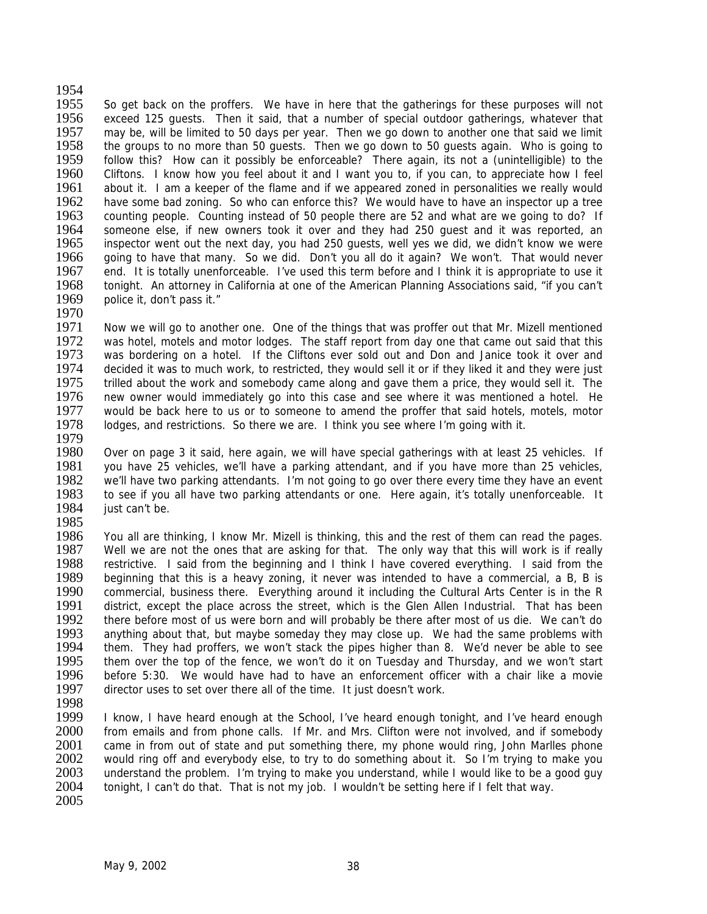So get back on the proffers. We have in here that the gatherings for these purposes will not exceed 125 guests. Then it said, that a number of special outdoor gatherings, whatever that may be, will be limited to 50 days per year. Then we go down to another one that said we limit the groups to no more than 50 guests. Then we go down to 50 guests again. Who is going to follow this? How can it possibly be enforceable? There again, its not a (unintelligible) to the Cliftons. I know how you feel about it and I want you to, if you can, to appreciate how I feel about it. I am a keeper of the flame and if we appeared zoned in personalities we really would have some bad zoning. So who can enforce this? We would have to have an inspector up a tree counting people. Counting instead of 50 people there are 52 and what are we going to do? If someone else, if new owners took it over and they had 250 guest and it was reported, an inspector went out the next day, you had 250 guests, well yes we did, we didn't know we were going to have that many. So we did. Don't you all do it again? We won't. That would never end. It is totally unenforceable. I've used this term before and I think it is appropriate to use it tonight. An attorney in California at one of the American Planning Associations said, "if you can't police it, don't pass it."

Now we will go to another one. One of the things that was proffer out that Mr. Mizell mentioned was hotel, motels and motor lodges. The staff report from day one that came out said that this was bordering on a hotel. If the Cliftons ever sold out and Don and Janice took it over and decided it was to much work, to restricted, they would sell it or if they liked it and they were just trilled about the work and somebody came along and gave them a price, they would sell it. The new owner would immediately go into this case and see where it was mentioned a hotel. He would be back here to us or to someone to amend the proffer that said hotels, motels, motor lodges, and restrictions. So there we are. I think you see where I'm going with it.

Over on page 3 it said, here again, we will have special gatherings with at least 25 vehicles. If you have 25 vehicles, we'll have a parking attendant, and if you have more than 25 vehicles, we'll have two parking attendants. I'm not going to go over there every time they have an event to see if you all have two parking attendants or one. Here again, it's totally unenforceable. It just can't be.

You all are thinking, I know Mr. Mizell is thinking, this and the rest of them can read the pages. Well we are not the ones that are asking for that. The only way that this will work is if really restrictive. I said from the beginning and I think I have covered everything. I said from the beginning that this is a heavy zoning, it never was intended to have a commercial, a B, B is commercial, business there. Everything around it including the Cultural Arts Center is in the R district, except the place across the street, which is the Glen Allen Industrial. That has been there before most of us were born and will probably be there after most of us die. We can't do anything about that, but maybe someday they may close up. We had the same problems with them. They had proffers, we won't stack the pipes higher than 8. We'd never be able to see them over the top of the fence, we won't do it on Tuesday and Thursday, and we won't start before 5:30. We would have had to have an enforcement officer with a chair like a movie director uses to set over there all of the time. It just doesn't work.

I know, I have heard enough at the School, I've heard enough tonight, and I've heard enough from emails and from phone calls. If Mr. and Mrs. Clifton were not involved, and if somebody came in from out of state and put something there, my phone would ring, John Marlles phone would ring off and everybody else, to try to do something about it. So I'm trying to make you understand the problem. I'm trying to make you understand, while I would like to be a good guy tonight, I can't do that. That is not my job. I wouldn't be setting here if I felt that way.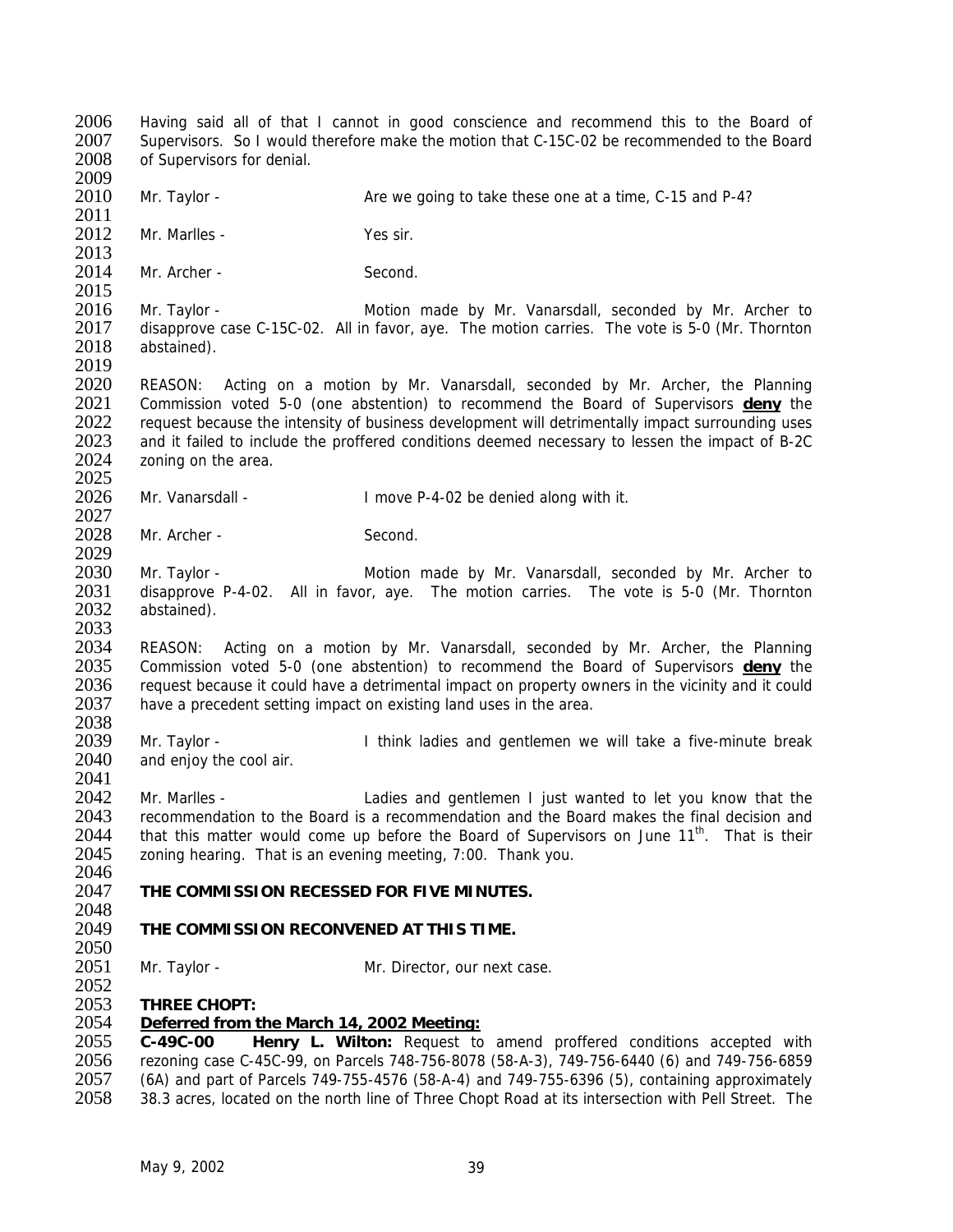Having said all of that I cannot in good conscience and recommend this to the Board of Supervisors. So I would therefore make the motion that C-15C-02 be recommended to the Board of Supervisors for denial.

Mr. Taylor - Are we going to take these one at a time, C-15 and P-4?

Mr. Marlles - Yes sir.

Mr. Archer - Second.

Mr. Taylor - Motion made by Mr. Vanarsdall, seconded by Mr. Archer to disapprove case C-15C-02. All in favor, aye. The motion carries. The vote is 5-0 (Mr. Thornton abstained).

REASON: Acting on a motion by Mr. Vanarsdall, seconded by Mr. Archer, the Planning Commission voted 5-0 (one abstention) to recommend the Board of Supervisors **deny** the request because the intensity of business development will detrimentally impact surrounding uses and it failed to include the proffered conditions deemed necessary to lessen the impact of B-2C zoning on the area.

Mr. Vanarsdall - I move P-4-02 be denied along with it.

Mr. Archer - Second.

Mr. Taylor - Motion made by Mr. Vanarsdall, seconded by Mr. Archer to disapprove P-4-02. All in favor, aye. The motion carries. The vote is 5-0 (Mr. Thornton abstained).

REASON: Acting on a motion by Mr. Vanarsdall, seconded by Mr. Archer, the Planning Commission voted 5-0 (one abstention) to recommend the Board of Supervisors **deny** the request because it could have a detrimental impact on property owners in the vicinity and it could have a precedent setting impact on existing land uses in the area.

Mr. Taylor - I think ladies and gentlemen we will take a five-minute break and enjoy the cool air.

Mr. Marlles - Ladies and gentlemen I just wanted to let you know that the recommendation to the Board is a recommendation and the Board makes the final decision and that this matter would come up before the Board of Supervisors on June 11th. That is their zoning hearing. That is an evening meeting, 7:00. Thank you.

**THE COMMISSION RECESSED FOR FIVE MINUTES.**

**THE COMMISSION RECONVENED AT THIS TIME.**

Mr. Taylor - Mr. Director, our next case.

**THREE CHOPT:**
**Deferred from the March 14, 2002 Meeting:**
**C-49C-00 Henry L. Wilton:** Request to amend proffered conditions accepted with rezoning case C-45C-99, on Parcels 748-756-8078 (58-A-3), 749-756-6440 (6) and 749-756-6859 (6A) and part of Parcels 749-755-4576 (58-A-4) and 749-755-6396 (5), containing approximately 38.3 acres, located on the north line of Three Chopt Road at its intersection with Pell Street. The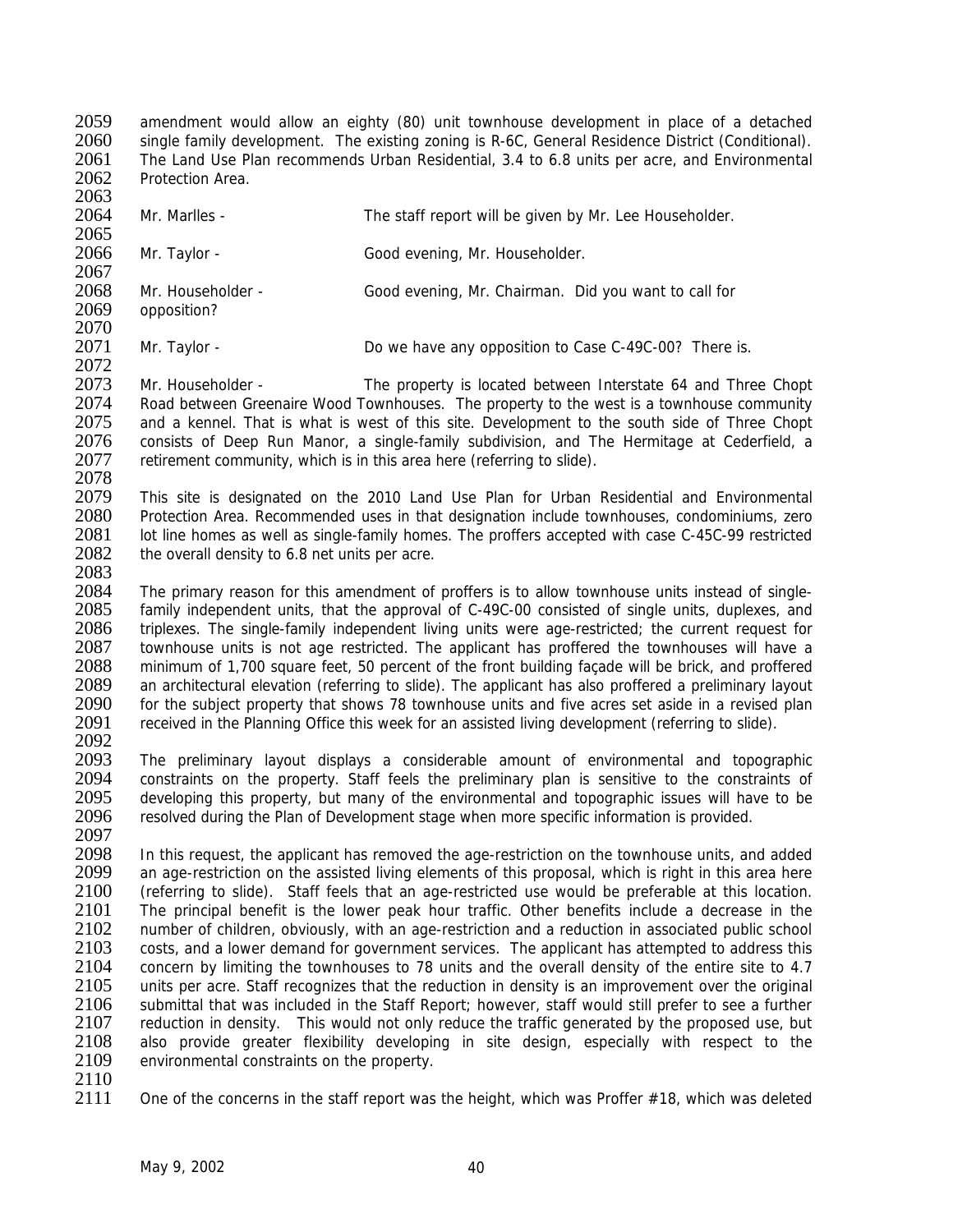amendment would allow an eighty (80) unit townhouse development in place of a detached single family development. The existing zoning is R-6C, General Residence District (Conditional). The Land Use Plan recommends Urban Residential, 3.4 to 6.8 units per acre, and Environmental Protection Area.

Mr. Marlles - The staff report will be given by Mr. Lee Householder.

Mr. Taylor - Good evening, Mr. Householder.

Mr. Householder - Good evening, Mr. Chairman. Did you want to call for opposition?

Mr. Taylor - Do we have any opposition to Case C-49C-00? There is.

Mr. Householder - The property is located between Interstate 64 and Three Chopt Road between Greenaire Wood Townhouses. The property to the west is a townhouse community and a kennel. That is what is west of this site. Development to the south side of Three Chopt consists of Deep Run Manor, a single-family subdivision, and The Hermitage at Cederfield, a retirement community, which is in this area here (referring to slide).

This site is designated on the 2010 Land Use Plan for Urban Residential and Environmental Protection Area. Recommended uses in that designation include townhouses, condominiums, zero lot line homes as well as single-family homes. The proffers accepted with case C-45C-99 restricted the overall density to 6.8 net units per acre.

The primary reason for this amendment of proffers is to allow townhouse units instead of single-family independent units, that the approval of C-49C-00 consisted of single units, duplexes, and triplexes. The single-family independent living units were age-restricted; the current request for townhouse units is not age restricted. The applicant has proffered the townhouses will have a minimum of 1,700 square feet, 50 percent of the front building façade will be brick, and proffered an architectural elevation (referring to slide). The applicant has also proffered a preliminary layout for the subject property that shows 78 townhouse units and five acres set aside in a revised plan received in the Planning Office this week for an assisted living development (referring to slide).

The preliminary layout displays a considerable amount of environmental and topographic constraints on the property. Staff feels the preliminary plan is sensitive to the constraints of developing this property, but many of the environmental and topographic issues will have to be resolved during the Plan of Development stage when more specific information is provided.

In this request, the applicant has removed the age-restriction on the townhouse units, and added an age-restriction on the assisted living elements of this proposal, which is right in this area here (referring to slide). Staff feels that an age-restricted use would be preferable at this location. The principal benefit is the lower peak hour traffic. Other benefits include a decrease in the number of children, obviously, with an age-restriction and a reduction in associated public school costs, and a lower demand for government services. The applicant has attempted to address this concern by limiting the townhouses to 78 units and the overall density of the entire site to 4.7 units per acre. Staff recognizes that the reduction in density is an improvement over the original submittal that was included in the Staff Report; however, staff would still prefer to see a further reduction in density. This would not only reduce the traffic generated by the proposed use, but also provide greater flexibility developing in site design, especially with respect to the environmental constraints on the property.

One of the concerns in the staff report was the height, which was Proffer #18, which was deleted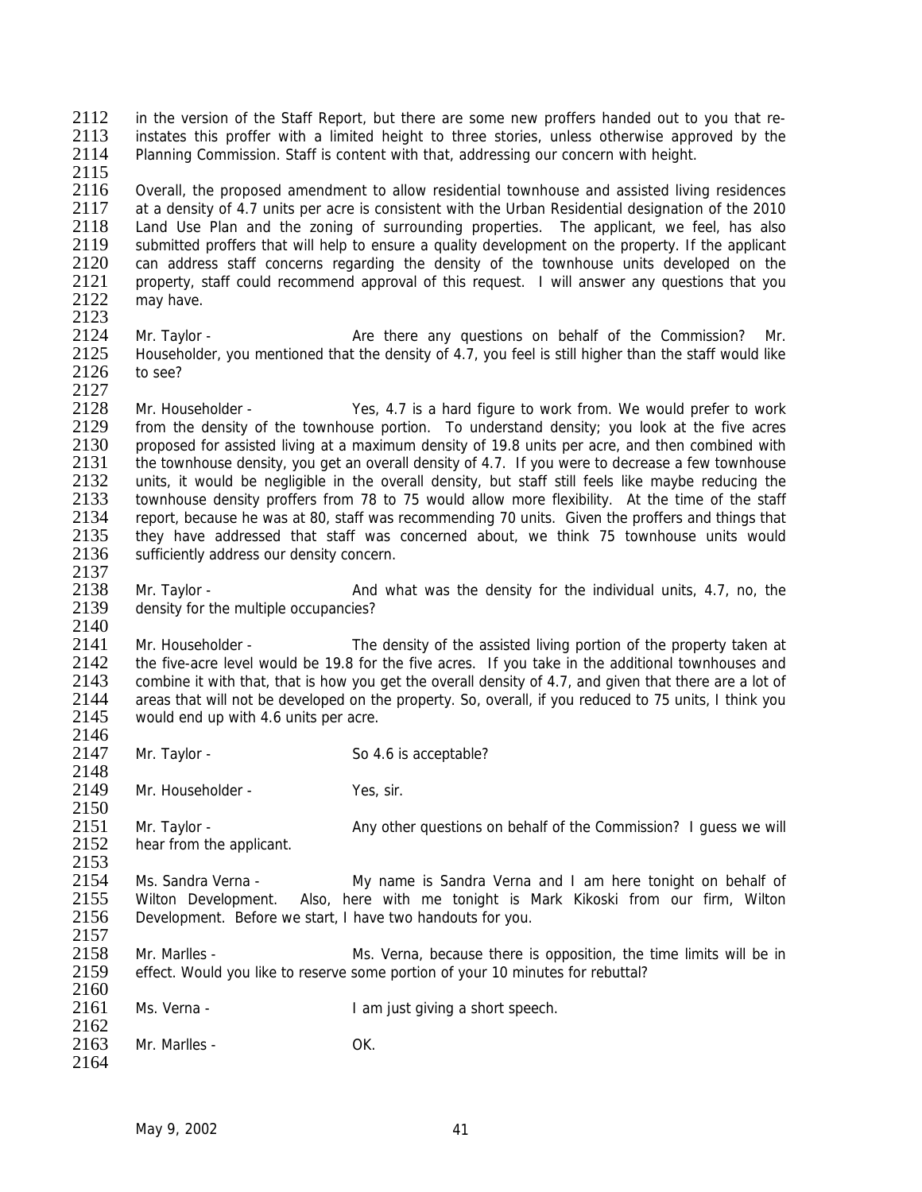in the version of the Staff Report, but there are some new proffers handed out to you that re-instates this proffer with a limited height to three stories, unless otherwise approved by the Planning Commission. Staff is content with that, addressing our concern with height.

Overall, the proposed amendment to allow residential townhouse and assisted living residences at a density of 4.7 units per acre is consistent with the Urban Residential designation of the 2010 Land Use Plan and the zoning of surrounding properties. The applicant, we feel, has also submitted proffers that will help to ensure a quality development on the property. If the applicant can address staff concerns regarding the density of the townhouse units developed on the property, staff could recommend approval of this request. I will answer any questions that you may have.

Mr. Taylor - Are there any questions on behalf of the Commission? Mr. Householder, you mentioned that the density of 4.7, you feel is still higher than the staff would like to see?

Mr. Householder - Yes, 4.7 is a hard figure to work from. We would prefer to work from the density of the townhouse portion. To understand density; you look at the five acres proposed for assisted living at a maximum density of 19.8 units per acre, and then combined with the townhouse density, you get an overall density of 4.7. If you were to decrease a few townhouse units, it would be negligible in the overall density, but staff still feels like maybe reducing the townhouse density proffers from 78 to 75 would allow more flexibility. At the time of the staff report, because he was at 80, staff was recommending 70 units. Given the proffers and things that they have addressed that staff was concerned about, we think 75 townhouse units would sufficiently address our density concern.

Mr. Taylor - And what was the density for the individual units, 4.7, no, the density for the multiple occupancies?

Mr. Householder - The density of the assisted living portion of the property taken at the five-acre level would be 19.8 for the five acres. If you take in the additional townhouses and combine it with that, that is how you get the overall density of 4.7, and given that there are a lot of areas that will not be developed on the property. So, overall, if you reduced to 75 units, I think you would end up with 4.6 units per acre.

Mr. Taylor - So 4.6 is acceptable?

Mr. Householder - Yes, sir.

Mr. Taylor - Any other questions on behalf of the Commission? I guess we will hear from the applicant.

Ms. Sandra Verna - My name is Sandra Verna and I am here tonight on behalf of Wilton Development. Also, here with me tonight is Mark Kikoski from our firm, Wilton Development. Before we start, I have two handouts for you.

Mr. Marlles - Ms. Verna, because there is opposition, the time limits will be in effect. Would you like to reserve some portion of your 10 minutes for rebuttal?

Ms. Verna - I am just giving a short speech.

Mr. Marlles - OK.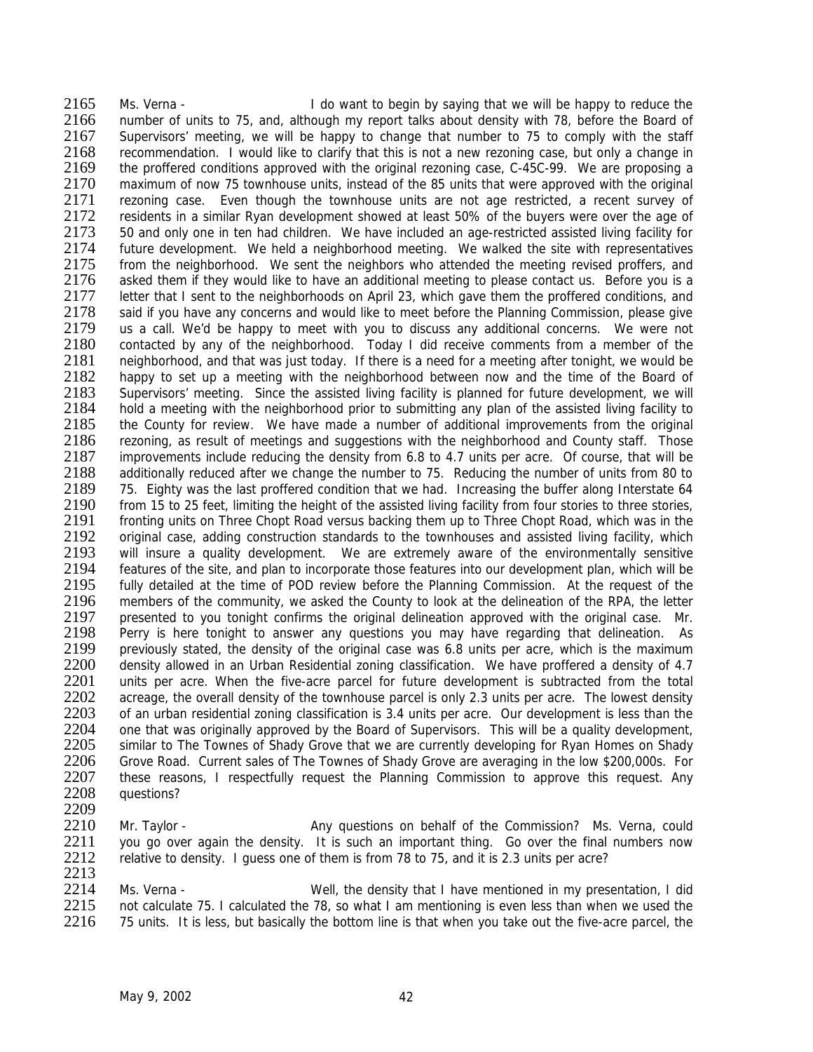2165 Ms. Verna - I do want to begin by saying that we will be happy to reduce the
2166 number of units to 75, and, although my report talks about density with 78, before the Board of
2167 Supervisors' meeting, we will be happy to change that number to 75 to comply with the staff
2168 recommendation. I would like to clarify that this is not a new rezoning case, but only a change in
2169 the proffered conditions approved with the original rezoning case, C-45C-99. We are proposing a
2170 maximum of now 75 townhouse units, instead of the 85 units that were approved with the original
2171 rezoning case. Even though the townhouse units are not age restricted, a recent survey of
2172 residents in a similar Ryan development showed at least 50% of the buyers were over the age of
2173 50 and only one in ten had children. We have included an age-restricted assisted living facility for
2174 future development. We held a neighborhood meeting. We walked the site with representatives
2175 from the neighborhood. We sent the neighbors who attended the meeting revised proffers, and
2176 asked them if they would like to have an additional meeting to please contact us. Before you is a
2177 letter that I sent to the neighborhoods on April 23, which gave them the proffered conditions, and
2178 said if you have any concerns and would like to meet before the Planning Commission, please give
2179 us a call. We'd be happy to meet with you to discuss any additional concerns. We were not
2180 contacted by any of the neighborhood. Today I did receive comments from a member of the
2181 neighborhood, and that was just today. If there is a need for a meeting after tonight, we would be
2182 happy to set up a meeting with the neighborhood between now and the time of the Board of
2183 Supervisors' meeting. Since the assisted living facility is planned for future development, we will
2184 hold a meeting with the neighborhood prior to submitting any plan of the assisted living facility to
2185 the County for review. We have made a number of additional improvements from the original
2186 rezoning, as result of meetings and suggestions with the neighborhood and County staff. Those
2187 improvements include reducing the density from 6.8 to 4.7 units per acre. Of course, that will be
2188 additionally reduced after we change the number to 75. Reducing the number of units from 80 to
2189 75. Eighty was the last proffered condition that we had. Increasing the buffer along Interstate 64
2190 from 15 to 25 feet, limiting the height of the assisted living facility from four stories to three stories,
2191 fronting units on Three Chopt Road versus backing them up to Three Chopt Road, which was in the
2192 original case, adding construction standards to the townhouses and assisted living facility, which
2193 will insure a quality development. We are extremely aware of the environmentally sensitive
2194 features of the site, and plan to incorporate those features into our development plan, which will be
2195 fully detailed at the time of POD review before the Planning Commission. At the request of the
2196 members of the community, we asked the County to look at the delineation of the RPA, the letter
2197 presented to you tonight confirms the original delineation approved with the original case. Mr.
2198 Perry is here tonight to answer any questions you may have regarding that delineation. As
2199 previously stated, the density of the original case was 6.8 units per acre, which is the maximum
2200 density allowed in an Urban Residential zoning classification. We have proffered a density of 4.7
2201 units per acre. When the five-acre parcel for future development is subtracted from the total
2202 acreage, the overall density of the townhouse parcel is only 2.3 units per acre. The lowest density
2203 of an urban residential zoning classification is 3.4 units per acre. Our development is less than the
2204 one that was originally approved by the Board of Supervisors. This will be a quality development,
2205 similar to The Townes of Shady Grove that we are currently developing for Ryan Homes on Shady
2206 Grove Road. Current sales of The Townes of Shady Grove are averaging in the low $200,000s. For
2207 these reasons, I respectfully request the Planning Commission to approve this request. Any
2208 questions?
2209
2210 Mr. Taylor - Any questions on behalf of the Commission? Ms. Verna, could
2211 you go over again the density. It is such an important thing. Go over the final numbers now
2212 relative to density. I guess one of them is from 78 to 75, and it is 2.3 units per acre?
2213
2214 Ms. Verna - Well, the density that I have mentioned in my presentation, I did
2215 not calculate 75. I calculated the 78, so what I am mentioning is even less than when we used the
2216 75 units. It is less, but basically the bottom line is that when you take out the five-acre parcel, the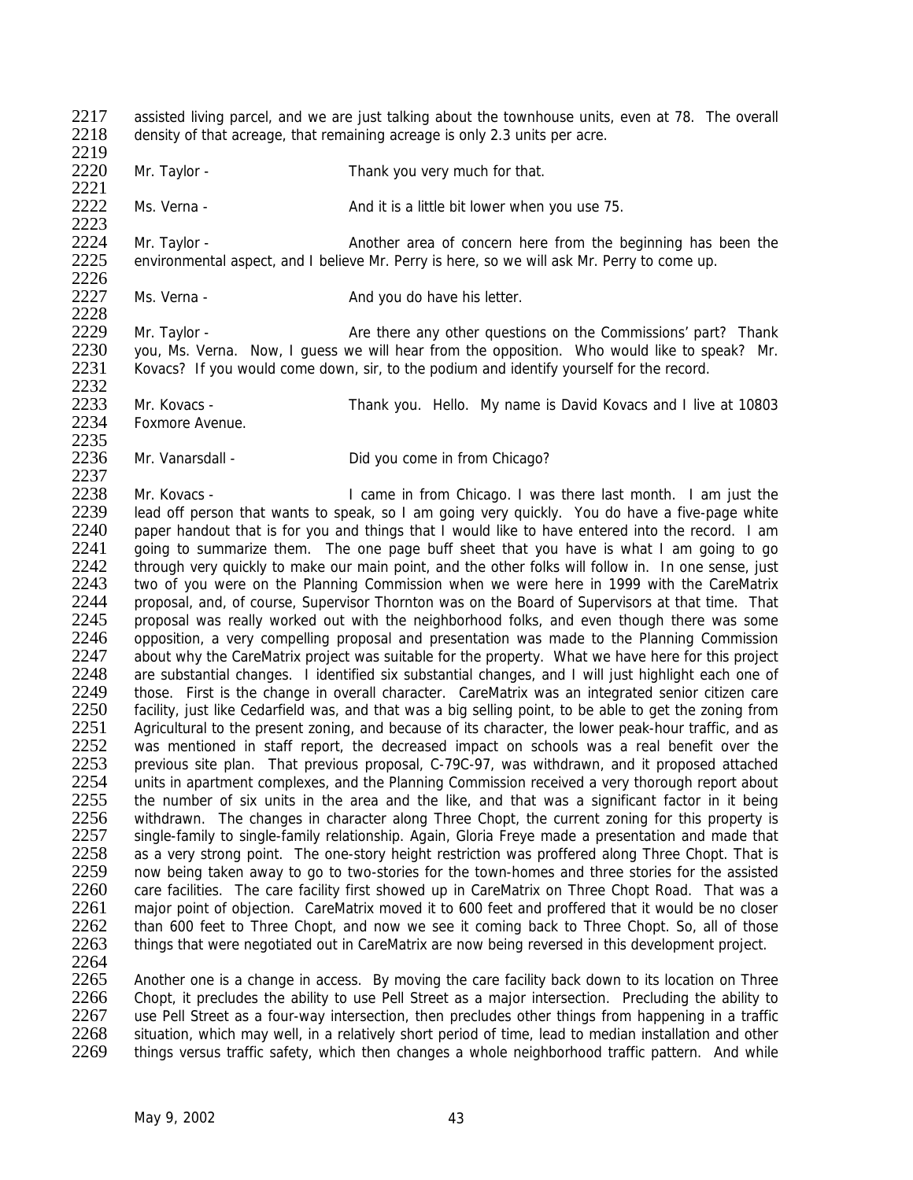assisted living parcel, and we are just talking about the townhouse units, even at 78. The overall density of that acreage, that remaining acreage is only 2.3 units per acre.

Mr. Taylor - Thank you very much for that.

Ms. Verna - And it is a little bit lower when you use 75.

Mr. Taylor - Another area of concern here from the beginning has been the environmental aspect, and I believe Mr. Perry is here, so we will ask Mr. Perry to come up.

Ms. Verna - And you do have his letter.

Mr. Taylor - Are there any other questions on the Commissions' part? Thank you, Ms. Verna. Now, I guess we will hear from the opposition. Who would like to speak? Mr. Kovacs? If you would come down, sir, to the podium and identify yourself for the record.

Mr. Kovacs - Thank you. Hello. My name is David Kovacs and I live at 10803 Foxmore Avenue.

Mr. Vanarsdall - Did you come in from Chicago?

Mr. Kovacs - I came in from Chicago. I was there last month. I am just the lead off person that wants to speak, so I am going very quickly. You do have a five-page white paper handout that is for you and things that I would like to have entered into the record. I am going to summarize them. The one page buff sheet that you have is what I am going to go through very quickly to make our main point, and the other folks will follow in. In one sense, just two of you were on the Planning Commission when we were here in 1999 with the CareMatrix proposal, and, of course, Supervisor Thornton was on the Board of Supervisors at that time. That proposal was really worked out with the neighborhood folks, and even though there was some opposition, a very compelling proposal and presentation was made to the Planning Commission about why the CareMatrix project was suitable for the property. What we have here for this project are substantial changes. I identified six substantial changes, and I will just highlight each one of those. First is the change in overall character. CareMatrix was an integrated senior citizen care facility, just like Cedarfield was, and that was a big selling point, to be able to get the zoning from Agricultural to the present zoning, and because of its character, the lower peak-hour traffic, and as was mentioned in staff report, the decreased impact on schools was a real benefit over the previous site plan. That previous proposal, C-79C-97, was withdrawn, and it proposed attached units in apartment complexes, and the Planning Commission received a very thorough report about the number of six units in the area and the like, and that was a significant factor in it being withdrawn. The changes in character along Three Chopt, the current zoning for this property is single-family to single-family relationship. Again, Gloria Freye made a presentation and made that as a very strong point. The one-story height restriction was proffered along Three Chopt. That is now being taken away to go to two-stories for the town-homes and three stories for the assisted care facilities. The care facility first showed up in CareMatrix on Three Chopt Road. That was a major point of objection. CareMatrix moved it to 600 feet and proffered that it would be no closer than 600 feet to Three Chopt, and now we see it coming back to Three Chopt. So, all of those things that were negotiated out in CareMatrix are now being reversed in this development project.

Another one is a change in access. By moving the care facility back down to its location on Three Chopt, it precludes the ability to use Pell Street as a major intersection. Precluding the ability to use Pell Street as a four-way intersection, then precludes other things from happening in a traffic situation, which may well, in a relatively short period of time, lead to median installation and other things versus traffic safety, which then changes a whole neighborhood traffic pattern. And while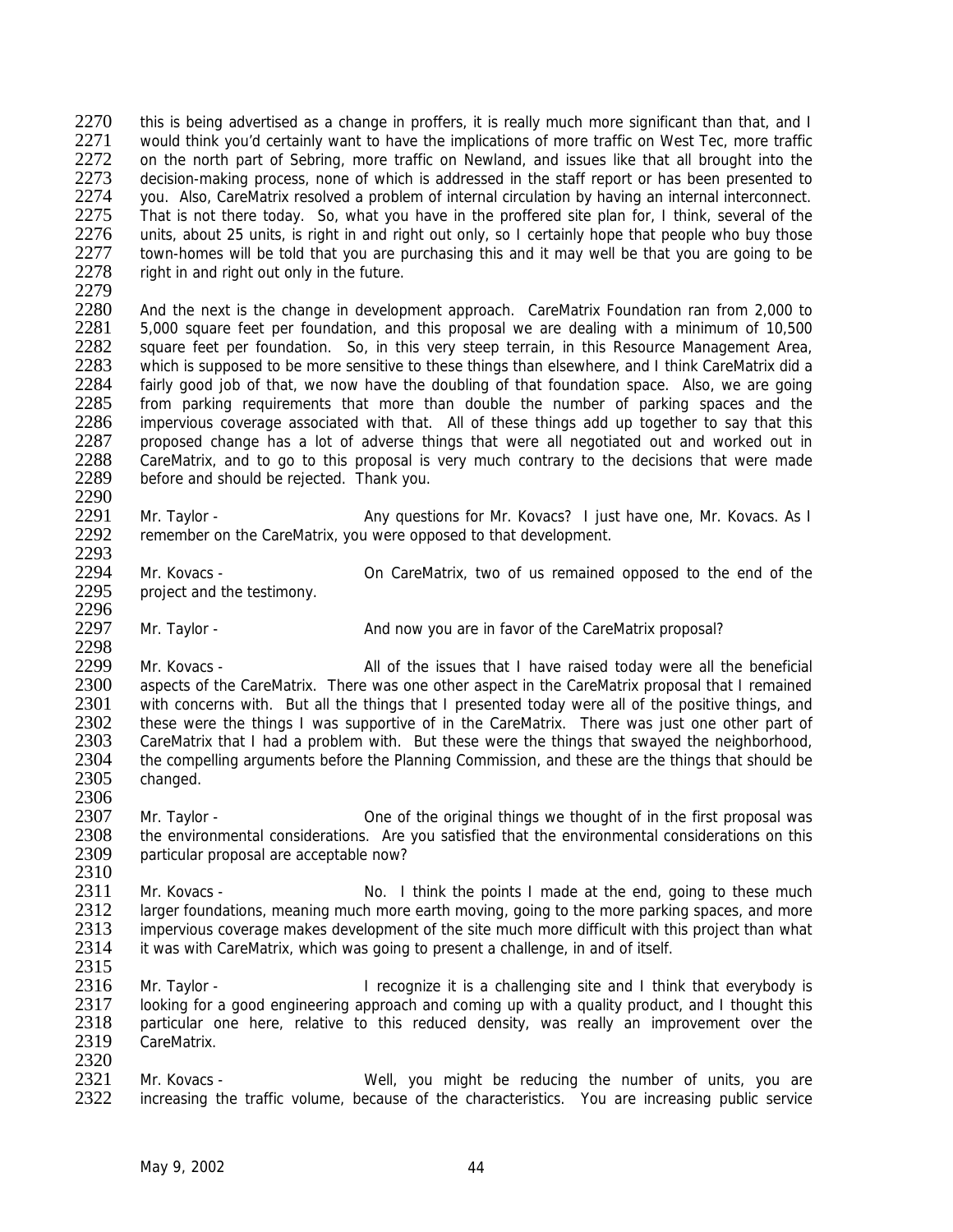this is being advertised as a change in proffers, it is really much more significant than that, and I would think you'd certainly want to have the implications of more traffic on West Tec, more traffic on the north part of Sebring, more traffic on Newland, and issues like that all brought into the decision-making process, none of which is addressed in the staff report or has been presented to you. Also, CareMatrix resolved a problem of internal circulation by having an internal interconnect. That is not there today. So, what you have in the proffered site plan for, I think, several of the units, about 25 units, is right in and right out only, so I certainly hope that people who buy those town-homes will be told that you are purchasing this and it may well be that you are going to be right in and right out only in the future.

And the next is the change in development approach. CareMatrix Foundation ran from 2,000 to 5,000 square feet per foundation, and this proposal we are dealing with a minimum of 10,500 square feet per foundation. So, in this very steep terrain, in this Resource Management Area, which is supposed to be more sensitive to these things than elsewhere, and I think CareMatrix did a fairly good job of that, we now have the doubling of that foundation space. Also, we are going from parking requirements that more than double the number of parking spaces and the impervious coverage associated with that. All of these things add up together to say that this proposed change has a lot of adverse things that were all negotiated out and worked out in CareMatrix, and to go to this proposal is very much contrary to the decisions that were made before and should be rejected. Thank you.

Mr. Taylor - Any questions for Mr. Kovacs? I just have one, Mr. Kovacs. As I remember on the CareMatrix, you were opposed to that development.

Mr. Kovacs - On CareMatrix, two of us remained opposed to the end of the project and the testimony.

Mr. Taylor - And now you are in favor of the CareMatrix proposal?

Mr. Kovacs - All of the issues that I have raised today were all the beneficial aspects of the CareMatrix. There was one other aspect in the CareMatrix proposal that I remained with concerns with. But all the things that I presented today were all of the positive things, and these were the things I was supportive of in the CareMatrix. There was just one other part of CareMatrix that I had a problem with. But these were the things that swayed the neighborhood, the compelling arguments before the Planning Commission, and these are the things that should be changed.

Mr. Taylor - One of the original things we thought of in the first proposal was the environmental considerations. Are you satisfied that the environmental considerations on this particular proposal are acceptable now?

Mr. Kovacs - No. I think the points I made at the end, going to these much larger foundations, meaning much more earth moving, going to the more parking spaces, and more impervious coverage makes development of the site much more difficult with this project than what it was with CareMatrix, which was going to present a challenge, in and of itself.

Mr. Taylor - I recognize it is a challenging site and I think that everybody is looking for a good engineering approach and coming up with a quality product, and I thought this particular one here, relative to this reduced density, was really an improvement over the CareMatrix.

Mr. Kovacs - Well, you might be reducing the number of units, you are increasing the traffic volume, because of the characteristics. You are increasing public service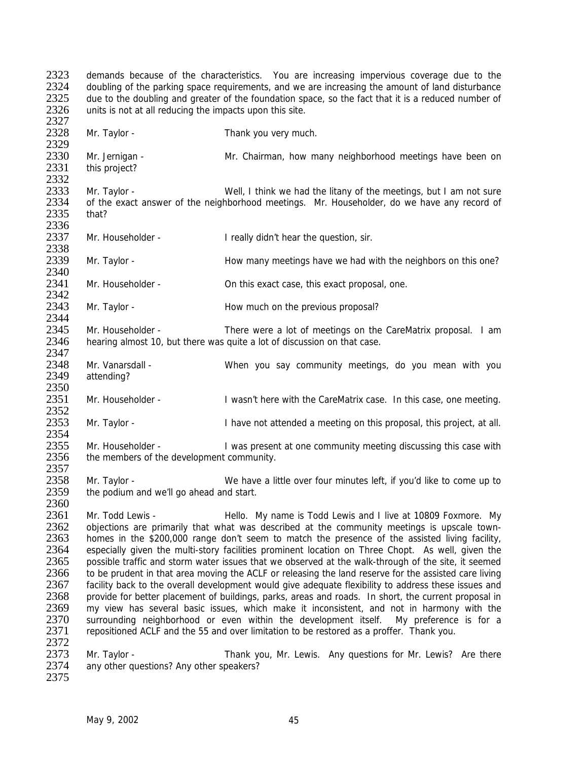demands because of the characteristics. You are increasing impervious coverage due to the doubling of the parking space requirements, and we are increasing the amount of land disturbance due to the doubling and greater of the foundation space, so the fact that it is a reduced number of units is not at all reducing the impacts upon this site.

Mr. Taylor - Thank you very much.

Mr. Jernigan - Mr. Chairman, how many neighborhood meetings have been on this project?

Mr. Taylor - Well, I think we had the litany of the meetings, but I am not sure of the exact answer of the neighborhood meetings. Mr. Householder, do we have any record of that?

Mr. Householder - I really didn't hear the question, sir.

Mr. Taylor - How many meetings have we had with the neighbors on this one?

Mr. Householder - On this exact case, this exact proposal, one.

Mr. Taylor - How much on the previous proposal?

Mr. Householder - There were a lot of meetings on the CareMatrix proposal. I am hearing almost 10, but there was quite a lot of discussion on that case.

Mr. Vanarsdall - When you say community meetings, do you mean with you attending?

Mr. Householder - I wasn't here with the CareMatrix case. In this case, one meeting.

Mr. Taylor - I have not attended a meeting on this proposal, this project, at all.

Mr. Householder - I was present at one community meeting discussing this case with the members of the development community.

Mr. Taylor - We have a little over four minutes left, if you'd like to come up to the podium and we'll go ahead and start.

Mr. Todd Lewis - Hello. My name is Todd Lewis and I live at 10809 Foxmore. My objections are primarily that what was described at the community meetings is upscale town-homes in the $200,000 range don't seem to match the presence of the assisted living facility, especially given the multi-story facilities prominent location on Three Chopt. As well, given the possible traffic and storm water issues that we observed at the walk-through of the site, it seemed to be prudent in that area moving the ACLF or releasing the land reserve for the assisted care living facility back to the overall development would give adequate flexibility to address these issues and provide for better placement of buildings, parks, areas and roads. In short, the current proposal in my view has several basic issues, which make it inconsistent, and not in harmony with the surrounding neighborhood or even within the development itself. My preference is for a repositioned ACLF and the 55 and over limitation to be restored as a proffer. Thank you.

Mr. Taylor - Thank you, Mr. Lewis. Any questions for Mr. Lewis? Are there any other questions? Any other speakers?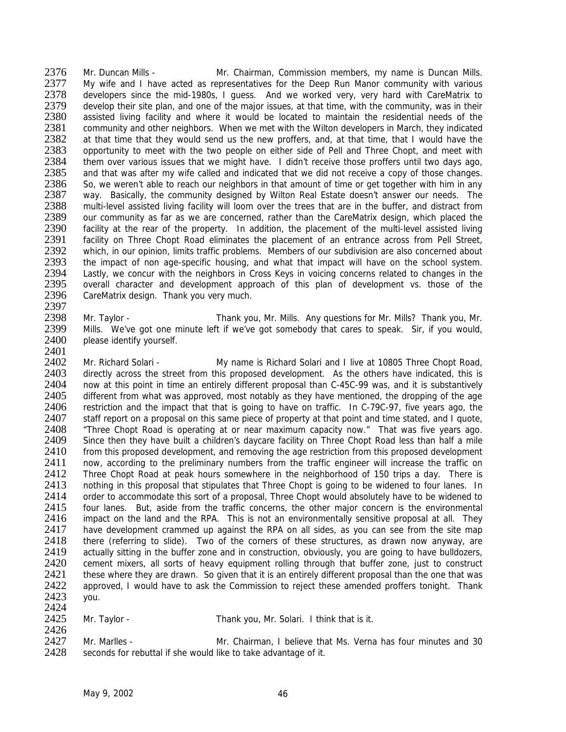Mr. Duncan Mills - Mr. Chairman, Commission members, my name is Duncan Mills. My wife and I have acted as representatives for the Deep Run Manor community with various developers since the mid-1980s, I guess. And we worked very, very hard with CareMatrix to develop their site plan, and one of the major issues, at that time, with the community, was in their assisted living facility and where it would be located to maintain the residential needs of the community and other neighbors. When we met with the Wilton developers in March, they indicated at that time that they would send us the new proffers, and, at that time, that I would have the opportunity to meet with the two people on either side of Pell and Three Chopt, and meet with them over various issues that we might have. I didn't receive those proffers until two days ago, and that was after my wife called and indicated that we did not receive a copy of those changes. So, we weren't able to reach our neighbors in that amount of time or get together with him in any way. Basically, the community designed by Wilton Real Estate doesn't answer our needs. The multi-level assisted living facility will loom over the trees that are in the buffer, and distract from our community as far as we are concerned, rather than the CareMatrix design, which placed the facility at the rear of the property. In addition, the placement of the multi-level assisted living facility on Three Chopt Road eliminates the placement of an entrance across from Pell Street, which, in our opinion, limits traffic problems. Members of our subdivision are also concerned about the impact of non age-specific housing, and what that impact will have on the school system. Lastly, we concur with the neighbors in Cross Keys in voicing concerns related to changes in the overall character and development approach of this plan of development vs. those of the CareMatrix design. Thank you very much.

Mr. Taylor - Thank you, Mr. Mills. Any questions for Mr. Mills? Thank you, Mr. Mills. We've got one minute left if we've got somebody that cares to speak. Sir, if you would, please identify yourself.

Mr. Richard Solari - My name is Richard Solari and I live at 10805 Three Chopt Road, directly across the street from this proposed development. As the others have indicated, this is now at this point in time an entirely different proposal than C-45C-99 was, and it is substantively different from what was approved, most notably as they have mentioned, the dropping of the age restriction and the impact that that is going to have on traffic. In C-79C-97, five years ago, the staff report on a proposal on this same piece of property at that point and time stated, and I quote, "Three Chopt Road is operating at or near maximum capacity now." That was five years ago. Since then they have built a children's daycare facility on Three Chopt Road less than half a mile from this proposed development, and removing the age restriction from this proposed development now, according to the preliminary numbers from the traffic engineer will increase the traffic on Three Chopt Road at peak hours somewhere in the neighborhood of 150 trips a day. There is nothing in this proposal that stipulates that Three Chopt is going to be widened to four lanes. In order to accommodate this sort of a proposal, Three Chopt would absolutely have to be widened to four lanes. But, aside from the traffic concerns, the other major concern is the environmental impact on the land and the RPA. This is not an environmentally sensitive proposal at all. They have development crammed up against the RPA on all sides, as you can see from the site map there (referring to slide). Two of the corners of these structures, as drawn now anyway, are actually sitting in the buffer zone and in construction, obviously, you are going to have bulldozers, cement mixers, all sorts of heavy equipment rolling through that buffer zone, just to construct these where they are drawn. So given that it is an entirely different proposal than the one that was approved, I would have to ask the Commission to reject these amended proffers tonight. Thank you.

Mr. Taylor - Thank you, Mr. Solari. I think that is it.

Mr. Marlles - Mr. Chairman, I believe that Ms. Verna has four minutes and 30 seconds for rebuttal if she would like to take advantage of it.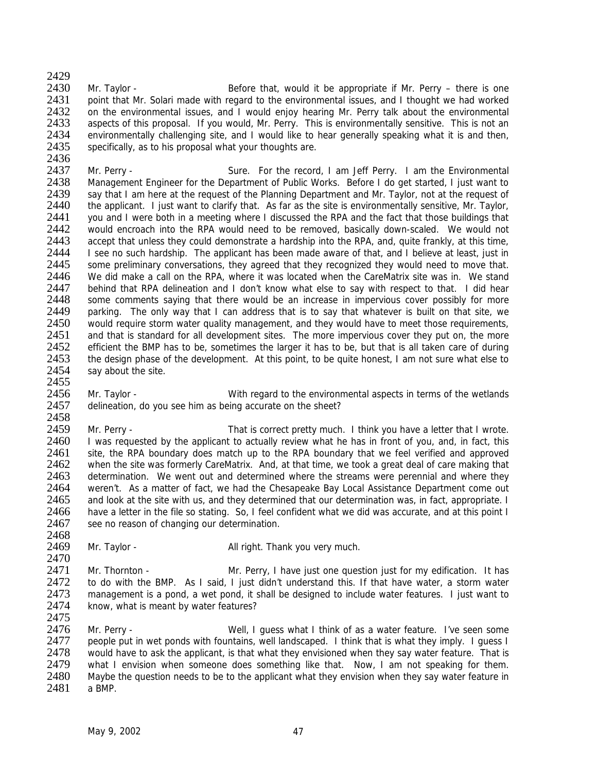Mr. Taylor - Before that, would it be appropriate if Mr. Perry – there is one point that Mr. Solari made with regard to the environmental issues, and I thought we had worked on the environmental issues, and I would enjoy hearing Mr. Perry talk about the environmental aspects of this proposal. If you would, Mr. Perry. This is environmentally sensitive. This is not an environmentally challenging site, and I would like to hear generally speaking what it is and then, specifically, as to his proposal what your thoughts are.

Mr. Perry - Sure. For the record, I am Jeff Perry. I am the Environmental Management Engineer for the Department of Public Works. Before I do get started, I just want to say that I am here at the request of the Planning Department and Mr. Taylor, not at the request of the applicant. I just want to clarify that. As far as the site is environmentally sensitive, Mr. Taylor, you and I were both in a meeting where I discussed the RPA and the fact that those buildings that would encroach into the RPA would need to be removed, basically down-scaled. We would not accept that unless they could demonstrate a hardship into the RPA, and, quite frankly, at this time, I see no such hardship. The applicant has been made aware of that, and I believe at least, just in some preliminary conversations, they agreed that they recognized they would need to move that. We did make a call on the RPA, where it was located when the CareMatrix site was in. We stand behind that RPA delineation and I don't know what else to say with respect to that. I did hear some comments saying that there would be an increase in impervious cover possibly for more parking. The only way that I can address that is to say that whatever is built on that site, we would require storm water quality management, and they would have to meet those requirements, and that is standard for all development sites. The more impervious cover they put on, the more efficient the BMP has to be, sometimes the larger it has to be, but that is all taken care of during the design phase of the development. At this point, to be quite honest, I am not sure what else to say about the site.

Mr. Taylor - With regard to the environmental aspects in terms of the wetlands delineation, do you see him as being accurate on the sheet?

Mr. Perry - That is correct pretty much. I think you have a letter that I wrote. I was requested by the applicant to actually review what he has in front of you, and, in fact, this site, the RPA boundary does match up to the RPA boundary that we feel verified and approved when the site was formerly CareMatrix. And, at that time, we took a great deal of care making that determination. We went out and determined where the streams were perennial and where they weren't. As a matter of fact, we had the Chesapeake Bay Local Assistance Department come out and look at the site with us, and they determined that our determination was, in fact, appropriate. I have a letter in the file so stating. So, I feel confident what we did was accurate, and at this point I see no reason of changing our determination.

Mr. Taylor - All right. Thank you very much.

Mr. Thornton - Mr. Perry, I have just one question just for my edification. It has to do with the BMP. As I said, I just didn't understand this. If that have water, a storm water management is a pond, a wet pond, it shall be designed to include water features. I just want to know, what is meant by water features?

Mr. Perry - Well, I guess what I think of as a water feature. I've seen some people put in wet ponds with fountains, well landscaped. I think that is what they imply. I guess I would have to ask the applicant, is that what they envisioned when they say water feature. That is what I envision when someone does something like that. Now, I am not speaking for them. Maybe the question needs to be to the applicant what they envision when they say water feature in a BMP.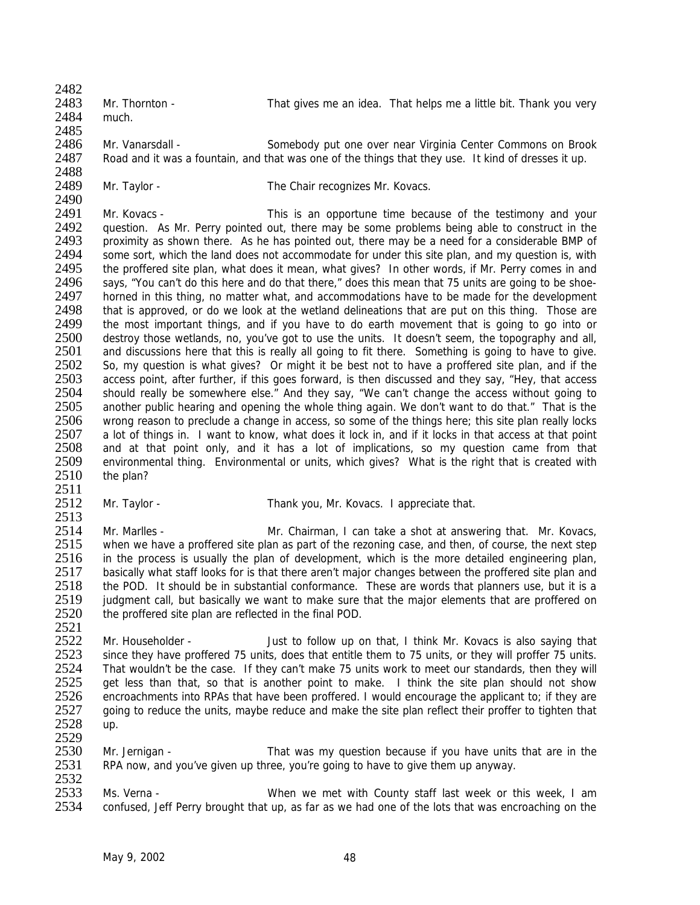Mr. Thornton - That gives me an idea. That helps me a little bit. Thank you very much.

Mr. Vanarsdall - Somebody put one over near Virginia Center Commons on Brook Road and it was a fountain, and that was one of the things that they use. It kind of dresses it up.

Mr. Taylor - The Chair recognizes Mr. Kovacs.

Mr. Kovacs - This is an opportune time because of the testimony and your question. As Mr. Perry pointed out, there may be some problems being able to construct in the proximity as shown there. As he has pointed out, there may be a need for a considerable BMP of some sort, which the land does not accommodate for under this site plan, and my question is, with the proffered site plan, what does it mean, what gives? In other words, if Mr. Perry comes in and says, "You can't do this here and do that there," does this mean that 75 units are going to be shoe-horned in this thing, no matter what, and accommodations have to be made for the development that is approved, or do we look at the wetland delineations that are put on this thing. Those are the most important things, and if you have to do earth movement that is going to go into or destroy those wetlands, no, you've got to use the units. It doesn't seem, the topography and all, and discussions here that this is really all going to fit there. Something is going to have to give. So, my question is what gives? Or might it be best not to have a proffered site plan, and if the access point, after further, if this goes forward, is then discussed and they say, "Hey, that access should really be somewhere else." And they say, "We can't change the access without going to another public hearing and opening the whole thing again. We don't want to do that." That is the wrong reason to preclude a change in access, so some of the things here; this site plan really locks a lot of things in. I want to know, what does it lock in, and if it locks in that access at that point and at that point only, and it has a lot of implications, so my question came from that environmental thing. Environmental or units, which gives? What is the right that is created with the plan?

Mr. Taylor - Thank you, Mr. Kovacs. I appreciate that.

Mr. Marlles - Mr. Chairman, I can take a shot at answering that. Mr. Kovacs, when we have a proffered site plan as part of the rezoning case, and then, of course, the next step in the process is usually the plan of development, which is the more detailed engineering plan, basically what staff looks for is that there aren't major changes between the proffered site plan and the POD. It should be in substantial conformance. These are words that planners use, but it is a judgment call, but basically we want to make sure that the major elements that are proffered on the proffered site plan are reflected in the final POD.

Mr. Householder - Just to follow up on that, I think Mr. Kovacs is also saying that since they have proffered 75 units, does that entitle them to 75 units, or they will proffer 75 units. That wouldn't be the case. If they can't make 75 units work to meet our standards, then they will get less than that, so that is another point to make. I think the site plan should not show encroachments into RPAs that have been proffered. I would encourage the applicant to; if they are going to reduce the units, maybe reduce and make the site plan reflect their proffer to tighten that up.

Mr. Jernigan - That was my question because if you have units that are in the RPA now, and you've given up three, you're going to have to give them up anyway.

Ms. Verna - When we met with County staff last week or this week, I am confused, Jeff Perry brought that up, as far as we had one of the lots that was encroaching on the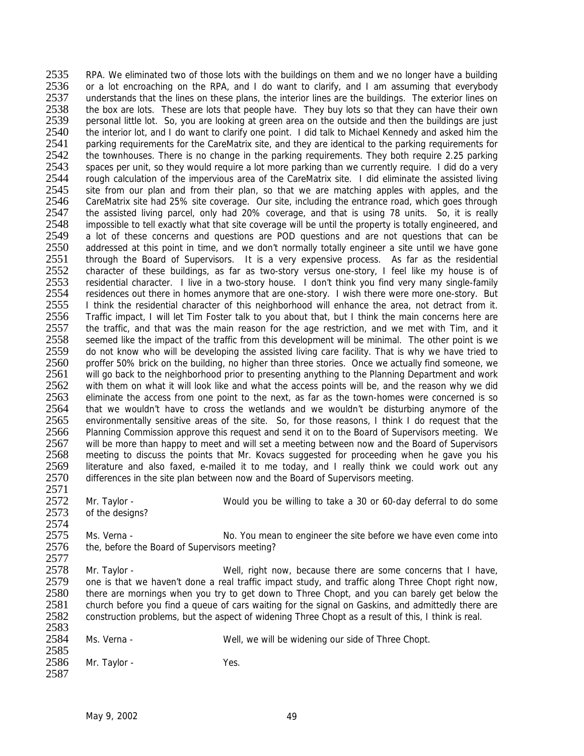RPA. We eliminated two of those lots with the buildings on them and we no longer have a building or a lot encroaching on the RPA, and I do want to clarify, and I am assuming that everybody understands that the lines on these plans, the interior lines are the buildings. The exterior lines on the box are lots. These are lots that people have. They buy lots so that they can have their own personal little lot. So, you are looking at green area on the outside and then the buildings are just the interior lot, and I do want to clarify one point. I did talk to Michael Kennedy and asked him the parking requirements for the CareMatrix site, and they are identical to the parking requirements for the townhouses. There is no change in the parking requirements. They both require 2.25 parking spaces per unit, so they would require a lot more parking than we currently require. I did do a very rough calculation of the impervious area of the CareMatrix site. I did eliminate the assisted living site from our plan and from their plan, so that we are matching apples with apples, and the CareMatrix site had 25% site coverage. Our site, including the entrance road, which goes through the assisted living parcel, only had 20% coverage, and that is using 78 units. So, it is really impossible to tell exactly what that site coverage will be until the property is totally engineered, and a lot of these concerns and questions are POD questions and are not questions that can be addressed at this point in time, and we don't normally totally engineer a site until we have gone through the Board of Supervisors. It is a very expensive process. As far as the residential character of these buildings, as far as two-story versus one-story, I feel like my house is of residential character. I live in a two-story house. I don't think you find very many single-family residences out there in homes anymore that are one-story. I wish there were more one-story. But I think the residential character of this neighborhood will enhance the area, not detract from it. Traffic impact, I will let Tim Foster talk to you about that, but I think the main concerns here are the traffic, and that was the main reason for the age restriction, and we met with Tim, and it seemed like the impact of the traffic from this development will be minimal. The other point is we do not know who will be developing the assisted living care facility. That is why we have tried to proffer 50% brick on the building, no higher than three stories. Once we actually find someone, we will go back to the neighborhood prior to presenting anything to the Planning Department and work with them on what it will look like and what the access points will be, and the reason why we did eliminate the access from one point to the next, as far as the town-homes were concerned is so that we wouldn't have to cross the wetlands and we wouldn't be disturbing anymore of the environmentally sensitive areas of the site. So, for those reasons, I think I do request that the Planning Commission approve this request and send it on to the Board of Supervisors meeting. We will be more than happy to meet and will set a meeting between now and the Board of Supervisors meeting to discuss the points that Mr. Kovacs suggested for proceeding when he gave you his literature and also faxed, e-mailed it to me today, and I really think we could work out any differences in the site plan between now and the Board of Supervisors meeting.

Mr. Taylor - Would you be willing to take a 30 or 60-day deferral to do some of the designs?

Ms. Verna - No. You mean to engineer the site before we have even come into the, before the Board of Supervisors meeting?

Mr. Taylor - Well, right now, because there are some concerns that I have, one is that we haven't done a real traffic impact study, and traffic along Three Chopt right now, there are mornings when you try to get down to Three Chopt, and you can barely get below the church before you find a queue of cars waiting for the signal on Gaskins, and admittedly there are construction problems, but the aspect of widening Three Chopt as a result of this, I think is real.

Ms. Verna - Well, we will be widening our side of Three Chopt.

Mr. Taylor - Yes.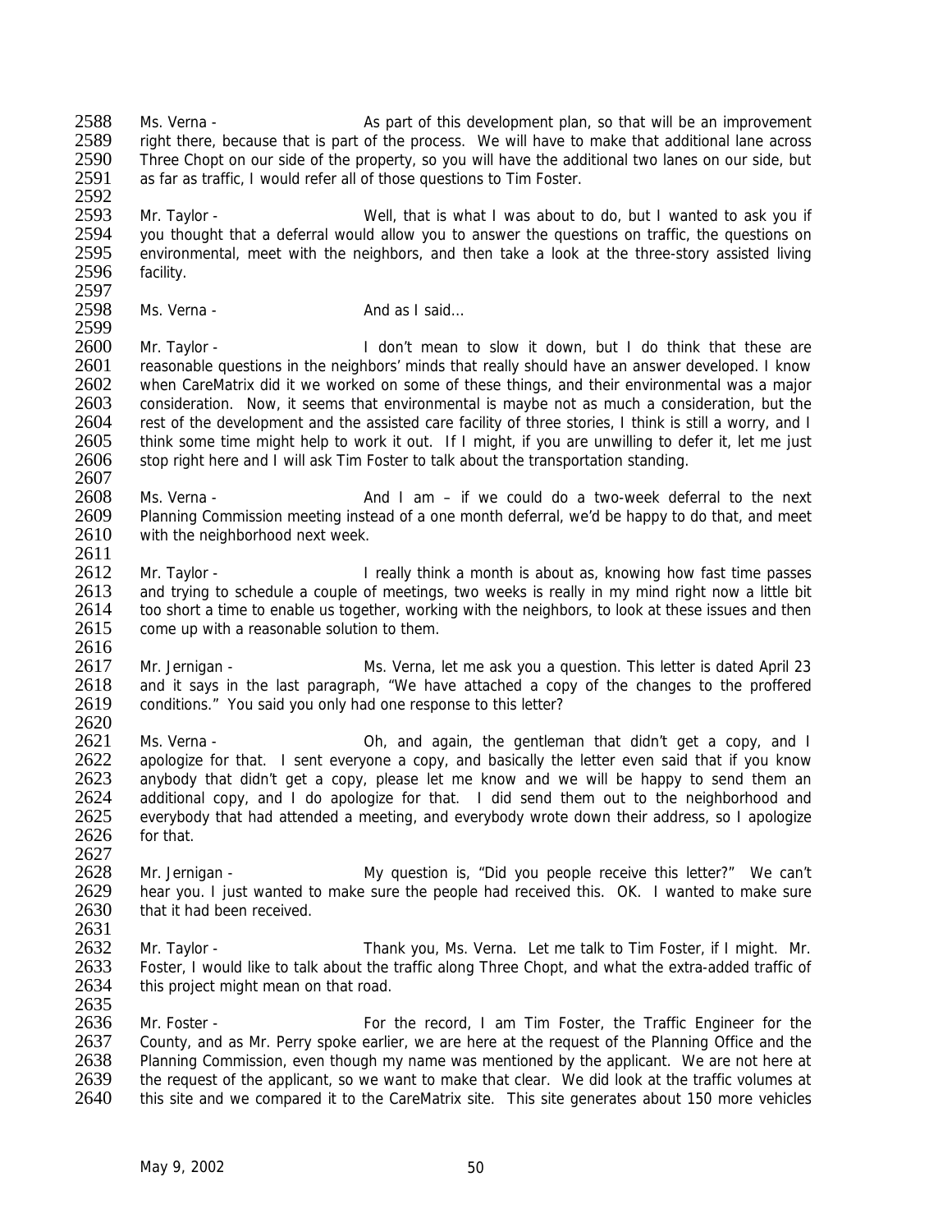Ms. Verna - As part of this development plan, so that will be an improvement right there, because that is part of the process. We will have to make that additional lane across Three Chopt on our side of the property, so you will have the additional two lanes on our side, but as far as traffic, I would refer all of those questions to Tim Foster.

Mr. Taylor - Well, that is what I was about to do, but I wanted to ask you if you thought that a deferral would allow you to answer the questions on traffic, the questions on environmental, meet with the neighbors, and then take a look at the three-story assisted living facility.

Ms. Verna - And as I said…

Mr. Taylor - I don't mean to slow it down, but I do think that these are reasonable questions in the neighbors' minds that really should have an answer developed. I know when CareMatrix did it we worked on some of these things, and their environmental was a major consideration. Now, it seems that environmental is maybe not as much a consideration, but the rest of the development and the assisted care facility of three stories, I think is still a worry, and I think some time might help to work it out. If I might, if you are unwilling to defer it, let me just stop right here and I will ask Tim Foster to talk about the transportation standing.

Ms. Verna - And I am – if we could do a two-week deferral to the next Planning Commission meeting instead of a one month deferral, we'd be happy to do that, and meet with the neighborhood next week.

Mr. Taylor - I really think a month is about as, knowing how fast time passes and trying to schedule a couple of meetings, two weeks is really in my mind right now a little bit too short a time to enable us together, working with the neighbors, to look at these issues and then come up with a reasonable solution to them.

Mr. Jernigan - Ms. Verna, let me ask you a question. This letter is dated April 23 and it says in the last paragraph, "We have attached a copy of the changes to the proffered conditions." You said you only had one response to this letter?

Ms. Verna - Oh, and again, the gentleman that didn't get a copy, and I apologize for that. I sent everyone a copy, and basically the letter even said that if you know anybody that didn't get a copy, please let me know and we will be happy to send them an additional copy, and I do apologize for that. I did send them out to the neighborhood and everybody that had attended a meeting, and everybody wrote down their address, so I apologize for that.

Mr. Jernigan - My question is, "Did you people receive this letter?" We can't hear you. I just wanted to make sure the people had received this. OK. I wanted to make sure that it had been received.

Mr. Taylor - Thank you, Ms. Verna. Let me talk to Tim Foster, if I might. Mr. Foster, I would like to talk about the traffic along Three Chopt, and what the extra-added traffic of this project might mean on that road.

Mr. Foster - For the record, I am Tim Foster, the Traffic Engineer for the County, and as Mr. Perry spoke earlier, we are here at the request of the Planning Office and the Planning Commission, even though my name was mentioned by the applicant. We are not here at the request of the applicant, so we want to make that clear. We did look at the traffic volumes at this site and we compared it to the CareMatrix site. This site generates about 150 more vehicles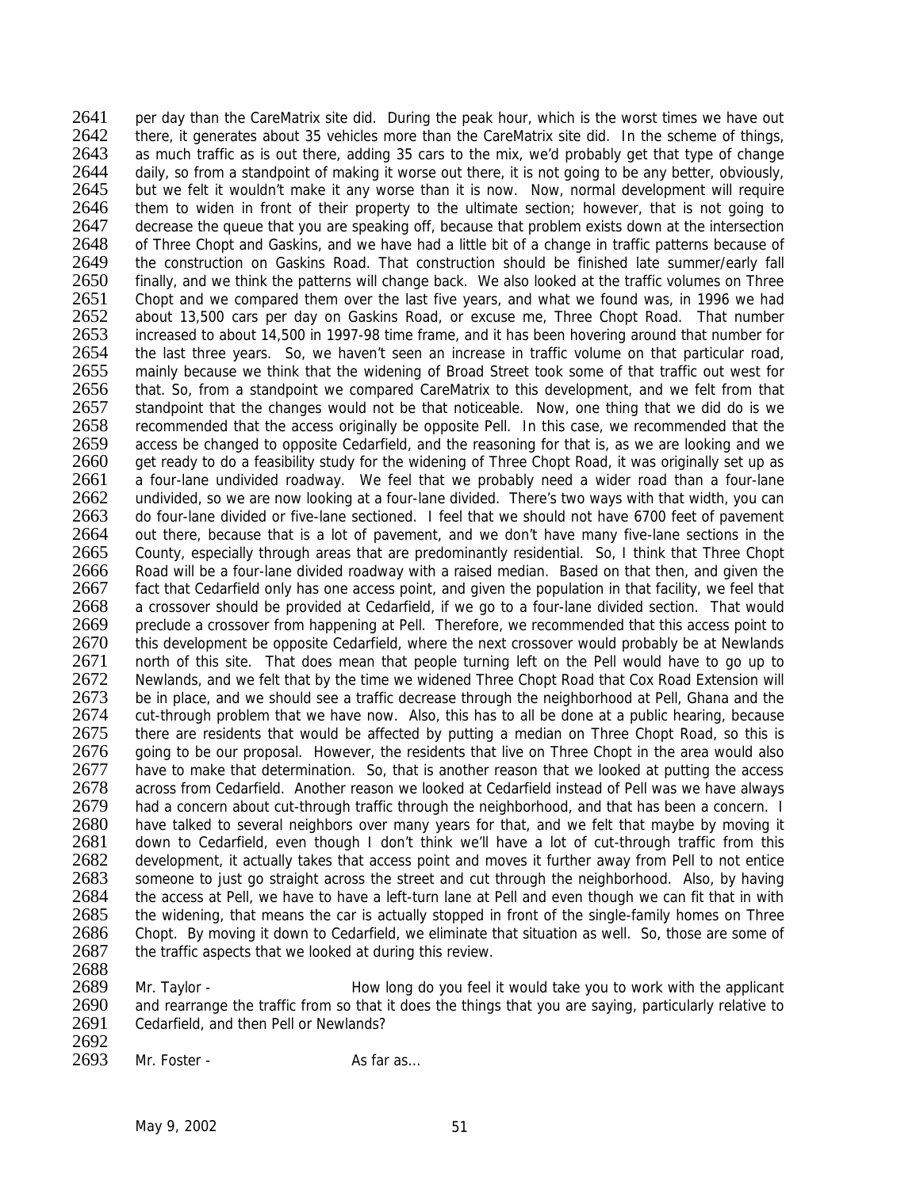per day than the CareMatrix site did. During the peak hour, which is the worst times we have out there, it generates about 35 vehicles more than the CareMatrix site did. In the scheme of things, as much traffic as is out there, adding 35 cars to the mix, we'd probably get that type of change daily, so from a standpoint of making it worse out there, it is not going to be any better, obviously, but we felt it wouldn't make it any worse than it is now. Now, normal development will require them to widen in front of their property to the ultimate section; however, that is not going to decrease the queue that you are speaking off, because that problem exists down at the intersection of Three Chopt and Gaskins, and we have had a little bit of a change in traffic patterns because of the construction on Gaskins Road. That construction should be finished late summer/early fall finally, and we think the patterns will change back. We also looked at the traffic volumes on Three Chopt and we compared them over the last five years, and what we found was, in 1996 we had about 13,500 cars per day on Gaskins Road, or excuse me, Three Chopt Road. That number increased to about 14,500 in 1997-98 time frame, and it has been hovering around that number for the last three years. So, we haven't seen an increase in traffic volume on that particular road, mainly because we think that the widening of Broad Street took some of that traffic out west for that. So, from a standpoint we compared CareMatrix to this development, and we felt from that standpoint that the changes would not be that noticeable. Now, one thing that we did do is we recommended that the access originally be opposite Pell. In this case, we recommended that the access be changed to opposite Cedarfield, and the reasoning for that is, as we are looking and we get ready to do a feasibility study for the widening of Three Chopt Road, it was originally set up as a four-lane undivided roadway. We feel that we probably need a wider road than a four-lane undivided, so we are now looking at a four-lane divided. There's two ways with that width, you can do four-lane divided or five-lane sectioned. I feel that we should not have 6700 feet of pavement out there, because that is a lot of pavement, and we don't have many five-lane sections in the County, especially through areas that are predominantly residential. So, I think that Three Chopt Road will be a four-lane divided roadway with a raised median. Based on that then, and given the fact that Cedarfield only has one access point, and given the population in that facility, we feel that a crossover should be provided at Cedarfield, if we go to a four-lane divided section. That would preclude a crossover from happening at Pell. Therefore, we recommended that this access point to this development be opposite Cedarfield, where the next crossover would probably be at Newlands north of this site. That does mean that people turning left on the Pell would have to go up to Newlands, and we felt that by the time we widened Three Chopt Road that Cox Road Extension will be in place, and we should see a traffic decrease through the neighborhood at Pell, Ghana and the cut-through problem that we have now. Also, this has to all be done at a public hearing, because there are residents that would be affected by putting a median on Three Chopt Road, so this is going to be our proposal. However, the residents that live on Three Chopt in the area would also have to make that determination. So, that is another reason that we looked at putting the access across from Cedarfield. Another reason we looked at Cedarfield instead of Pell was we have always had a concern about cut-through traffic through the neighborhood, and that has been a concern. I have talked to several neighbors over many years for that, and we felt that maybe by moving it down to Cedarfield, even though I don't think we'll have a lot of cut-through traffic from this development, it actually takes that access point and moves it further away from Pell to not entice someone to just go straight across the street and cut through the neighborhood. Also, by having the access at Pell, we have to have a left-turn lane at Pell and even though we can fit that in with the widening, that means the car is actually stopped in front of the single-family homes on Three Chopt. By moving it down to Cedarfield, we eliminate that situation as well. So, those are some of the traffic aspects that we looked at during this review.

Mr. Taylor - How long do you feel it would take you to work with the applicant and rearrange the traffic from so that it does the things that you are saying, particularly relative to Cedarfield, and then Pell or Newlands?

Mr. Foster - As far as…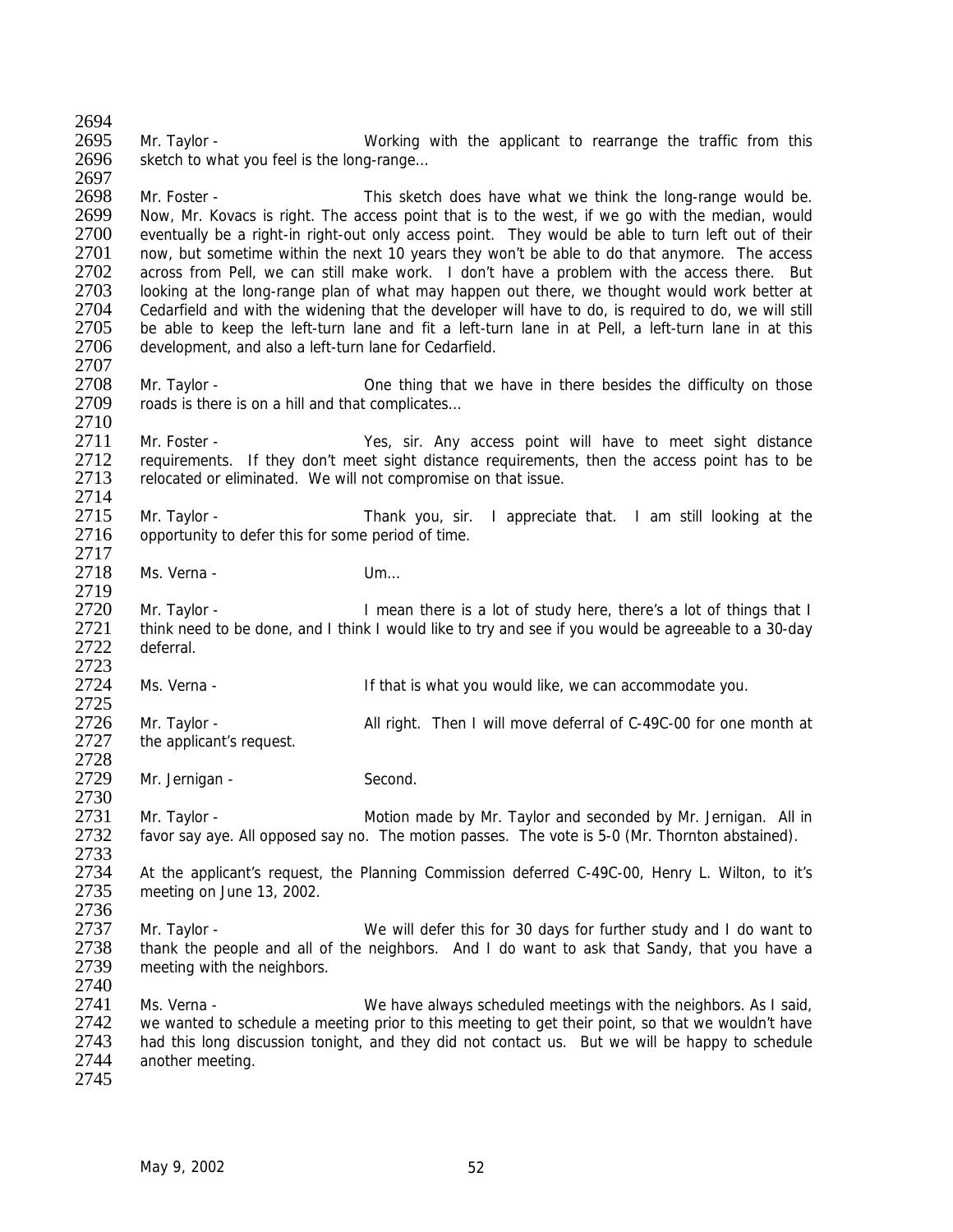Mr. Taylor - Working with the applicant to rearrange the traffic from this sketch to what you feel is the long-range…

Mr. Foster - This sketch does have what we think the long-range would be. Now, Mr. Kovacs is right. The access point that is to the west, if we go with the median, would eventually be a right-in right-out only access point. They would be able to turn left out of their now, but sometime within the next 10 years they won't be able to do that anymore. The access across from Pell, we can still make work. I don't have a problem with the access there. But looking at the long-range plan of what may happen out there, we thought would work better at Cedarfield and with the widening that the developer will have to do, is required to do, we will still be able to keep the left-turn lane and fit a left-turn lane in at Pell, a left-turn lane in at this development, and also a left-turn lane for Cedarfield.

Mr. Taylor - One thing that we have in there besides the difficulty on those roads is there is on a hill and that complicates…

Mr. Foster - Yes, sir. Any access point will have to meet sight distance requirements. If they don't meet sight distance requirements, then the access point has to be relocated or eliminated. We will not compromise on that issue.

Mr. Taylor - Thank you, sir. I appreciate that. I am still looking at the opportunity to defer this for some period of time.

Ms. Verna - Um…

Mr. Taylor - I mean there is a lot of study here, there's a lot of things that I think need to be done, and I think I would like to try and see if you would be agreeable to a 30-day deferral.

Ms. Verna - If that is what you would like, we can accommodate you.

Mr. Taylor - All right. Then I will move deferral of C-49C-00 for one month at the applicant's request.

Mr. Jernigan - Second.

Mr. Taylor - Motion made by Mr. Taylor and seconded by Mr. Jernigan. All in favor say aye. All opposed say no. The motion passes. The vote is 5-0 (Mr. Thornton abstained).

At the applicant's request, the Planning Commission deferred C-49C-00, Henry L. Wilton, to it's meeting on June 13, 2002.

Mr. Taylor - We will defer this for 30 days for further study and I do want to thank the people and all of the neighbors. And I do want to ask that Sandy, that you have a meeting with the neighbors.

Ms. Verna - We have always scheduled meetings with the neighbors. As I said, we wanted to schedule a meeting prior to this meeting to get their point, so that we wouldn't have had this long discussion tonight, and they did not contact us. But we will be happy to schedule another meeting.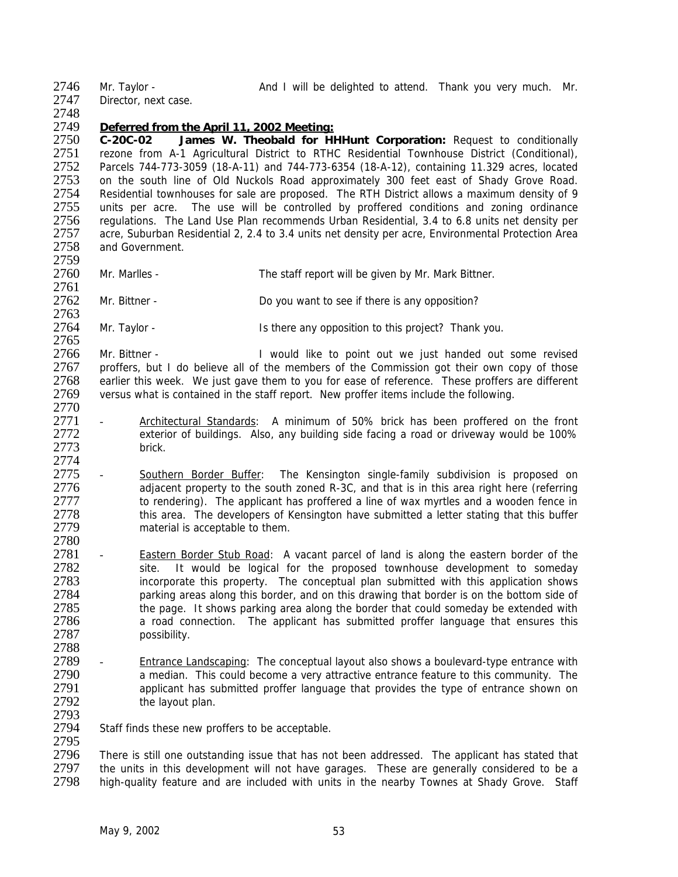Mr. Taylor - And I will be delighted to attend. Thank you very much. Mr. Director, next case.

***Deferred from the April 11, 2002 Meeting:***

**C-20C-02 James W. Theobald for HHHunt Corporation:** Request to conditionally rezone from A-1 Agricultural District to RTHC Residential Townhouse District (Conditional), Parcels 744-773-3059 (18-A-11) and 744-773-6354 (18-A-12), containing 11.329 acres, located on the south line of Old Nuckols Road approximately 300 feet east of Shady Grove Road. Residential townhouses for sale are proposed. The RTH District allows a maximum density of 9 units per acre. The use will be controlled by proffered conditions and zoning ordinance regulations. The Land Use Plan recommends Urban Residential, 3.4 to 6.8 units net density per acre, Suburban Residential 2, 2.4 to 3.4 units net density per acre, Environmental Protection Area and Government.

Mr. Marlles - The staff report will be given by Mr. Mark Bittner.

Mr. Bittner - Do you want to see if there is any opposition?

Mr. Taylor - Is there any opposition to this project? Thank you.

Mr. Bittner - I would like to point out we just handed out some revised proffers, but I do believe all of the members of the Commission got their own copy of those earlier this week. We just gave them to you for ease of reference. These proffers are different versus what is contained in the staff report. New proffer items include the following.

- Architectural Standards: A minimum of 50% brick has been proffered on the front exterior of buildings. Also, any building side facing a road or driveway would be 100% brick.

- Southern Border Buffer: The Kensington single-family subdivision is proposed on adjacent property to the south zoned R-3C, and that is in this area right here (referring to rendering). The applicant has proffered a line of wax myrtles and a wooden fence in this area. The developers of Kensington have submitted a letter stating that this buffer material is acceptable to them.

- Eastern Border Stub Road: A vacant parcel of land is along the eastern border of the site. It would be logical for the proposed townhouse development to someday incorporate this property. The conceptual plan submitted with this application shows parking areas along this border, and on this drawing that border is on the bottom side of the page. It shows parking area along the border that could someday be extended with a road connection. The applicant has submitted proffer language that ensures this possibility.

- Entrance Landscaping: The conceptual layout also shows a boulevard-type entrance with a median. This could become a very attractive entrance feature to this community. The applicant has submitted proffer language that provides the type of entrance shown on the layout plan.

Staff finds these new proffers to be acceptable.

There is still one outstanding issue that has not been addressed. The applicant has stated that the units in this development will not have garages. These are generally considered to be a high-quality feature and are included with units in the nearby Townes at Shady Grove. Staff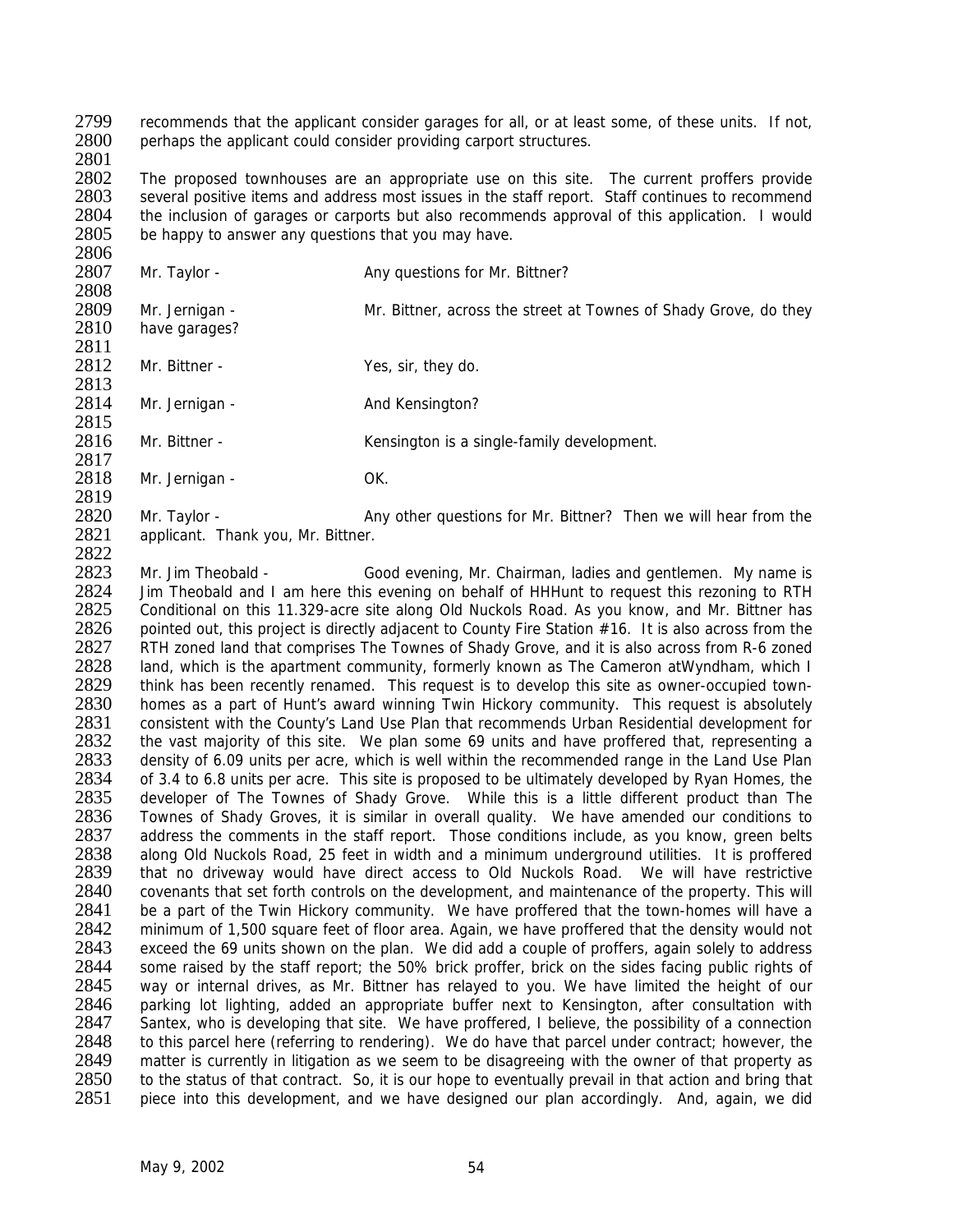recommends that the applicant consider garages for all, or at least some, of these units. If not, perhaps the applicant could consider providing carport structures.

The proposed townhouses are an appropriate use on this site. The current proffers provide several positive items and address most issues in the staff report. Staff continues to recommend the inclusion of garages or carports but also recommends approval of this application. I would be happy to answer any questions that you may have.

Mr. Taylor - Any questions for Mr. Bittner?

Mr. Jernigan - Mr. Bittner, across the street at Townes of Shady Grove, do they have garages?

Mr. Bittner - Yes, sir, they do.

Mr. Jernigan - And Kensington?

Mr. Bittner - Kensington is a single-family development.

Mr. Jernigan - OK.

Mr. Taylor - Any other questions for Mr. Bittner? Then we will hear from the applicant. Thank you, Mr. Bittner.

Mr. Jim Theobald - Good evening, Mr. Chairman, ladies and gentlemen. My name is Jim Theobald and I am here this evening on behalf of HHHunt to request this rezoning to RTH Conditional on this 11.329-acre site along Old Nuckols Road. As you know, and Mr. Bittner has pointed out, this project is directly adjacent to County Fire Station #16. It is also across from the RTH zoned land that comprises The Townes of Shady Grove, and it is also across from R-6 zoned land, which is the apartment community, formerly known as The Cameron atWyndham, which I think has been recently renamed. This request is to develop this site as owner-occupied town-homes as a part of Hunt's award winning Twin Hickory community. This request is absolutely consistent with the County's Land Use Plan that recommends Urban Residential development for the vast majority of this site. We plan some 69 units and have proffered that, representing a density of 6.09 units per acre, which is well within the recommended range in the Land Use Plan of 3.4 to 6.8 units per acre. This site is proposed to be ultimately developed by Ryan Homes, the developer of The Townes of Shady Grove. While this is a little different product than The Townes of Shady Groves, it is similar in overall quality. We have amended our conditions to address the comments in the staff report. Those conditions include, as you know, green belts along Old Nuckols Road, 25 feet in width and a minimum underground utilities. It is proffered that no driveway would have direct access to Old Nuckols Road. We will have restrictive covenants that set forth controls on the development, and maintenance of the property. This will be a part of the Twin Hickory community. We have proffered that the town-homes will have a minimum of 1,500 square feet of floor area. Again, we have proffered that the density would not exceed the 69 units shown on the plan. We did add a couple of proffers, again solely to address some raised by the staff report; the 50% brick proffer, brick on the sides facing public rights of way or internal drives, as Mr. Bittner has relayed to you. We have limited the height of our parking lot lighting, added an appropriate buffer next to Kensington, after consultation with Santex, who is developing that site. We have proffered, I believe, the possibility of a connection to this parcel here (referring to rendering). We do have that parcel under contract; however, the matter is currently in litigation as we seem to be disagreeing with the owner of that property as to the status of that contract. So, it is our hope to eventually prevail in that action and bring that piece into this development, and we have designed our plan accordingly. And, again, we did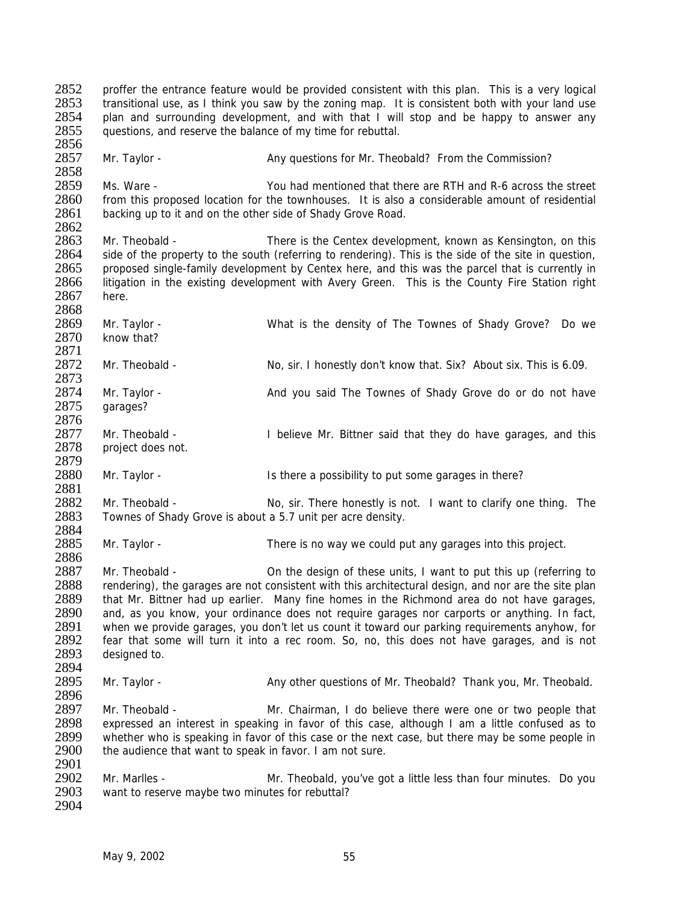2852 proffer the entrance feature would be provided consistent with this plan. This is a very logical
2853 transitional use, as I think you saw by the zoning map. It is consistent both with your land use
2854 plan and surrounding development, and with that I will stop and be happy to answer any
2855 questions, and reserve the balance of my time for rebuttal.
2856
2857 Mr. Taylor - Any questions for Mr. Theobald? From the Commission?
2858
2859 Ms. Ware - You had mentioned that there are RTH and R-6 across the street
2860 from this proposed location for the townhouses. It is also a considerable amount of residential
2861 backing up to it and on the other side of Shady Grove Road.
2862
2863 Mr. Theobald - There is the Centex development, known as Kensington, on this
2864 side of the property to the south (referring to rendering). This is the side of the site in question,
2865 proposed single-family development by Centex here, and this was the parcel that is currently in
2866 litigation in the existing development with Avery Green. This is the County Fire Station right
2867 here.
2868
2869 Mr. Taylor - What is the density of The Townes of Shady Grove? Do we
2870 know that?
2871
2872 Mr. Theobald - No, sir. I honestly don't know that. Six? About six. This is 6.09.
2873
2874 Mr. Taylor - And you said The Townes of Shady Grove do or do not have
2875 garages?
2876
2877 Mr. Theobald - I believe Mr. Bittner said that they do have garages, and this
2878 project does not.
2879
2880 Mr. Taylor - Is there a possibility to put some garages in there?
2881
2882 Mr. Theobald - No, sir. There honestly is not. I want to clarify one thing. The
2883 Townes of Shady Grove is about a 5.7 unit per acre density.
2884
2885 Mr. Taylor - There is no way we could put any garages into this project.
2886
2887 Mr. Theobald - On the design of these units, I want to put this up (referring to
2888 rendering), the garages are not consistent with this architectural design, and nor are the site plan
2889 that Mr. Bittner had up earlier. Many fine homes in the Richmond area do not have garages,
2890 and, as you know, your ordinance does not require garages nor carports or anything. In fact,
2891 when we provide garages, you don't let us count it toward our parking requirements anyhow, for
2892 fear that some will turn it into a rec room. So, no, this does not have garages, and is not
2893 designed to.
2894
2895 Mr. Taylor - Any other questions of Mr. Theobald? Thank you, Mr. Theobald.
2896
2897 Mr. Theobald - Mr. Chairman, I do believe there were one or two people that
2898 expressed an interest in speaking in favor of this case, although I am a little confused as to
2899 whether who is speaking in favor of this case or the next case, but there may be some people in
2900 the audience that want to speak in favor. I am not sure.
2901
2902 Mr. Marlles - Mr. Theobald, you've got a little less than four minutes. Do you
2903 want to reserve maybe two minutes for rebuttal?
2904

May 9, 2002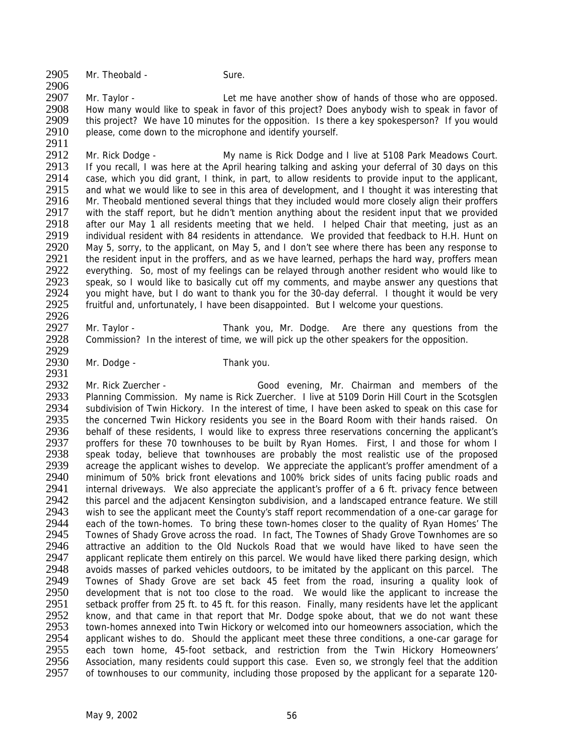2905 Mr. Theobald - Sure.

2907 Mr. Taylor - Let me have another show of hands of those who are opposed. How many would like to speak in favor of this project? Does anybody wish to speak in favor of this project? We have 10 minutes for the opposition. Is there a key spokesperson? If you would please, come down to the microphone and identify yourself.

2912 Mr. Rick Dodge - My name is Rick Dodge and I live at 5108 Park Meadows Court. If you recall, I was here at the April hearing talking and asking your deferral of 30 days on this case, which you did grant, I think, in part, to allow residents to provide input to the applicant, and what we would like to see in this area of development, and I thought it was interesting that Mr. Theobald mentioned several things that they included would more closely align their proffers with the staff report, but he didn't mention anything about the resident input that we provided after our May 1 all residents meeting that we held. I helped Chair that meeting, just as an individual resident with 84 residents in attendance. We provided that feedback to H.H. Hunt on May 5, sorry, to the applicant, on May 5, and I don't see where there has been any response to the resident input in the proffers, and as we have learned, perhaps the hard way, proffers mean everything. So, most of my feelings can be relayed through another resident who would like to speak, so I would like to basically cut off my comments, and maybe answer any questions that you might have, but I do want to thank you for the 30-day deferral. I thought it would be very fruitful and, unfortunately, I have been disappointed. But I welcome your questions.

2927 Mr. Taylor - Thank you, Mr. Dodge. Are there any questions from the Commission? In the interest of time, we will pick up the other speakers for the opposition.

2930 Mr. Dodge - Thank you.

2932 Mr. Rick Zuercher - Good evening, Mr. Chairman and members of the Planning Commission. My name is Rick Zuercher. I live at 5109 Dorin Hill Court in the Scotsglen subdivision of Twin Hickory. In the interest of time, I have been asked to speak on this case for the concerned Twin Hickory residents you see in the Board Room with their hands raised. On behalf of these residents, I would like to express three reservations concerning the applicant's proffers for these 70 townhouses to be built by Ryan Homes. First, I and those for whom I speak today, believe that townhouses are probably the most realistic use of the proposed acreage the applicant wishes to develop. We appreciate the applicant's proffer amendment of a minimum of 50% brick front elevations and 100% brick sides of units facing public roads and internal driveways. We also appreciate the applicant's proffer of a 6 ft. privacy fence between this parcel and the adjacent Kensington subdivision, and a landscaped entrance feature. We still wish to see the applicant meet the County's staff report recommendation of a one-car garage for each of the town-homes. To bring these town-homes closer to the quality of Ryan Homes' The Townes of Shady Grove across the road. In fact, The Townes of Shady Grove Townhomes are so attractive an addition to the Old Nuckols Road that we would have liked to have seen the applicant replicate them entirely on this parcel. We would have liked there parking design, which avoids masses of parked vehicles outdoors, to be imitated by the applicant on this parcel. The Townes of Shady Grove are set back 45 feet from the road, insuring a quality look of development that is not too close to the road. We would like the applicant to increase the setback proffer from 25 ft. to 45 ft. for this reason. Finally, many residents have let the applicant know, and that came in that report that Mr. Dodge spoke about, that we do not want these town-homes annexed into Twin Hickory or welcomed into our homeowners association, which the applicant wishes to do. Should the applicant meet these three conditions, a one-car garage for each town home, 45-foot setback, and restriction from the Twin Hickory Homeowners' Association, many residents could support this case. Even so, we strongly feel that the addition of townhouses to our community, including those proposed by the applicant for a separate 120-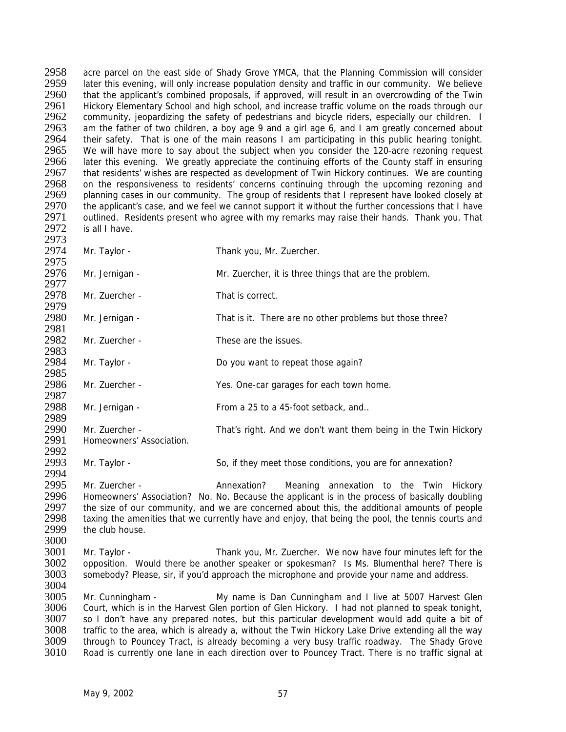acre parcel on the east side of Shady Grove YMCA, that the Planning Commission will consider later this evening, will only increase population density and traffic in our community. We believe that the applicant's combined proposals, if approved, will result in an overcrowding of the Twin Hickory Elementary School and high school, and increase traffic volume on the roads through our community, jeopardizing the safety of pedestrians and bicycle riders, especially our children. I am the father of two children, a boy age 9 and a girl age 6, and I am greatly concerned about their safety. That is one of the main reasons I am participating in this public hearing tonight. We will have more to say about the subject when you consider the 120-acre rezoning request later this evening. We greatly appreciate the continuing efforts of the County staff in ensuring that residents' wishes are respected as development of Twin Hickory continues. We are counting on the responsiveness to residents' concerns continuing through the upcoming rezoning and planning cases in our community. The group of residents that I represent have looked closely at the applicant's case, and we feel we cannot support it without the further concessions that I have outlined. Residents present who agree with my remarks may raise their hands. Thank you. That is all I have.

Mr. Taylor - Thank you, Mr. Zuercher.

Mr. Jernigan - Mr. Zuercher, it is three things that are the problem.

Mr. Zuercher - That is correct.

Mr. Jernigan - That is it. There are no other problems but those three?

Mr. Zuercher - These are the issues.

Mr. Taylor - Do you want to repeat those again?

Mr. Zuercher - Yes. One-car garages for each town home.

Mr. Jernigan - From a 25 to a 45-foot setback, and..

Mr. Zuercher - That's right. And we don't want them being in the Twin Hickory Homeowners' Association.

Mr. Taylor - So, if they meet those conditions, you are for annexation?

Mr. Zuercher - Annexation? Meaning annexation to the Twin Hickory Homeowners' Association? No. No. Because the applicant is in the process of basically doubling the size of our community, and we are concerned about this, the additional amounts of people taxing the amenities that we currently have and enjoy, that being the pool, the tennis courts and the club house.

Mr. Taylor - Thank you, Mr. Zuercher. We now have four minutes left for the opposition. Would there be another speaker or spokesman? Is Ms. Blumenthal here? There is somebody? Please, sir, if you'd approach the microphone and provide your name and address.

Mr. Cunningham - My name is Dan Cunningham and I live at 5007 Harvest Glen Court, which is in the Harvest Glen portion of Glen Hickory. I had not planned to speak tonight, so I don't have any prepared notes, but this particular development would add quite a bit of traffic to the area, which is already a, without the Twin Hickory Lake Drive extending all the way through to Pouncey Tract, is already becoming a very busy traffic roadway. The Shady Grove Road is currently one lane in each direction over to Pouncey Tract. There is no traffic signal at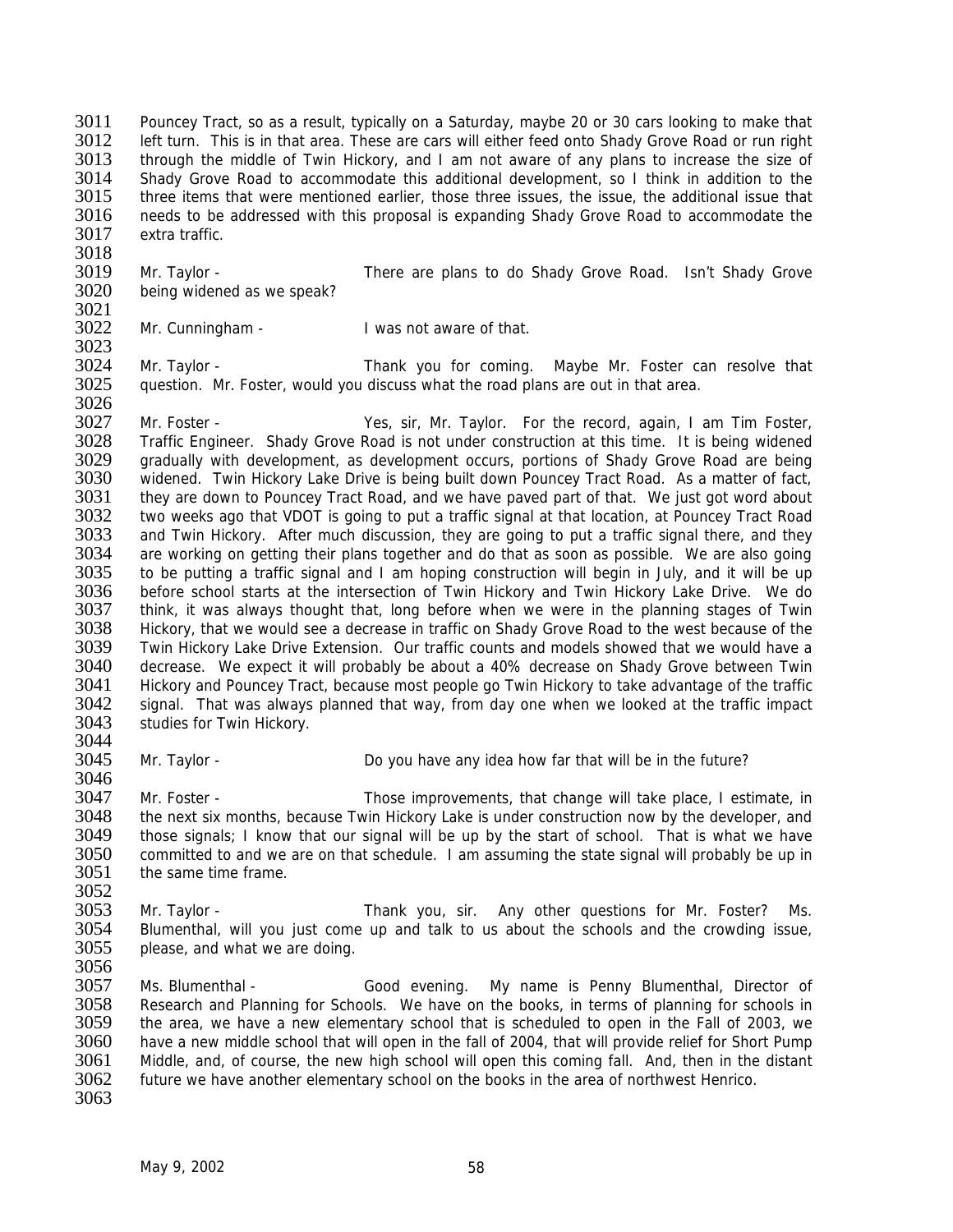Pouncey Tract, so as a result, typically on a Saturday, maybe 20 or 30 cars looking to make that left turn. This is in that area. These are cars will either feed onto Shady Grove Road or run right through the middle of Twin Hickory, and I am not aware of any plans to increase the size of Shady Grove Road to accommodate this additional development, so I think in addition to the three items that were mentioned earlier, those three issues, the issue, the additional issue that needs to be addressed with this proposal is expanding Shady Grove Road to accommodate the extra traffic.

Mr. Taylor - There are plans to do Shady Grove Road. Isn't Shady Grove being widened as we speak?

Mr. Cunningham - I was not aware of that.

Mr. Taylor - Thank you for coming. Maybe Mr. Foster can resolve that question. Mr. Foster, would you discuss what the road plans are out in that area.

Mr. Foster - Yes, sir, Mr. Taylor. For the record, again, I am Tim Foster, Traffic Engineer. Shady Grove Road is not under construction at this time. It is being widened gradually with development, as development occurs, portions of Shady Grove Road are being widened. Twin Hickory Lake Drive is being built down Pouncey Tract Road. As a matter of fact, they are down to Pouncey Tract Road, and we have paved part of that. We just got word about two weeks ago that VDOT is going to put a traffic signal at that location, at Pouncey Tract Road and Twin Hickory. After much discussion, they are going to put a traffic signal there, and they are working on getting their plans together and do that as soon as possible. We are also going to be putting a traffic signal and I am hoping construction will begin in July, and it will be up before school starts at the intersection of Twin Hickory and Twin Hickory Lake Drive. We do think, it was always thought that, long before when we were in the planning stages of Twin Hickory, that we would see a decrease in traffic on Shady Grove Road to the west because of the Twin Hickory Lake Drive Extension. Our traffic counts and models showed that we would have a decrease. We expect it will probably be about a 40% decrease on Shady Grove between Twin Hickory and Pouncey Tract, because most people go Twin Hickory to take advantage of the traffic signal. That was always planned that way, from day one when we looked at the traffic impact studies for Twin Hickory.

Mr. Taylor - Do you have any idea how far that will be in the future?

Mr. Foster - Those improvements, that change will take place, I estimate, in the next six months, because Twin Hickory Lake is under construction now by the developer, and those signals; I know that our signal will be up by the start of school. That is what we have committed to and we are on that schedule. I am assuming the state signal will probably be up in the same time frame.

Mr. Taylor - Thank you, sir. Any other questions for Mr. Foster? Ms. Blumenthal, will you just come up and talk to us about the schools and the crowding issue, please, and what we are doing.

Ms. Blumenthal - Good evening. My name is Penny Blumenthal, Director of Research and Planning for Schools. We have on the books, in terms of planning for schools in the area, we have a new elementary school that is scheduled to open in the Fall of 2003, we have a new middle school that will open in the fall of 2004, that will provide relief for Short Pump Middle, and, of course, the new high school will open this coming fall. And, then in the distant future we have another elementary school on the books in the area of northwest Henrico.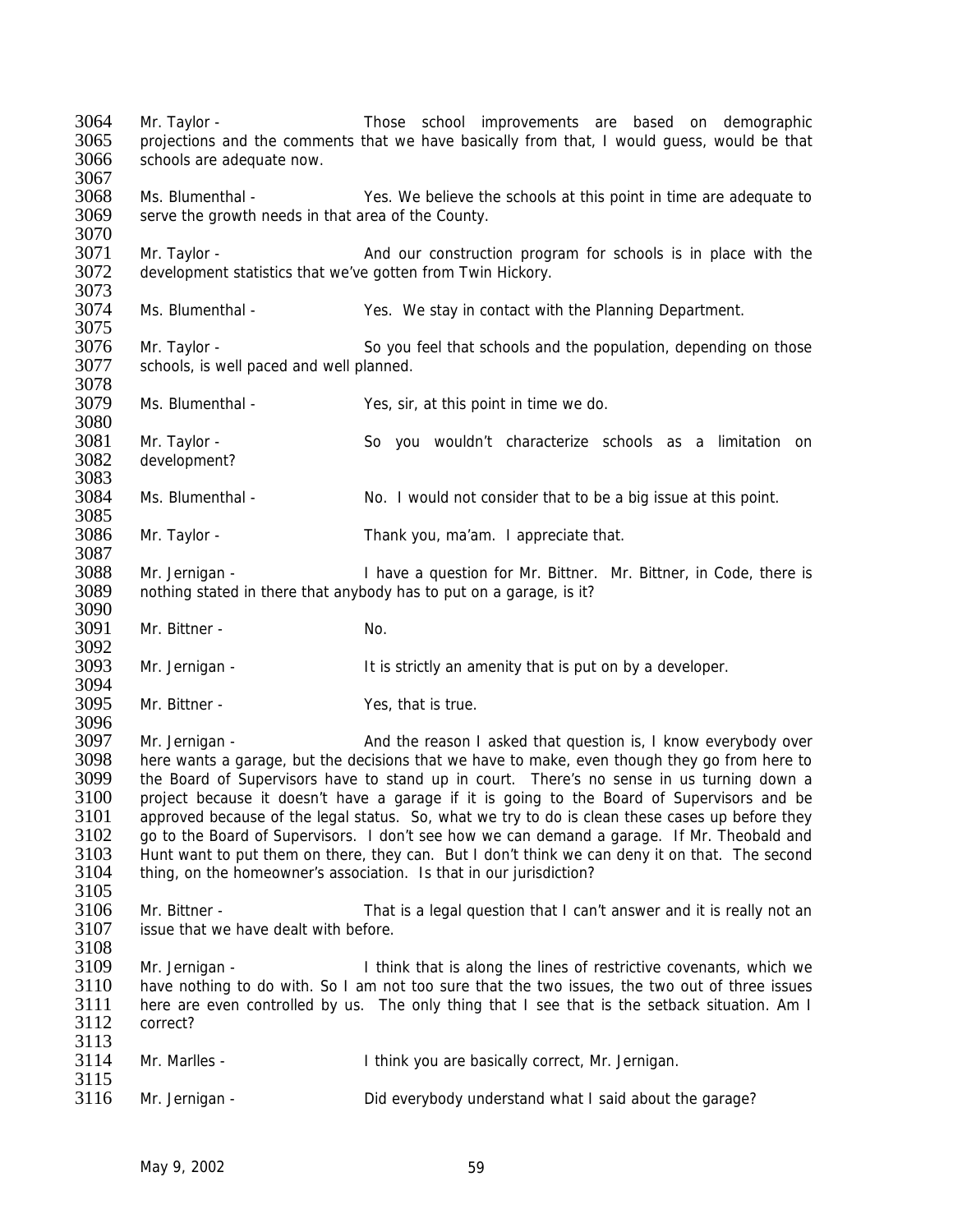3064 Mr. Taylor - Those school improvements are based on demographic
3065 projections and the comments that we have basically from that, I would guess, would be that
3066 schools are adequate now.
3067
3068 Ms. Blumenthal - Yes. We believe the schools at this point in time are adequate to
3069 serve the growth needs in that area of the County.
3070
3071 Mr. Taylor - And our construction program for schools is in place with the
3072 development statistics that we've gotten from Twin Hickory.
3073
3074 Ms. Blumenthal - Yes. We stay in contact with the Planning Department.
3075
3076 Mr. Taylor - So you feel that schools and the population, depending on those
3077 schools, is well paced and well planned.
3078
3079 Ms. Blumenthal - Yes, sir, at this point in time we do.
3080
3081 Mr. Taylor - So you wouldn't characterize schools as a limitation on
3082 development?
3083
3084 Ms. Blumenthal - No. I would not consider that to be a big issue at this point.
3085
3086 Mr. Taylor - Thank you, ma'am. I appreciate that.
3087
3088 Mr. Jernigan - I have a question for Mr. Bittner. Mr. Bittner, in Code, there is
3089 nothing stated in there that anybody has to put on a garage, is it?
3090
3091 Mr. Bittner - No.
3092
3093 Mr. Jernigan - It is strictly an amenity that is put on by a developer.
3094
3095 Mr. Bittner - Yes, that is true.
3096
3097 Mr. Jernigan - And the reason I asked that question is, I know everybody over
3098 here wants a garage, but the decisions that we have to make, even though they go from here to
3099 the Board of Supervisors have to stand up in court. There's no sense in us turning down a
3100 project because it doesn't have a garage if it is going to the Board of Supervisors and be
3101 approved because of the legal status. So, what we try to do is clean these cases up before they
3102 go to the Board of Supervisors. I don't see how we can demand a garage. If Mr. Theobald and
3103 Hunt want to put them on there, they can. But I don't think we can deny it on that. The second
3104 thing, on the homeowner's association. Is that in our jurisdiction?
3105
3106 Mr. Bittner - That is a legal question that I can't answer and it is really not an
3107 issue that we have dealt with before.
3108
3109 Mr. Jernigan - I think that is along the lines of restrictive covenants, which we
3110 have nothing to do with. So I am not too sure that the two issues, the two out of three issues
3111 here are even controlled by us. The only thing that I see that is the setback situation. Am I
3112 correct?
3113
3114 Mr. Marlles - I think you are basically correct, Mr. Jernigan.
3115
3116 Mr. Jernigan - Did everybody understand what I said about the garage?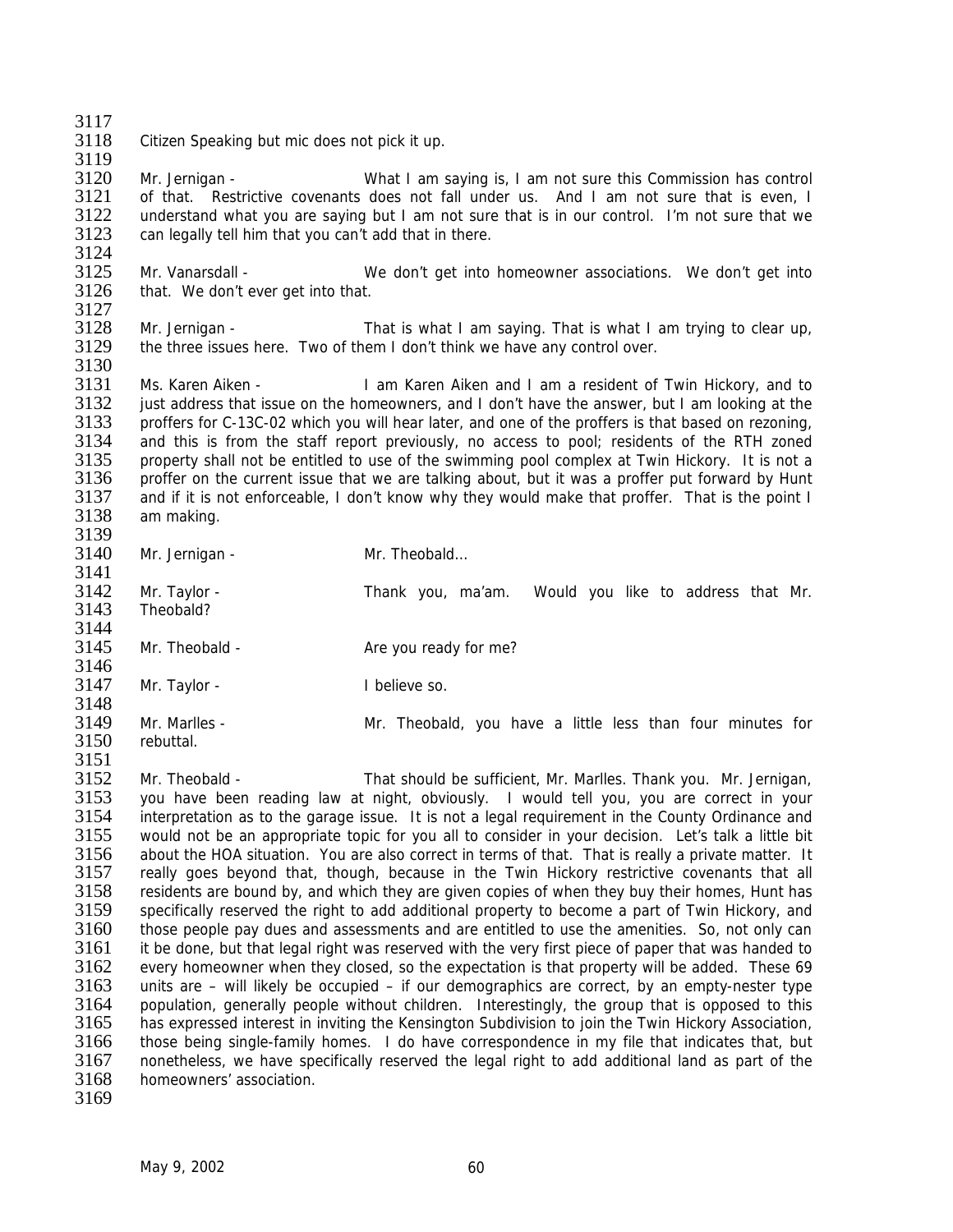Citizen Speaking but mic does not pick it up.

Mr. Jernigan - What I am saying is, I am not sure this Commission has control of that. Restrictive covenants does not fall under us. And I am not sure that is even, I understand what you are saying but I am not sure that is in our control. I'm not sure that we can legally tell him that you can't add that in there.

Mr. Vanarsdall - We don't get into homeowner associations. We don't get into that. We don't ever get into that.

Mr. Jernigan - That is what I am saying. That is what I am trying to clear up, the three issues here. Two of them I don't think we have any control over.

Ms. Karen Aiken - I am Karen Aiken and I am a resident of Twin Hickory, and to just address that issue on the homeowners, and I don't have the answer, but I am looking at the proffers for C-13C-02 which you will hear later, and one of the proffers is that based on rezoning, and this is from the staff report previously, no access to pool; residents of the RTH zoned property shall not be entitled to use of the swimming pool complex at Twin Hickory. It is not a proffer on the current issue that we are talking about, but it was a proffer put forward by Hunt and if it is not enforceable, I don't know why they would make that proffer. That is the point I am making.

Mr. Jernigan - Mr. Theobald…

Mr. Taylor - Thank you, ma'am. Would you like to address that Mr. Theobald?

Mr. Theobald - Are you ready for me?

Mr. Taylor - I believe so.

Mr. Marlles - Mr. Theobald, you have a little less than four minutes for rebuttal.

Mr. Theobald - That should be sufficient, Mr. Marlles. Thank you. Mr. Jernigan, you have been reading law at night, obviously. I would tell you, you are correct in your interpretation as to the garage issue. It is not a legal requirement in the County Ordinance and would not be an appropriate topic for you all to consider in your decision. Let's talk a little bit about the HOA situation. You are also correct in terms of that. That is really a private matter. It really goes beyond that, though, because in the Twin Hickory restrictive covenants that all residents are bound by, and which they are given copies of when they buy their homes, Hunt has specifically reserved the right to add additional property to become a part of Twin Hickory, and those people pay dues and assessments and are entitled to use the amenities. So, not only can it be done, but that legal right was reserved with the very first piece of paper that was handed to every homeowner when they closed, so the expectation is that property will be added. These 69 units are – will likely be occupied – if our demographics are correct, by an empty-nester type population, generally people without children. Interestingly, the group that is opposed to this has expressed interest in inviting the Kensington Subdivision to join the Twin Hickory Association, those being single-family homes. I do have correspondence in my file that indicates that, but nonetheless, we have specifically reserved the legal right to add additional land as part of the homeowners' association.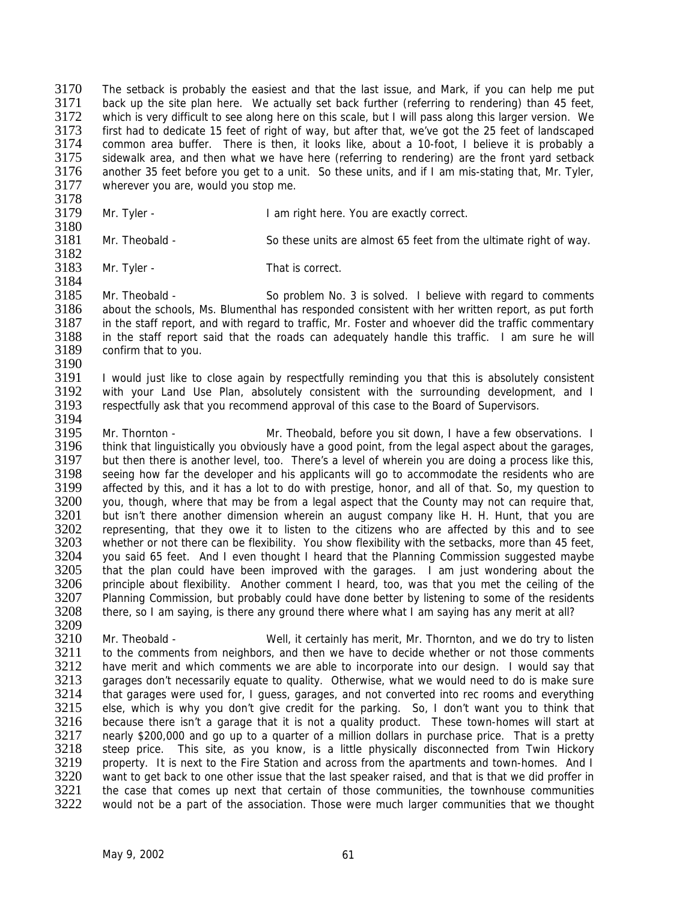The setback is probably the easiest and that the last issue, and Mark, if you can help me put back up the site plan here. We actually set back further (referring to rendering) than 45 feet, which is very difficult to see along here on this scale, but I will pass along this larger version. We first had to dedicate 15 feet of right of way, but after that, we've got the 25 feet of landscaped common area buffer. There is then, it looks like, about a 10-foot, I believe it is probably a sidewalk area, and then what we have here (referring to rendering) are the front yard setback another 35 feet before you get to a unit. So these units, and if I am mis-stating that, Mr. Tyler, wherever you are, would you stop me.

Mr. Tyler - I am right here. You are exactly correct.

Mr. Theobald - So these units are almost 65 feet from the ultimate right of way.

Mr. Tyler - That is correct.

Mr. Theobald - So problem No. 3 is solved. I believe with regard to comments about the schools, Ms. Blumenthal has responded consistent with her written report, as put forth in the staff report, and with regard to traffic, Mr. Foster and whoever did the traffic commentary in the staff report said that the roads can adequately handle this traffic. I am sure he will confirm that to you.

I would just like to close again by respectfully reminding you that this is absolutely consistent with your Land Use Plan, absolutely consistent with the surrounding development, and I respectfully ask that you recommend approval of this case to the Board of Supervisors.

Mr. Thornton - Mr. Theobald, before you sit down, I have a few observations. I think that linguistically you obviously have a good point, from the legal aspect about the garages, but then there is another level, too. There's a level of wherein you are doing a process like this, seeing how far the developer and his applicants will go to accommodate the residents who are affected by this, and it has a lot to do with prestige, honor, and all of that. So, my question to you, though, where that may be from a legal aspect that the County may not can require that, but isn't there another dimension wherein an august company like H. H. Hunt, that you are representing, that they owe it to listen to the citizens who are affected by this and to see whether or not there can be flexibility. You show flexibility with the setbacks, more than 45 feet, you said 65 feet. And I even thought I heard that the Planning Commission suggested maybe that the plan could have been improved with the garages. I am just wondering about the principle about flexibility. Another comment I heard, too, was that you met the ceiling of the Planning Commission, but probably could have done better by listening to some of the residents there, so I am saying, is there any ground there where what I am saying has any merit at all?

Mr. Theobald - Well, it certainly has merit, Mr. Thornton, and we do try to listen to the comments from neighbors, and then we have to decide whether or not those comments have merit and which comments we are able to incorporate into our design. I would say that garages don't necessarily equate to quality. Otherwise, what we would need to do is make sure that garages were used for, I guess, garages, and not converted into rec rooms and everything else, which is why you don't give credit for the parking. So, I don't want you to think that because there isn't a garage that it is not a quality product. These town-homes will start at nearly $200,000 and go up to a quarter of a million dollars in purchase price. That is a pretty steep price. This site, as you know, is a little physically disconnected from Twin Hickory property. It is next to the Fire Station and across from the apartments and town-homes. And I want to get back to one other issue that the last speaker raised, and that is that we did proffer in the case that comes up next that certain of those communities, the townhouse communities would not be a part of the association. Those were much larger communities that we thought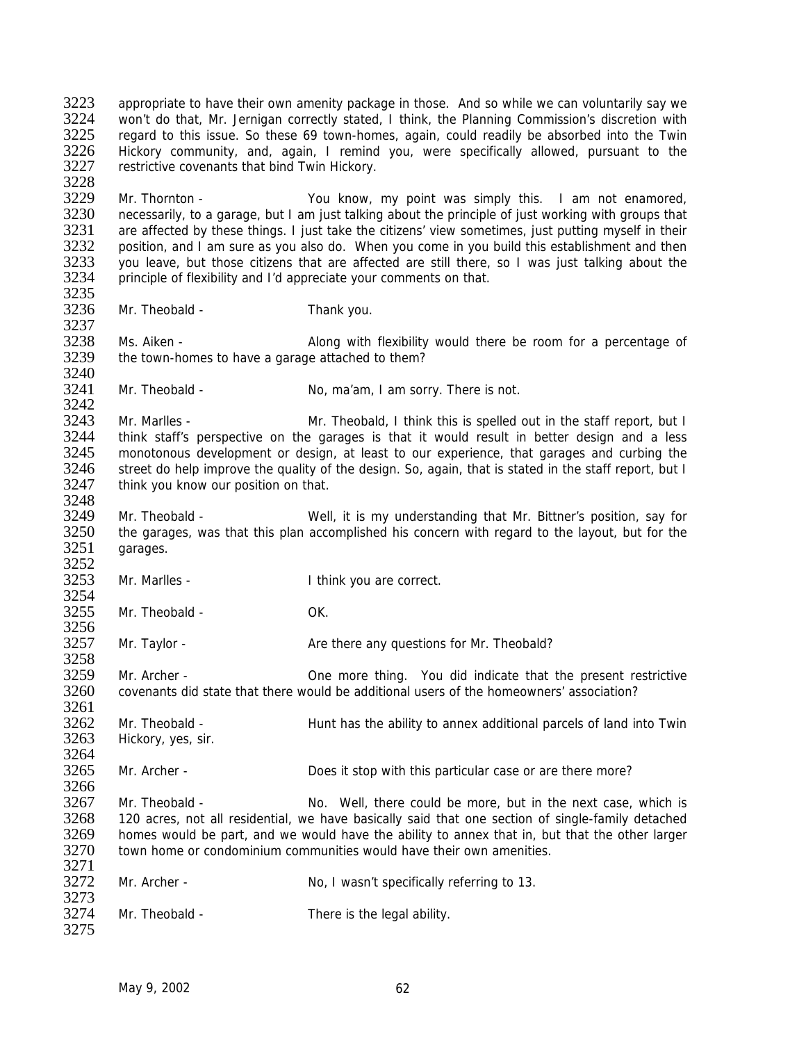appropriate to have their own amenity package in those. And so while we can voluntarily say we won't do that, Mr. Jernigan correctly stated, I think, the Planning Commission's discretion with regard to this issue. So these 69 town-homes, again, could readily be absorbed into the Twin Hickory community, and, again, I remind you, were specifically allowed, pursuant to the restrictive covenants that bind Twin Hickory.

Mr. Thornton - You know, my point was simply this. I am not enamored, necessarily, to a garage, but I am just talking about the principle of just working with groups that are affected by these things. I just take the citizens' view sometimes, just putting myself in their position, and I am sure as you also do. When you come in you build this establishment and then you leave, but those citizens that are affected are still there, so I was just talking about the principle of flexibility and I'd appreciate your comments on that.

Mr. Theobald - Thank you.

Ms. Aiken - Along with flexibility would there be room for a percentage of the town-homes to have a garage attached to them?

Mr. Theobald - No, ma'am, I am sorry. There is not.

Mr. Marlles - Mr. Theobald, I think this is spelled out in the staff report, but I think staff's perspective on the garages is that it would result in better design and a less monotonous development or design, at least to our experience, that garages and curbing the street do help improve the quality of the design. So, again, that is stated in the staff report, but I think you know our position on that.

Mr. Theobald - Well, it is my understanding that Mr. Bittner's position, say for the garages, was that this plan accomplished his concern with regard to the layout, but for the garages.

Mr. Marlles - I think you are correct.

Mr. Theobald - OK.

Mr. Taylor - Are there any questions for Mr. Theobald?

Mr. Archer - One more thing. You did indicate that the present restrictive covenants did state that there would be additional users of the homeowners' association?

Mr. Theobald - Hunt has the ability to annex additional parcels of land into Twin Hickory, yes, sir.

Mr. Archer - Does it stop with this particular case or are there more?

Mr. Theobald - No. Well, there could be more, but in the next case, which is 120 acres, not all residential, we have basically said that one section of single-family detached homes would be part, and we would have the ability to annex that in, but that the other larger town home or condominium communities would have their own amenities.

Mr. Archer - No, I wasn't specifically referring to 13.

Mr. Theobald - There is the legal ability.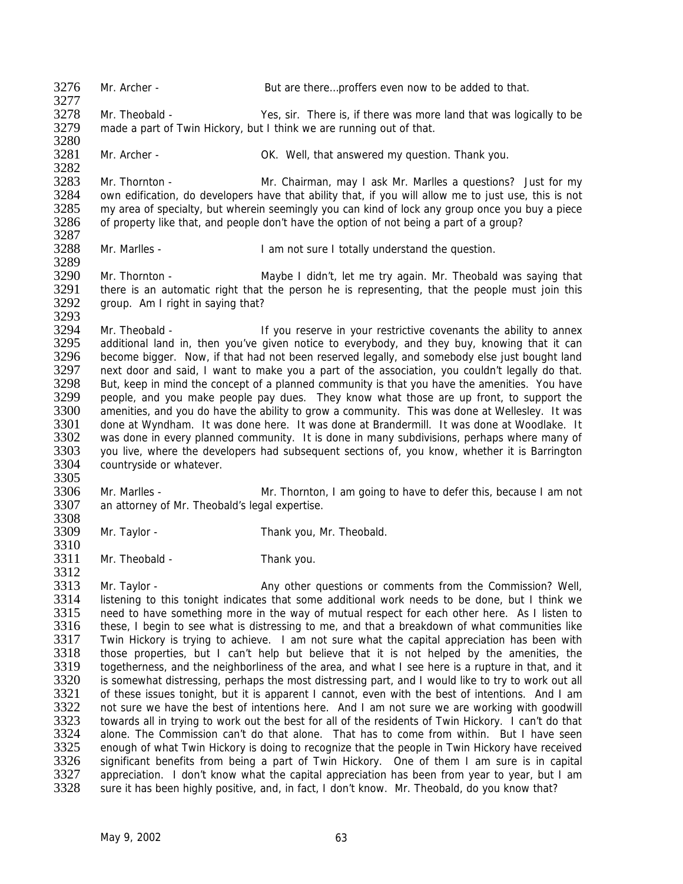3276 Mr. Archer - But are there…proffers even now to be added to that.

3278 Mr. Theobald - Yes, sir. There is, if there was more land that was logically to be
3279 made a part of Twin Hickory, but I think we are running out of that.

3281 Mr. Archer - OK. Well, that answered my question. Thank you.

3283 Mr. Thornton - Mr. Chairman, may I ask Mr. Marlles a questions? Just for my
3284 own edification, do developers have that ability that, if you will allow me to just use, this is not
3285 my area of specialty, but wherein seemingly you can kind of lock any group once you buy a piece
3286 of property like that, and people don't have the option of not being a part of a group?

3288 Mr. Marlles - I am not sure I totally understand the question.

3290 Mr. Thornton - Maybe I didn't, let me try again. Mr. Theobald was saying that
3291 there is an automatic right that the person he is representing, that the people must join this
3292 group. Am I right in saying that?

3294 Mr. Theobald - If you reserve in your restrictive covenants the ability to annex
3295 additional land in, then you've given notice to everybody, and they buy, knowing that it can
3296 become bigger. Now, if that had not been reserved legally, and somebody else just bought land
3297 next door and said, I want to make you a part of the association, you couldn't legally do that.
3298 But, keep in mind the concept of a planned community is that you have the amenities. You have
3299 people, and you make people pay dues. They know what those are up front, to support the
3300 amenities, and you do have the ability to grow a community. This was done at Wellesley. It was
3301 done at Wyndham. It was done here. It was done at Brandermill. It was done at Woodlake. It
3302 was done in every planned community. It is done in many subdivisions, perhaps where many of
3303 you live, where the developers had subsequent sections of, you know, whether it is Barrington
3304 countryside or whatever.

3306 Mr. Marlles - Mr. Thornton, I am going to have to defer this, because I am not
3307 an attorney of Mr. Theobald's legal expertise.

3309 Mr. Taylor - Thank you, Mr. Theobald.

3311 Mr. Theobald - Thank you.

3313 Mr. Taylor - Any other questions or comments from the Commission? Well,
3314 listening to this tonight indicates that some additional work needs to be done, but I think we
3315 need to have something more in the way of mutual respect for each other here. As I listen to
3316 these, I begin to see what is distressing to me, and that a breakdown of what communities like
3317 Twin Hickory is trying to achieve. I am not sure what the capital appreciation has been with
3318 those properties, but I can't help but believe that it is not helped by the amenities, the
3319 togetherness, and the neighborliness of the area, and what I see here is a rupture in that, and it
3320 is somewhat distressing, perhaps the most distressing part, and I would like to try to work out all
3321 of these issues tonight, but it is apparent I cannot, even with the best of intentions. And I am
3322 not sure we have the best of intentions here. And I am not sure we are working with goodwill
3323 towards all in trying to work out the best for all of the residents of Twin Hickory. I can't do that
3324 alone. The Commission can't do that alone. That has to come from within. But I have seen
3325 enough of what Twin Hickory is doing to recognize that the people in Twin Hickory have received
3326 significant benefits from being a part of Twin Hickory. One of them I am sure is in capital
3327 appreciation. I don't know what the capital appreciation has been from year to year, but I am
3328 sure it has been highly positive, and, in fact, I don't know. Mr. Theobald, do you know that?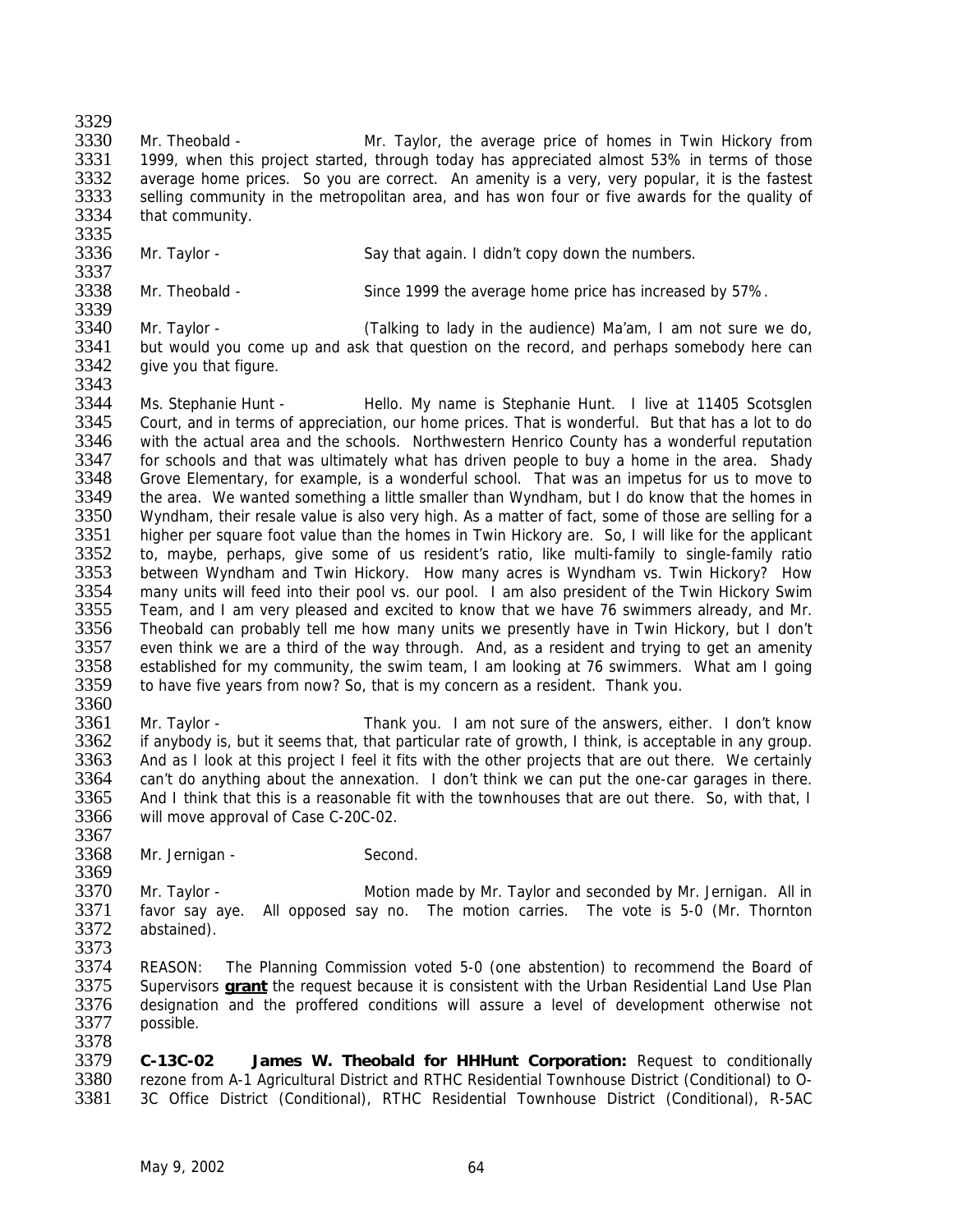Mr. Theobald - Mr. Taylor, the average price of homes in Twin Hickory from 1999, when this project started, through today has appreciated almost 53% in terms of those average home prices. So you are correct. An amenity is a very, very popular, it is the fastest selling community in the metropolitan area, and has won four or five awards for the quality of that community.

Mr. Taylor - Say that again. I didn't copy down the numbers.

Mr. Theobald - Since 1999 the average home price has increased by 57%.

Mr. Taylor - (Talking to lady in the audience) Ma'am, I am not sure we do, but would you come up and ask that question on the record, and perhaps somebody here can give you that figure.

Ms. Stephanie Hunt - Hello. My name is Stephanie Hunt. I live at 11405 Scotsglen Court, and in terms of appreciation, our home prices. That is wonderful. But that has a lot to do with the actual area and the schools. Northwestern Henrico County has a wonderful reputation for schools and that was ultimately what has driven people to buy a home in the area. Shady Grove Elementary, for example, is a wonderful school. That was an impetus for us to move to the area. We wanted something a little smaller than Wyndham, but I do know that the homes in Wyndham, their resale value is also very high. As a matter of fact, some of those are selling for a higher per square foot value than the homes in Twin Hickory are. So, I will like for the applicant to, maybe, perhaps, give some of us resident's ratio, like multi-family to single-family ratio between Wyndham and Twin Hickory. How many acres is Wyndham vs. Twin Hickory? How many units will feed into their pool vs. our pool. I am also president of the Twin Hickory Swim Team, and I am very pleased and excited to know that we have 76 swimmers already, and Mr. Theobald can probably tell me how many units we presently have in Twin Hickory, but I don't even think we are a third of the way through. And, as a resident and trying to get an amenity established for my community, the swim team, I am looking at 76 swimmers. What am I going to have five years from now? So, that is my concern as a resident. Thank you.

Mr. Taylor - Thank you. I am not sure of the answers, either. I don't know if anybody is, but it seems that, that particular rate of growth, I think, is acceptable in any group. And as I look at this project I feel it fits with the other projects that are out there. We certainly can't do anything about the annexation. I don't think we can put the one-car garages in there. And I think that this is a reasonable fit with the townhouses that are out there. So, with that, I will move approval of Case C-20C-02.

Mr. Jernigan - Second.

Mr. Taylor - Motion made by Mr. Taylor and seconded by Mr. Jernigan. All in favor say aye. All opposed say no. The motion carries. The vote is 5-0 (Mr. Thornton abstained).

REASON: The Planning Commission voted 5-0 (one abstention) to recommend the Board of Supervisors **grant** the request because it is consistent with the Urban Residential Land Use Plan designation and the proffered conditions will assure a level of development otherwise not possible.

**C-13C-02 James W. Theobald for HHHunt Corporation:** Request to conditionally rezone from A-1 Agricultural District and RTHC Residential Townhouse District (Conditional) to O-3C Office District (Conditional), RTHC Residential Townhouse District (Conditional), R-5AC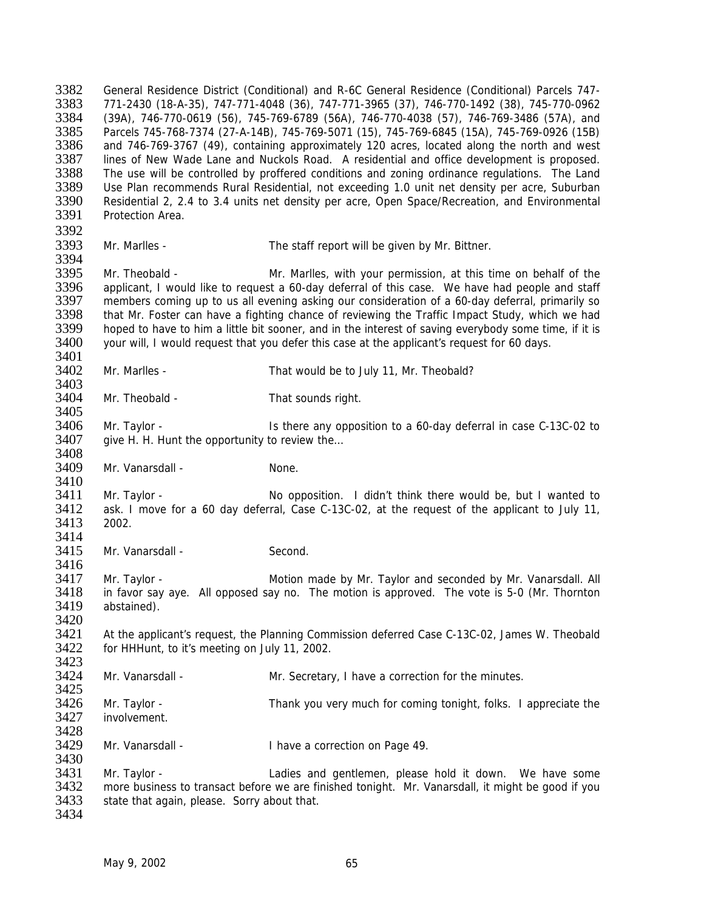General Residence District (Conditional) and R-6C General Residence (Conditional) Parcels 747-771-2430 (18-A-35), 747-771-4048 (36), 747-771-3965 (37), 746-770-1492 (38), 745-770-0962 (39A), 746-770-0619 (56), 745-769-6789 (56A), 746-770-4038 (57), 746-769-3486 (57A), and Parcels 745-768-7374 (27-A-14B), 745-769-5071 (15), 745-769-6845 (15A), 745-769-0926 (15B) and 746-769-3767 (49), containing approximately 120 acres, located along the north and west lines of New Wade Lane and Nuckols Road. A residential and office development is proposed. The use will be controlled by proffered conditions and zoning ordinance regulations. The Land Use Plan recommends Rural Residential, not exceeding 1.0 unit net density per acre, Suburban Residential 2, 2.4 to 3.4 units net density per acre, Open Space/Recreation, and Environmental Protection Area.

Mr. Marlles - The staff report will be given by Mr. Bittner.

Mr. Theobald - Mr. Marlles, with your permission, at this time on behalf of the applicant, I would like to request a 60-day deferral of this case. We have had people and staff members coming up to us all evening asking our consideration of a 60-day deferral, primarily so that Mr. Foster can have a fighting chance of reviewing the Traffic Impact Study, which we had hoped to have to him a little bit sooner, and in the interest of saving everybody some time, if it is your will, I would request that you defer this case at the applicant's request for 60 days.

Mr. Marlles - That would be to July 11, Mr. Theobald?

Mr. Theobald - That sounds right.

Mr. Taylor - Is there any opposition to a 60-day deferral in case C-13C-02 to give H. H. Hunt the opportunity to review the…

Mr. Vanarsdall - None.

Mr. Taylor - No opposition. I didn't think there would be, but I wanted to ask. I move for a 60 day deferral, Case C-13C-02, at the request of the applicant to July 11, 2002.

Mr. Vanarsdall - Second.

Mr. Taylor - Motion made by Mr. Taylor and seconded by Mr. Vanarsdall. All in favor say aye. All opposed say no. The motion is approved. The vote is 5-0 (Mr. Thornton abstained).

At the applicant's request, the Planning Commission deferred Case C-13C-02, James W. Theobald for HHHunt, to it's meeting on July 11, 2002.

Mr. Vanarsdall - Mr. Secretary, I have a correction for the minutes.

Mr. Taylor - Thank you very much for coming tonight, folks. I appreciate the involvement.

Mr. Vanarsdall - I have a correction on Page 49.

Mr. Taylor - Ladies and gentlemen, please hold it down. We have some more business to transact before we are finished tonight. Mr. Vanarsdall, it might be good if you state that again, please. Sorry about that.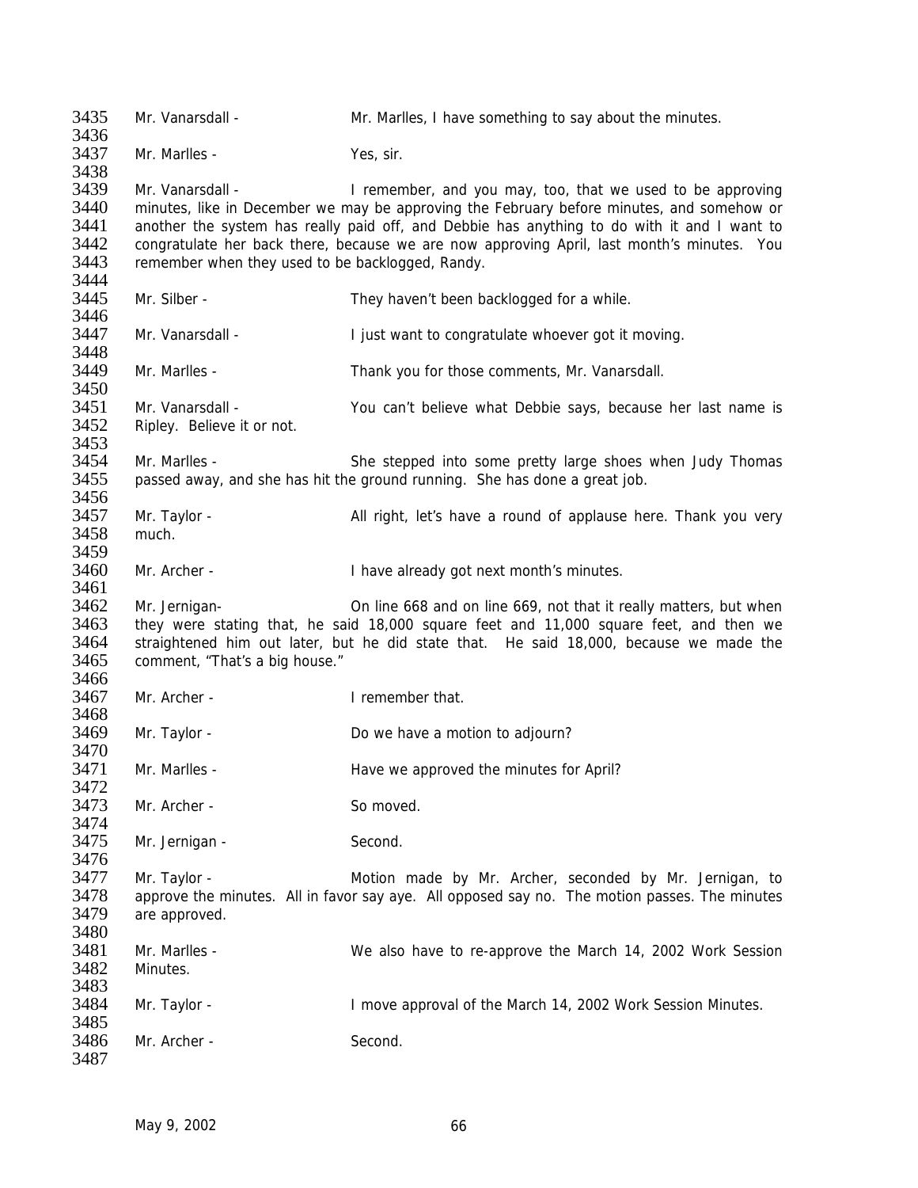3435 Mr. Vanarsdall - Mr. Marlles, I have something to say about the minutes.

3437 Mr. Marlles - Yes, sir.

3439 Mr. Vanarsdall - I remember, and you may, too, that we used to be approving
3440 minutes, like in December we may be approving the February before minutes, and somehow or
3441 another the system has really paid off, and Debbie has anything to do with it and I want to
3442 congratulate her back there, because we are now approving April, last month's minutes. You
3443 remember when they used to be backlogged, Randy.

3445 Mr. Silber - They haven't been backlogged for a while.

3447 Mr. Vanarsdall - I just want to congratulate whoever got it moving.

3449 Mr. Marlles - Thank you for those comments, Mr. Vanarsdall.

3451 Mr. Vanarsdall - You can't believe what Debbie says, because her last name is
3452 Ripley. Believe it or not.

3454 Mr. Marlles - She stepped into some pretty large shoes when Judy Thomas
3455 passed away, and she has hit the ground running. She has done a great job.

3457 Mr. Taylor - All right, let's have a round of applause here. Thank you very
3458 much.

3460 Mr. Archer - I have already got next month's minutes.

3462 Mr. Jernigan- On line 668 and on line 669, not that it really matters, but when
3463 they were stating that, he said 18,000 square feet and 11,000 square feet, and then we
3464 straightened him out later, but he did state that. He said 18,000, because we made the
3465 comment, "That's a big house."

3467 Mr. Archer - I remember that.

3469 Mr. Taylor - Do we have a motion to adjourn?

3471 Mr. Marlles - Have we approved the minutes for April?

3473 Mr. Archer - So moved.

3475 Mr. Jernigan - Second.

3477 Mr. Taylor - Motion made by Mr. Archer, seconded by Mr. Jernigan, to
3478 approve the minutes. All in favor say aye. All opposed say no. The motion passes. The minutes
3479 are approved.

3481 Mr. Marlles - We also have to re-approve the March 14, 2002 Work Session
3482 Minutes.

3484 Mr. Taylor - I move approval of the March 14, 2002 Work Session Minutes.

3486 Mr. Archer - Second.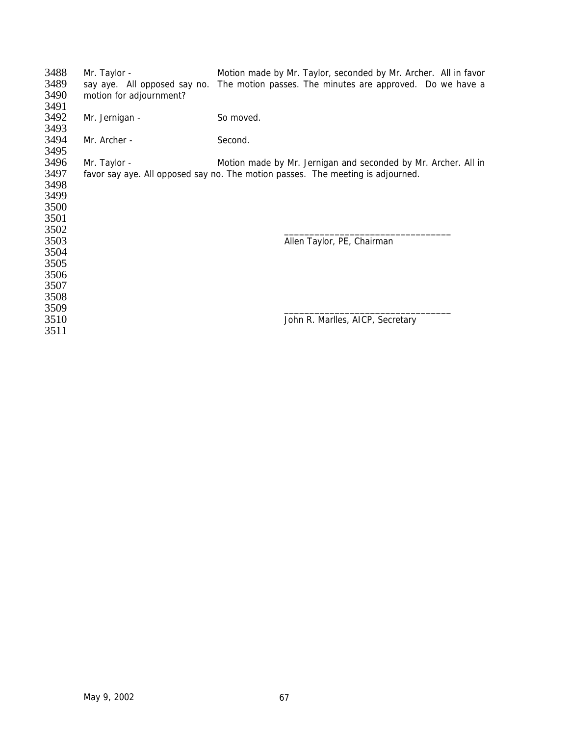Mr. Taylor - Motion made by Mr. Taylor, seconded by Mr. Archer. All in favor say aye. All opposed say no. The motion passes. The minutes are approved. Do we have a motion for adjournment?

Mr. Jernigan - So moved.

Mr. Archer - Second.

Mr. Taylor - Motion made by Mr. Jernigan and seconded by Mr. Archer. All in favor say aye. All opposed say no. The motion passes. The meeting is adjourned.

_________________________________
Allen Taylor, PE, Chairman

_________________________________
John R. Marlles, AICP, Secretary